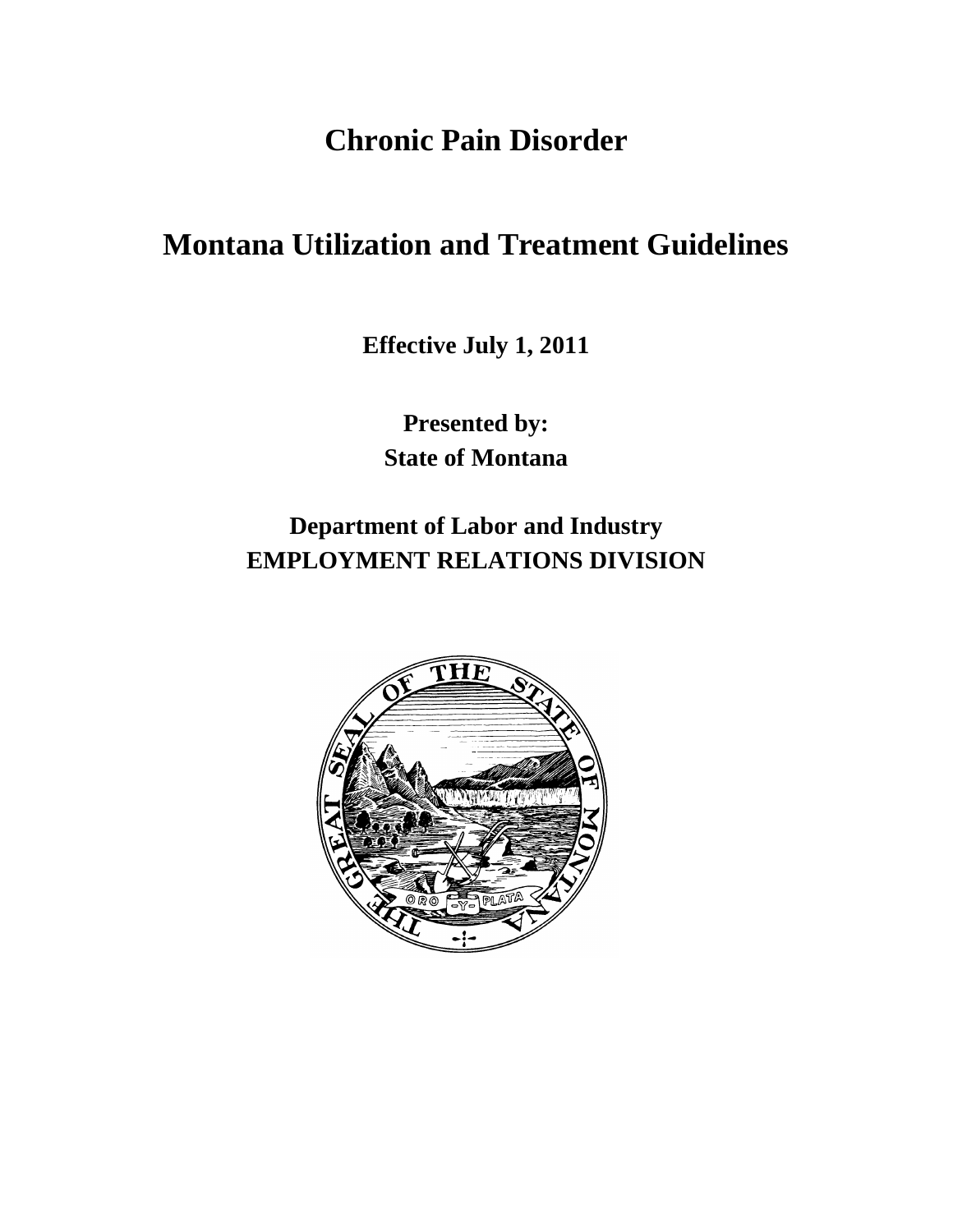# Chronic Pain Disorder

# Montana Utilization and Treatment Guidelines

**Effective July 1, 2011**

**Presented by:**
**State of Montana**

**Department of Labor and Industry**
**EMPLOYMENT RELATIONS DIVISION**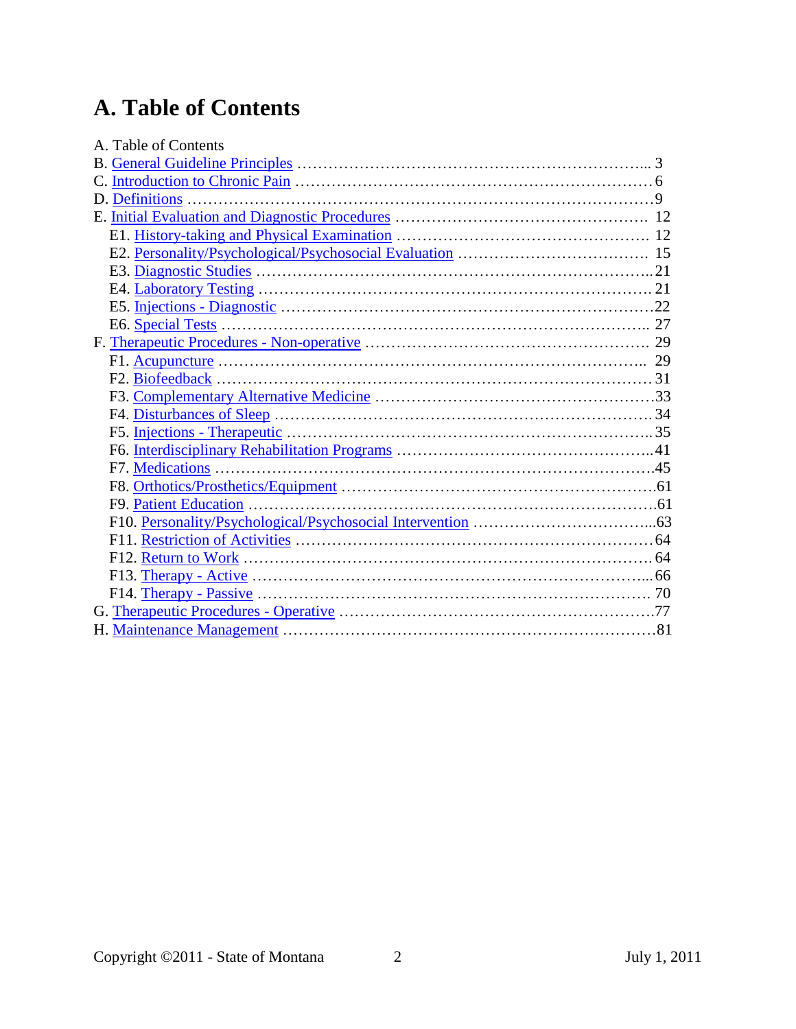# A. Table of Contents

A. Table of Contents

B. General Guideline Principles ........................................................... 3

C. Introduction to Chronic Pain ........................................................... 6

D. Definitions ........................................................................................9

E. Initial Evaluation and Diagnostic Procedures ............................................ 12

- E1. History-taking and Physical Examination ............................................ 12
- E2. Personality/Psychological/Psychosocial Evaluation ................................ 15
- E3. Diagnostic Studies ........................................................................21
- E4. Laboratory Testing ........................................................................21
- E5. Injections - Diagnostic ....................................................................22
- E6. Special Tests ............................................................................... 27

F. Therapeutic Procedures - Non-operative ................................................... 29

- F1. Acupuncture ................................................................................ 29
- F2. Biofeedback ................................................................................. 31
- F3. Complementary Alternative Medicine ....................................................33
- F4. Disturbances of Sleep ..................................................................... 34
- F5. Injections - Therapeutic ...................................................................35
- F6. Interdisciplinary Rehabilitation Programs ...............................................41
- F7. Medications ..................................................................................45
- F8. Orthotics/Prosthetics/Equipment .........................................................61
- F9. Patient Education ...........................................................................61
- F10. Personality/Psychological/Psychosocial Intervention ................................63
- F11. Restriction of Activities ................................................................. 64
- F12. Return to Work ........................................................................... 64
- F13. Therapy - Active ......................................................................... 66
- F14. Therapy - Passive ........................................................................ 70

G. Therapeutic Procedures - Operative .........................................................77

H. Maintenance Management ........................................................................81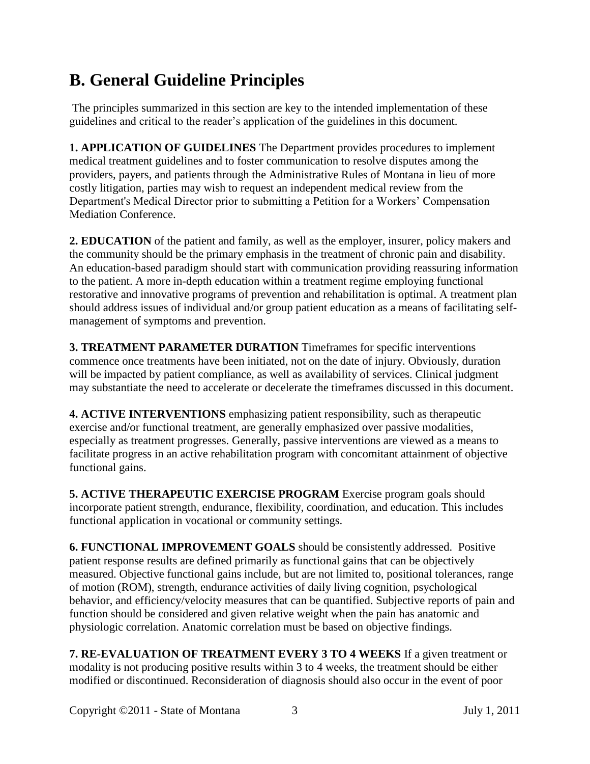# B. General Guideline Principles

The principles summarized in this section are key to the intended implementation of these guidelines and critical to the reader's application of the guidelines in this document.

**1. APPLICATION OF GUIDELINES** The Department provides procedures to implement medical treatment guidelines and to foster communication to resolve disputes among the providers, payers, and patients through the Administrative Rules of Montana in lieu of more costly litigation, parties may wish to request an independent medical review from the Department's Medical Director prior to submitting a Petition for a Workers' Compensation Mediation Conference.

**2. EDUCATION** of the patient and family, as well as the employer, insurer, policy makers and the community should be the primary emphasis in the treatment of chronic pain and disability. An education-based paradigm should start with communication providing reassuring information to the patient. A more in-depth education within a treatment regime employing functional restorative and innovative programs of prevention and rehabilitation is optimal. A treatment plan should address issues of individual and/or group patient education as a means of facilitating self-management of symptoms and prevention.

**3. TREATMENT PARAMETER DURATION** Timeframes for specific interventions commence once treatments have been initiated, not on the date of injury. Obviously, duration will be impacted by patient compliance, as well as availability of services. Clinical judgment may substantiate the need to accelerate or decelerate the timeframes discussed in this document.

**4. ACTIVE INTERVENTIONS** emphasizing patient responsibility, such as therapeutic exercise and/or functional treatment, are generally emphasized over passive modalities, especially as treatment progresses. Generally, passive interventions are viewed as a means to facilitate progress in an active rehabilitation program with concomitant attainment of objective functional gains.

**5. ACTIVE THERAPEUTIC EXERCISE PROGRAM** Exercise program goals should incorporate patient strength, endurance, flexibility, coordination, and education. This includes functional application in vocational or community settings.

**6. FUNCTIONAL IMPROVEMENT GOALS** should be consistently addressed. Positive patient response results are defined primarily as functional gains that can be objectively measured. Objective functional gains include, but are not limited to, positional tolerances, range of motion (ROM), strength, endurance activities of daily living cognition, psychological behavior, and efficiency/velocity measures that can be quantified. Subjective reports of pain and function should be considered and given relative weight when the pain has anatomic and physiologic correlation. Anatomic correlation must be based on objective findings.

**7. RE-EVALUATION OF TREATMENT EVERY 3 TO 4 WEEKS** If a given treatment or modality is not producing positive results within 3 to 4 weeks, the treatment should be either modified or discontinued. Reconsideration of diagnosis should also occur in the event of poor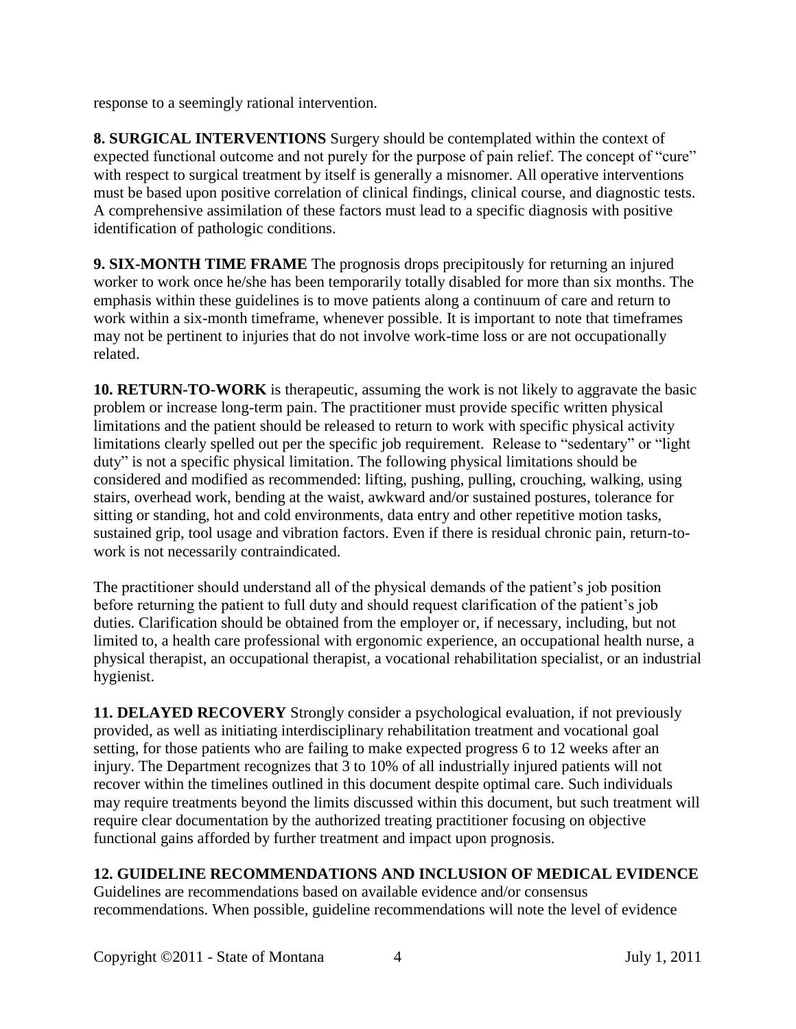response to a seemingly rational intervention.

**8. SURGICAL INTERVENTIONS** Surgery should be contemplated within the context of expected functional outcome and not purely for the purpose of pain relief. The concept of "cure" with respect to surgical treatment by itself is generally a misnomer. All operative interventions must be based upon positive correlation of clinical findings, clinical course, and diagnostic tests. A comprehensive assimilation of these factors must lead to a specific diagnosis with positive identification of pathologic conditions.

**9. SIX-MONTH TIME FRAME** The prognosis drops precipitously for returning an injured worker to work once he/she has been temporarily totally disabled for more than six months. The emphasis within these guidelines is to move patients along a continuum of care and return to work within a six-month timeframe, whenever possible. It is important to note that timeframes may not be pertinent to injuries that do not involve work-time loss or are not occupationally related.

**10. RETURN-TO-WORK** is therapeutic, assuming the work is not likely to aggravate the basic problem or increase long-term pain. The practitioner must provide specific written physical limitations and the patient should be released to return to work with specific physical activity limitations clearly spelled out per the specific job requirement. Release to "sedentary" or "light duty" is not a specific physical limitation. The following physical limitations should be considered and modified as recommended: lifting, pushing, pulling, crouching, walking, using stairs, overhead work, bending at the waist, awkward and/or sustained postures, tolerance for sitting or standing, hot and cold environments, data entry and other repetitive motion tasks, sustained grip, tool usage and vibration factors. Even if there is residual chronic pain, return-to-work is not necessarily contraindicated.

The practitioner should understand all of the physical demands of the patient's job position before returning the patient to full duty and should request clarification of the patient's job duties. Clarification should be obtained from the employer or, if necessary, including, but not limited to, a health care professional with ergonomic experience, an occupational health nurse, a physical therapist, an occupational therapist, a vocational rehabilitation specialist, or an industrial hygienist.

**11. DELAYED RECOVERY** Strongly consider a psychological evaluation, if not previously provided, as well as initiating interdisciplinary rehabilitation treatment and vocational goal setting, for those patients who are failing to make expected progress 6 to 12 weeks after an injury. The Department recognizes that 3 to 10% of all industrially injured patients will not recover within the timelines outlined in this document despite optimal care. Such individuals may require treatments beyond the limits discussed within this document, but such treatment will require clear documentation by the authorized treating practitioner focusing on objective functional gains afforded by further treatment and impact upon prognosis.

**12. GUIDELINE RECOMMENDATIONS AND INCLUSION OF MEDICAL EVIDENCE** Guidelines are recommendations based on available evidence and/or consensus recommendations. When possible, guideline recommendations will note the level of evidence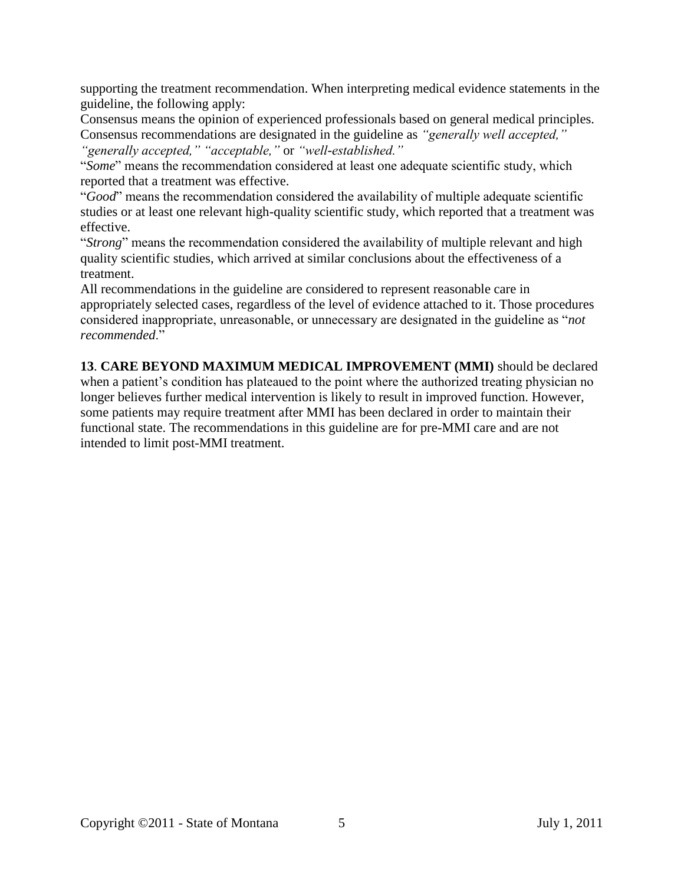supporting the treatment recommendation. When interpreting medical evidence statements in the guideline, the following apply:

Consensus means the opinion of experienced professionals based on general medical principles. Consensus recommendations are designated in the guideline as *"generally well accepted," "generally accepted," "acceptable,"* or *"well-established."*

"*Some*" means the recommendation considered at least one adequate scientific study, which reported that a treatment was effective.

"*Good*" means the recommendation considered the availability of multiple adequate scientific studies or at least one relevant high-quality scientific study, which reported that a treatment was effective.

"*Strong*" means the recommendation considered the availability of multiple relevant and high quality scientific studies, which arrived at similar conclusions about the effectiveness of a treatment.

All recommendations in the guideline are considered to represent reasonable care in appropriately selected cases, regardless of the level of evidence attached to it. Those procedures considered inappropriate, unreasonable, or unnecessary are designated in the guideline as "*not recommended*."

**13**. **CARE BEYOND MAXIMUM MEDICAL IMPROVEMENT (MMI)** should be declared when a patient's condition has plateaued to the point where the authorized treating physician no longer believes further medical intervention is likely to result in improved function. However, some patients may require treatment after MMI has been declared in order to maintain their functional state. The recommendations in this guideline are for pre-MMI care and are not intended to limit post-MMI treatment.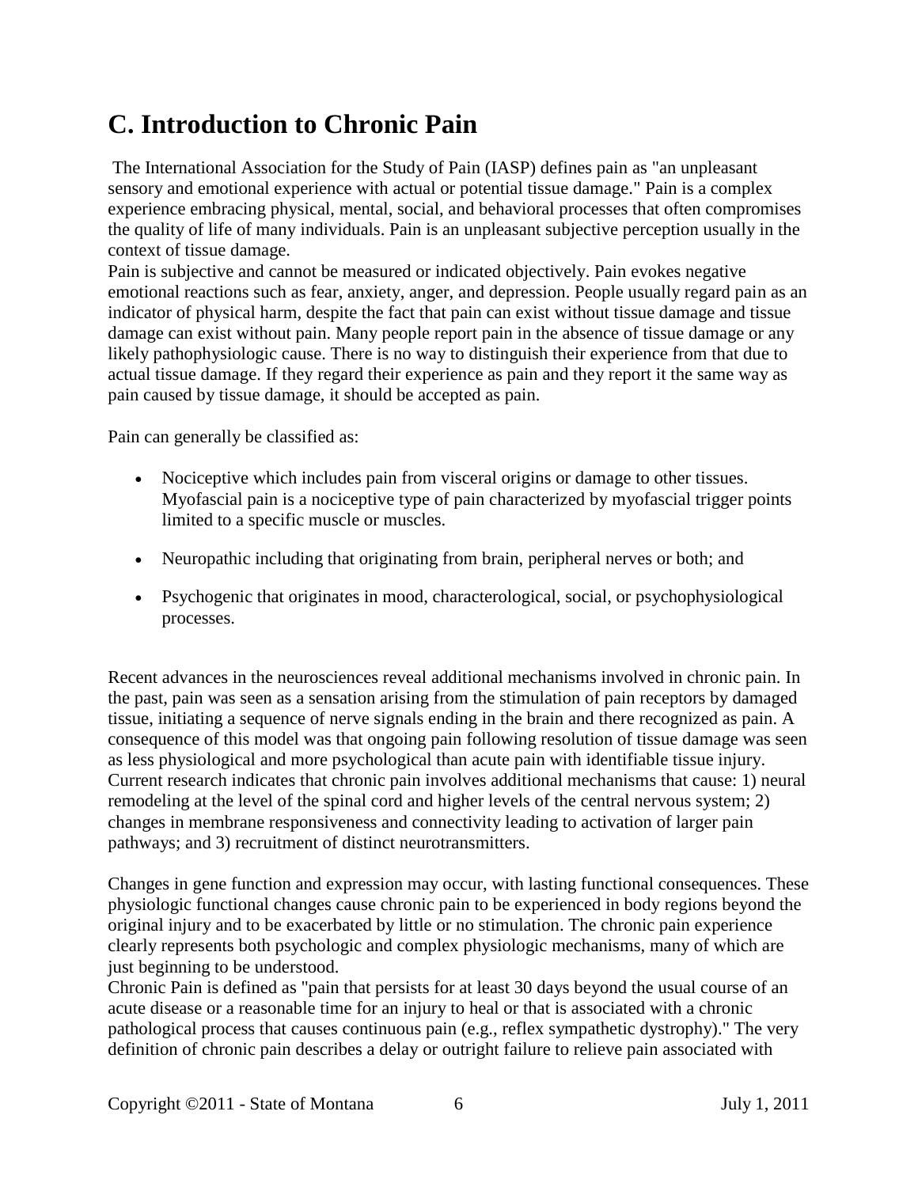# C. Introduction to Chronic Pain

The International Association for the Study of Pain (IASP) defines pain as "an unpleasant sensory and emotional experience with actual or potential tissue damage." Pain is a complex experience embracing physical, mental, social, and behavioral processes that often compromises the quality of life of many individuals. Pain is an unpleasant subjective perception usually in the context of tissue damage.

Pain is subjective and cannot be measured or indicated objectively. Pain evokes negative emotional reactions such as fear, anxiety, anger, and depression. People usually regard pain as an indicator of physical harm, despite the fact that pain can exist without tissue damage and tissue damage can exist without pain. Many people report pain in the absence of tissue damage or any likely pathophysiologic cause. There is no way to distinguish their experience from that due to actual tissue damage. If they regard their experience as pain and they report it the same way as pain caused by tissue damage, it should be accepted as pain.

Pain can generally be classified as:

- Nociceptive which includes pain from visceral origins or damage to other tissues. Myofascial pain is a nociceptive type of pain characterized by myofascial trigger points limited to a specific muscle or muscles.
- Neuropathic including that originating from brain, peripheral nerves or both; and
- Psychogenic that originates in mood, characterological, social, or psychophysiological processes.

Recent advances in the neurosciences reveal additional mechanisms involved in chronic pain. In the past, pain was seen as a sensation arising from the stimulation of pain receptors by damaged tissue, initiating a sequence of nerve signals ending in the brain and there recognized as pain. A consequence of this model was that ongoing pain following resolution of tissue damage was seen as less physiological and more psychological than acute pain with identifiable tissue injury. Current research indicates that chronic pain involves additional mechanisms that cause: 1) neural remodeling at the level of the spinal cord and higher levels of the central nervous system; 2) changes in membrane responsiveness and connectivity leading to activation of larger pain pathways; and 3) recruitment of distinct neurotransmitters.

Changes in gene function and expression may occur, with lasting functional consequences. These physiologic functional changes cause chronic pain to be experienced in body regions beyond the original injury and to be exacerbated by little or no stimulation. The chronic pain experience clearly represents both psychologic and complex physiologic mechanisms, many of which are just beginning to be understood.

Chronic Pain is defined as "pain that persists for at least 30 days beyond the usual course of an acute disease or a reasonable time for an injury to heal or that is associated with a chronic pathological process that causes continuous pain (e.g., reflex sympathetic dystrophy)." The very definition of chronic pain describes a delay or outright failure to relieve pain associated with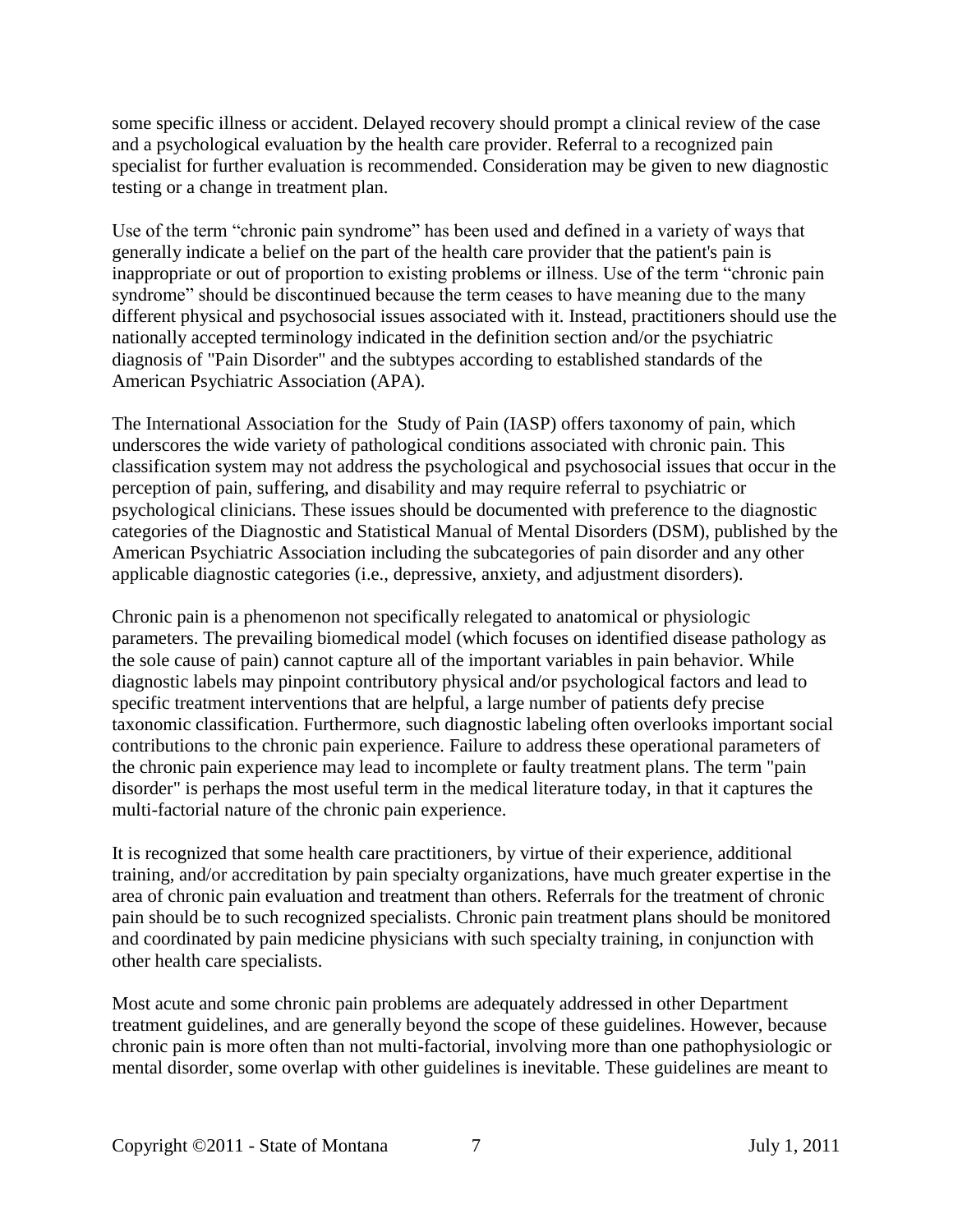some specific illness or accident. Delayed recovery should prompt a clinical review of the case and a psychological evaluation by the health care provider. Referral to a recognized pain specialist for further evaluation is recommended. Consideration may be given to new diagnostic testing or a change in treatment plan.

Use of the term "chronic pain syndrome" has been used and defined in a variety of ways that generally indicate a belief on the part of the health care provider that the patient's pain is inappropriate or out of proportion to existing problems or illness. Use of the term "chronic pain syndrome" should be discontinued because the term ceases to have meaning due to the many different physical and psychosocial issues associated with it. Instead, practitioners should use the nationally accepted terminology indicated in the definition section and/or the psychiatric diagnosis of "Pain Disorder" and the subtypes according to established standards of the American Psychiatric Association (APA).

The International Association for the Study of Pain (IASP) offers taxonomy of pain, which underscores the wide variety of pathological conditions associated with chronic pain. This classification system may not address the psychological and psychosocial issues that occur in the perception of pain, suffering, and disability and may require referral to psychiatric or psychological clinicians. These issues should be documented with preference to the diagnostic categories of the Diagnostic and Statistical Manual of Mental Disorders (DSM), published by the American Psychiatric Association including the subcategories of pain disorder and any other applicable diagnostic categories (i.e., depressive, anxiety, and adjustment disorders).

Chronic pain is a phenomenon not specifically relegated to anatomical or physiologic parameters. The prevailing biomedical model (which focuses on identified disease pathology as the sole cause of pain) cannot capture all of the important variables in pain behavior. While diagnostic labels may pinpoint contributory physical and/or psychological factors and lead to specific treatment interventions that are helpful, a large number of patients defy precise taxonomic classification. Furthermore, such diagnostic labeling often overlooks important social contributions to the chronic pain experience. Failure to address these operational parameters of the chronic pain experience may lead to incomplete or faulty treatment plans. The term "pain disorder" is perhaps the most useful term in the medical literature today, in that it captures the multi-factorial nature of the chronic pain experience.

It is recognized that some health care practitioners, by virtue of their experience, additional training, and/or accreditation by pain specialty organizations, have much greater expertise in the area of chronic pain evaluation and treatment than others. Referrals for the treatment of chronic pain should be to such recognized specialists. Chronic pain treatment plans should be monitored and coordinated by pain medicine physicians with such specialty training, in conjunction with other health care specialists.

Most acute and some chronic pain problems are adequately addressed in other Department treatment guidelines, and are generally beyond the scope of these guidelines. However, because chronic pain is more often than not multi-factorial, involving more than one pathophysiologic or mental disorder, some overlap with other guidelines is inevitable. These guidelines are meant to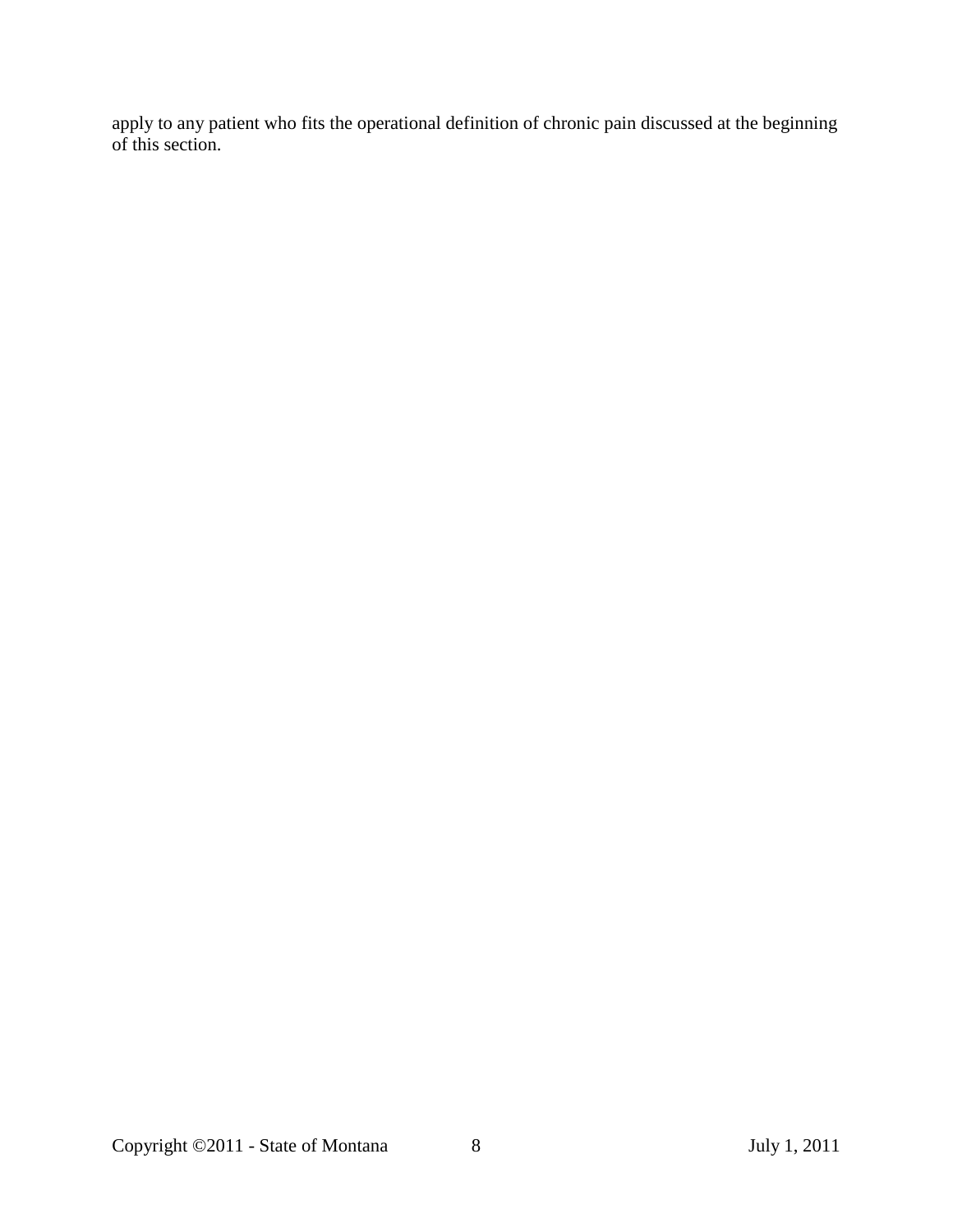apply to any patient who fits the operational definition of chronic pain discussed at the beginning of this section.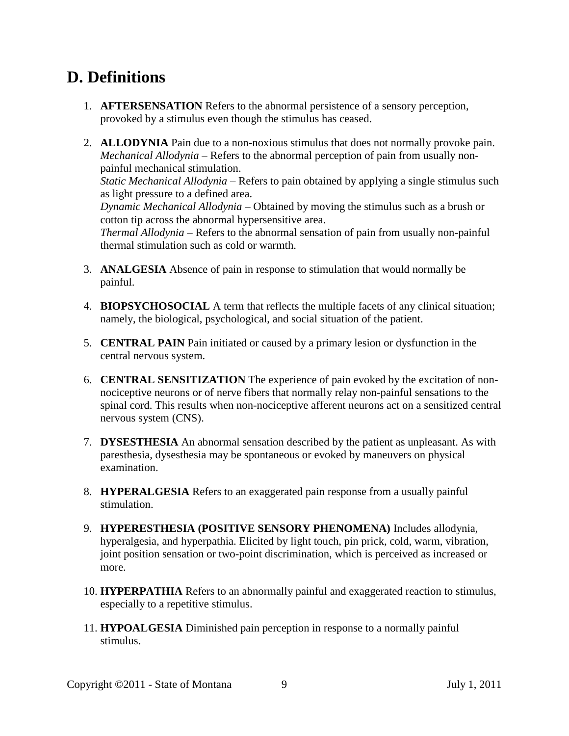## D. Definitions

1. **AFTERSENSATION** Refers to the abnormal persistence of a sensory perception, provoked by a stimulus even though the stimulus has ceased.

2. **ALLODYNIA** Pain due to a non-noxious stimulus that does not normally provoke pain.
   *Mechanical Allodynia* – Refers to the abnormal perception of pain from usually non-painful mechanical stimulation.
   *Static Mechanical Allodynia* – Refers to pain obtained by applying a single stimulus such as light pressure to a defined area.
   *Dynamic Mechanical Allodynia* – Obtained by moving the stimulus such as a brush or cotton tip across the abnormal hypersensitive area.
   *Thermal Allodynia* – Refers to the abnormal sensation of pain from usually non-painful thermal stimulation such as cold or warmth.

3. **ANALGESIA** Absence of pain in response to stimulation that would normally be painful.

4. **BIOPSYCHOSOCIAL** A term that reflects the multiple facets of any clinical situation; namely, the biological, psychological, and social situation of the patient.

5. **CENTRAL PAIN** Pain initiated or caused by a primary lesion or dysfunction in the central nervous system.

6. **CENTRAL SENSITIZATION** The experience of pain evoked by the excitation of non-nociceptive neurons or of nerve fibers that normally relay non-painful sensations to the spinal cord. This results when non-nociceptive afferent neurons act on a sensitized central nervous system (CNS).

7. **DYSESTHESIA** An abnormal sensation described by the patient as unpleasant. As with paresthesia, dysesthesia may be spontaneous or evoked by maneuvers on physical examination.

8. **HYPERALGESIA** Refers to an exaggerated pain response from a usually painful stimulation.

9. **HYPERESTHESIA (POSITIVE SENSORY PHENOMENA)** Includes allodynia, hyperalgesia, and hyperpathia. Elicited by light touch, pin prick, cold, warm, vibration, joint position sensation or two-point discrimination, which is perceived as increased or more.

10. **HYPERPATHIA** Refers to an abnormally painful and exaggerated reaction to stimulus, especially to a repetitive stimulus.

11. **HYPOALGESIA** Diminished pain perception in response to a normally painful stimulus.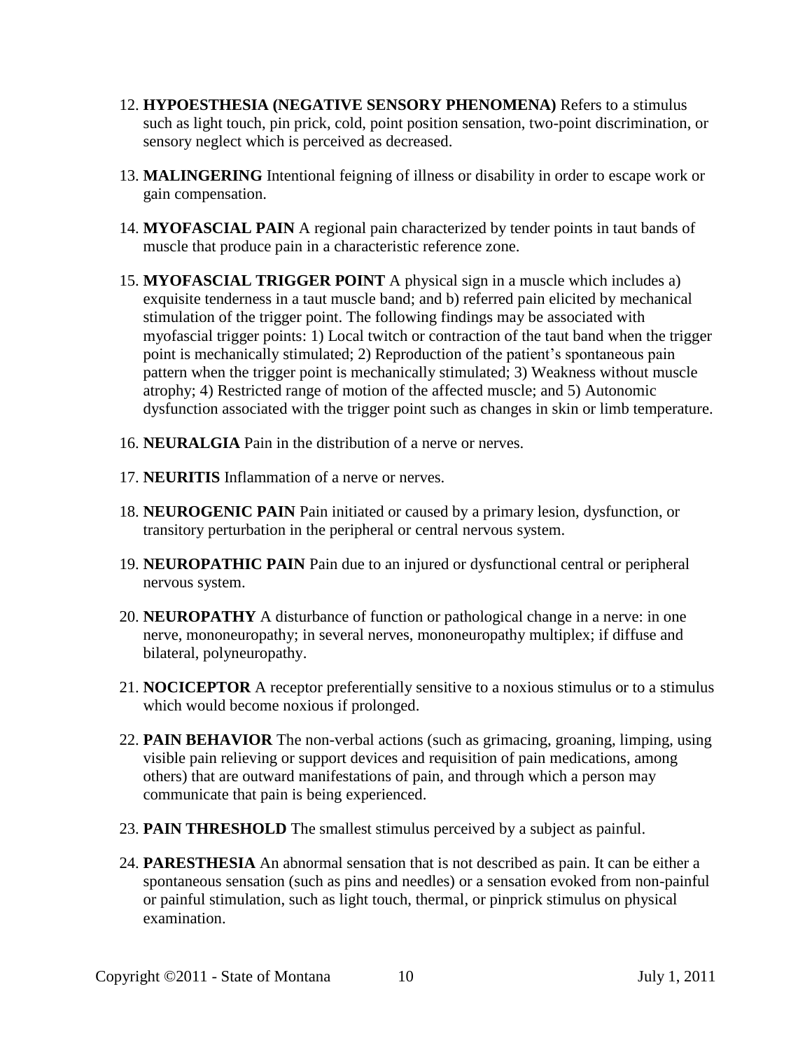12. **HYPOESTHESIA (NEGATIVE SENSORY PHENOMENA)** Refers to a stimulus such as light touch, pin prick, cold, point position sensation, two-point discrimination, or sensory neglect which is perceived as decreased.

13. **MALINGERING** Intentional feigning of illness or disability in order to escape work or gain compensation.

14. **MYOFASCIAL PAIN** A regional pain characterized by tender points in taut bands of muscle that produce pain in a characteristic reference zone.

15. **MYOFASCIAL TRIGGER POINT** A physical sign in a muscle which includes a) exquisite tenderness in a taut muscle band; and b) referred pain elicited by mechanical stimulation of the trigger point. The following findings may be associated with myofascial trigger points: 1) Local twitch or contraction of the taut band when the trigger point is mechanically stimulated; 2) Reproduction of the patient's spontaneous pain pattern when the trigger point is mechanically stimulated; 3) Weakness without muscle atrophy; 4) Restricted range of motion of the affected muscle; and 5) Autonomic dysfunction associated with the trigger point such as changes in skin or limb temperature.

16. **NEURALGIA** Pain in the distribution of a nerve or nerves.

17. **NEURITIS** Inflammation of a nerve or nerves.

18. **NEUROGENIC PAIN** Pain initiated or caused by a primary lesion, dysfunction, or transitory perturbation in the peripheral or central nervous system.

19. **NEUROPATHIC PAIN** Pain due to an injured or dysfunctional central or peripheral nervous system.

20. **NEUROPATHY** A disturbance of function or pathological change in a nerve: in one nerve, mononeuropathy; in several nerves, mononeuropathy multiplex; if diffuse and bilateral, polyneuropathy.

21. **NOCICEPTOR** A receptor preferentially sensitive to a noxious stimulus or to a stimulus which would become noxious if prolonged.

22. **PAIN BEHAVIOR** The non-verbal actions (such as grimacing, groaning, limping, using visible pain relieving or support devices and requisition of pain medications, among others) that are outward manifestations of pain, and through which a person may communicate that pain is being experienced.

23. **PAIN THRESHOLD** The smallest stimulus perceived by a subject as painful.

24. **PARESTHESIA** An abnormal sensation that is not described as pain. It can be either a spontaneous sensation (such as pins and needles) or a sensation evoked from non-painful or painful stimulation, such as light touch, thermal, or pinprick stimulus on physical examination.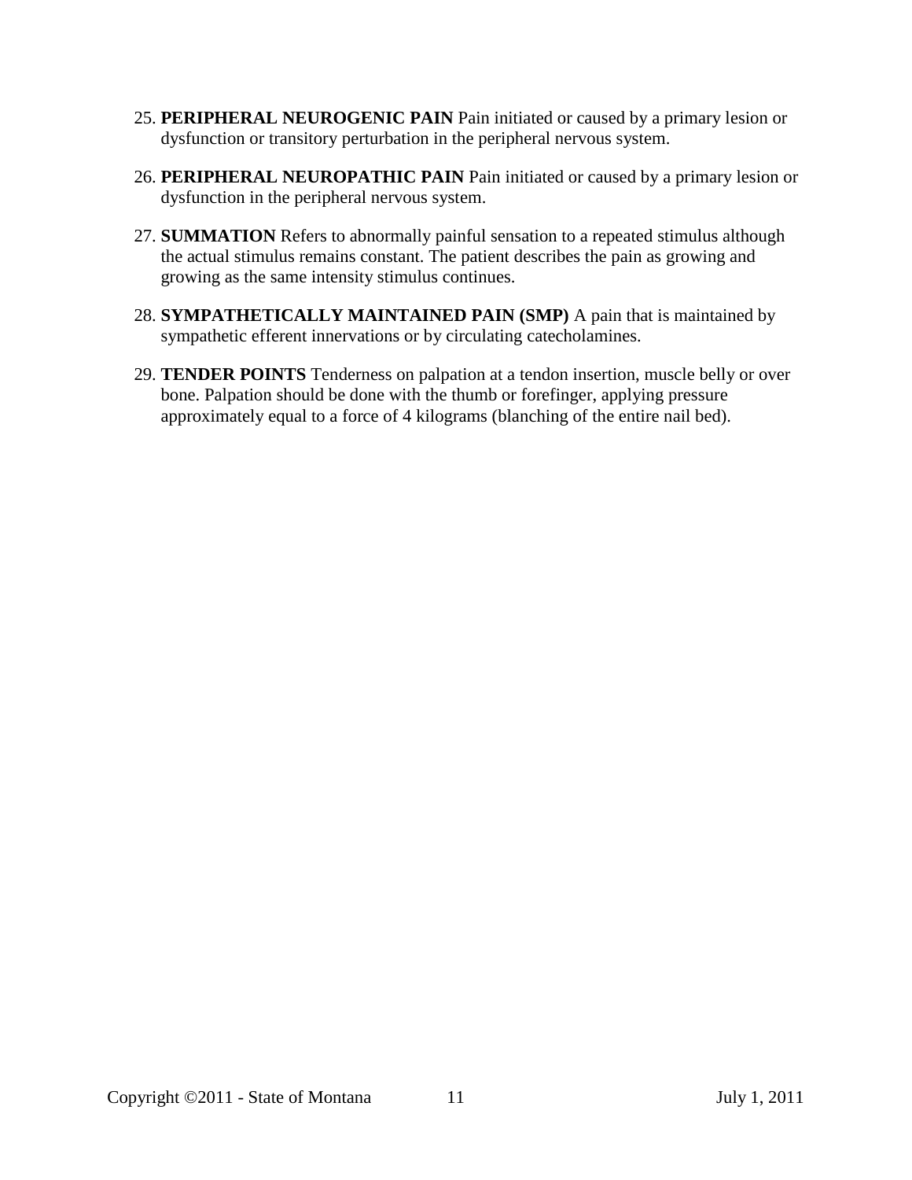25. **PERIPHERAL NEUROGENIC PAIN** Pain initiated or caused by a primary lesion or dysfunction or transitory perturbation in the peripheral nervous system.

26. **PERIPHERAL NEUROPATHIC PAIN** Pain initiated or caused by a primary lesion or dysfunction in the peripheral nervous system.

27. **SUMMATION** Refers to abnormally painful sensation to a repeated stimulus although the actual stimulus remains constant. The patient describes the pain as growing and growing as the same intensity stimulus continues.

28. **SYMPATHETICALLY MAINTAINED PAIN (SMP)** A pain that is maintained by sympathetic efferent innervations or by circulating catecholamines.

29. **TENDER POINTS** Tenderness on palpation at a tendon insertion, muscle belly or over bone. Palpation should be done with the thumb or forefinger, applying pressure approximately equal to a force of 4 kilograms (blanching of the entire nail bed).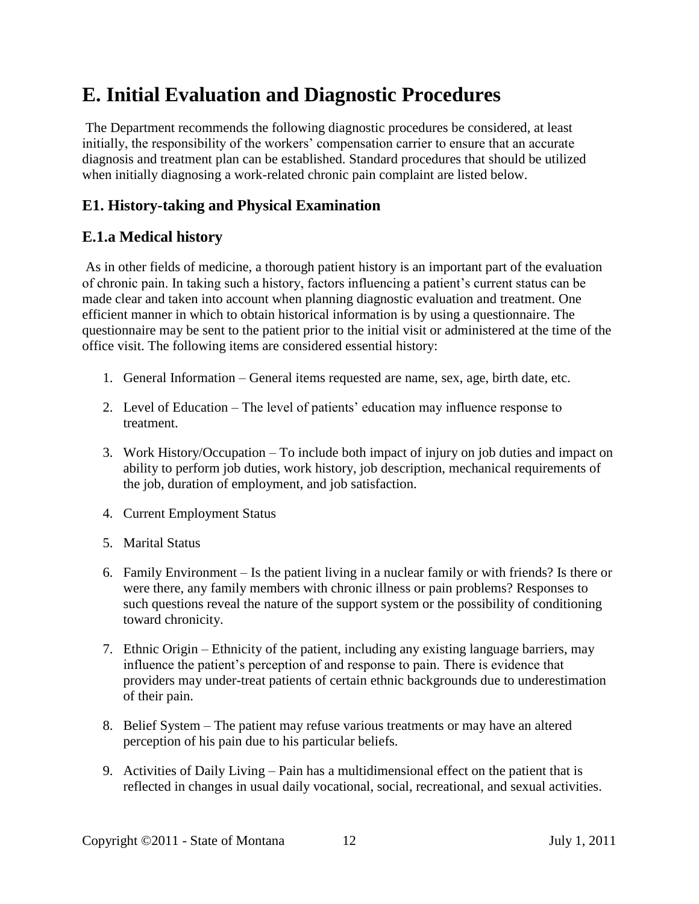# E. Initial Evaluation and Diagnostic Procedures

The Department recommends the following diagnostic procedures be considered, at least initially, the responsibility of the workers' compensation carrier to ensure that an accurate diagnosis and treatment plan can be established. Standard procedures that should be utilized when initially diagnosing a work-related chronic pain complaint are listed below.

## E1. History-taking and Physical Examination

## E.1.a Medical history

As in other fields of medicine, a thorough patient history is an important part of the evaluation of chronic pain. In taking such a history, factors influencing a patient's current status can be made clear and taken into account when planning diagnostic evaluation and treatment. One efficient manner in which to obtain historical information is by using a questionnaire. The questionnaire may be sent to the patient prior to the initial visit or administered at the time of the office visit. The following items are considered essential history:

1. General Information – General items requested are name, sex, age, birth date, etc.
2. Level of Education – The level of patients' education may influence response to treatment.
3. Work History/Occupation – To include both impact of injury on job duties and impact on ability to perform job duties, work history, job description, mechanical requirements of the job, duration of employment, and job satisfaction.
4. Current Employment Status
5. Marital Status
6. Family Environment – Is the patient living in a nuclear family or with friends? Is there or were there, any family members with chronic illness or pain problems? Responses to such questions reveal the nature of the support system or the possibility of conditioning toward chronicity.
7. Ethnic Origin – Ethnicity of the patient, including any existing language barriers, may influence the patient's perception of and response to pain. There is evidence that providers may under-treat patients of certain ethnic backgrounds due to underestimation of their pain.
8. Belief System – The patient may refuse various treatments or may have an altered perception of his pain due to his particular beliefs.
9. Activities of Daily Living – Pain has a multidimensional effect on the patient that is reflected in changes in usual daily vocational, social, recreational, and sexual activities.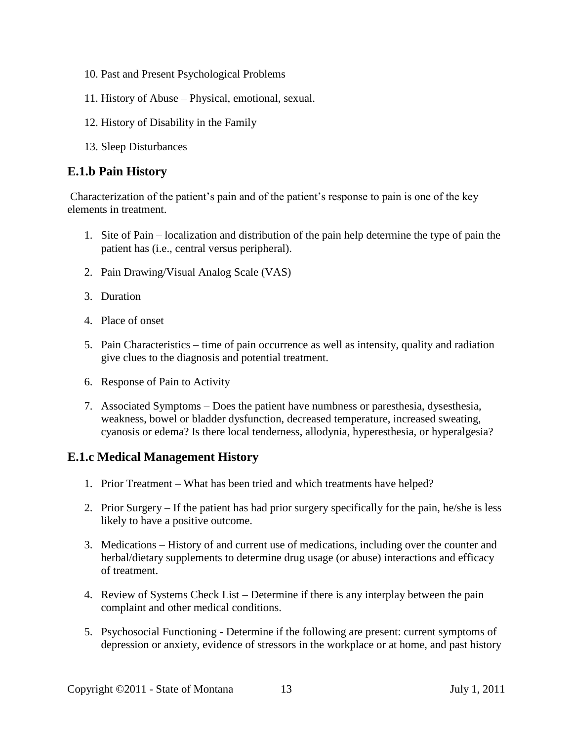10. Past and Present Psychological Problems
11. History of Abuse – Physical, emotional, sexual.
12. History of Disability in the Family
13. Sleep Disturbances

### E.1.b Pain History

Characterization of the patient's pain and of the patient's response to pain is one of the key elements in treatment.

1. Site of Pain – localization and distribution of the pain help determine the type of pain the patient has (i.e., central versus peripheral).
2. Pain Drawing/Visual Analog Scale (VAS)
3. Duration
4. Place of onset
5. Pain Characteristics – time of pain occurrence as well as intensity, quality and radiation give clues to the diagnosis and potential treatment.
6. Response of Pain to Activity
7. Associated Symptoms – Does the patient have numbness or paresthesia, dysesthesia, weakness, bowel or bladder dysfunction, decreased temperature, increased sweating, cyanosis or edema? Is there local tenderness, allodynia, hyperesthesia, or hyperalgesia?

### E.1.c Medical Management History

1. Prior Treatment – What has been tried and which treatments have helped?
2. Prior Surgery – If the patient has had prior surgery specifically for the pain, he/she is less likely to have a positive outcome.
3. Medications – History of and current use of medications, including over the counter and herbal/dietary supplements to determine drug usage (or abuse) interactions and efficacy of treatment.
4. Review of Systems Check List – Determine if there is any interplay between the pain complaint and other medical conditions.
5. Psychosocial Functioning - Determine if the following are present: current symptoms of depression or anxiety, evidence of stressors in the workplace or at home, and past history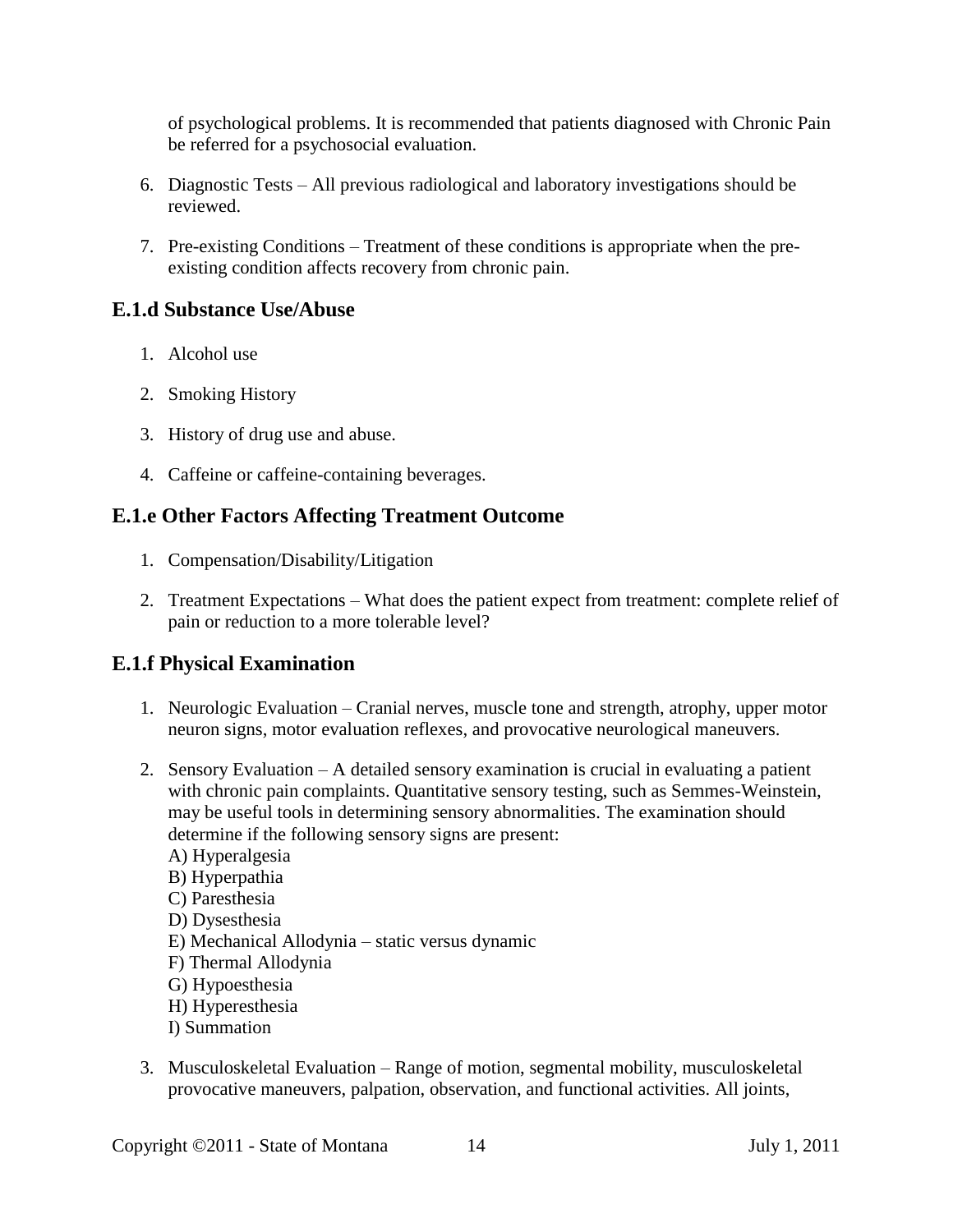of psychological problems. It is recommended that patients diagnosed with Chronic Pain be referred for a psychosocial evaluation.

6. Diagnostic Tests – All previous radiological and laboratory investigations should be reviewed.

7. Pre-existing Conditions – Treatment of these conditions is appropriate when the pre-existing condition affects recovery from chronic pain.

### E.1.d Substance Use/Abuse

1. Alcohol use

2. Smoking History

3. History of drug use and abuse.

4. Caffeine or caffeine-containing beverages.

### E.1.e Other Factors Affecting Treatment Outcome

1. Compensation/Disability/Litigation

2. Treatment Expectations – What does the patient expect from treatment: complete relief of pain or reduction to a more tolerable level?

### E.1.f Physical Examination

1. Neurologic Evaluation – Cranial nerves, muscle tone and strength, atrophy, upper motor neuron signs, motor evaluation reflexes, and provocative neurological maneuvers.

2. Sensory Evaluation – A detailed sensory examination is crucial in evaluating a patient with chronic pain complaints. Quantitative sensory testing, such as Semmes-Weinstein, may be useful tools in determining sensory abnormalities. The examination should determine if the following sensory signs are present:
   A) Hyperalgesia
   B) Hyperpathia
   C) Paresthesia
   D) Dysesthesia
   E) Mechanical Allodynia – static versus dynamic
   F) Thermal Allodynia
   G) Hypoesthesia
   H) Hyperesthesia
   I) Summation

3. Musculoskeletal Evaluation – Range of motion, segmental mobility, musculoskeletal provocative maneuvers, palpation, observation, and functional activities. All joints,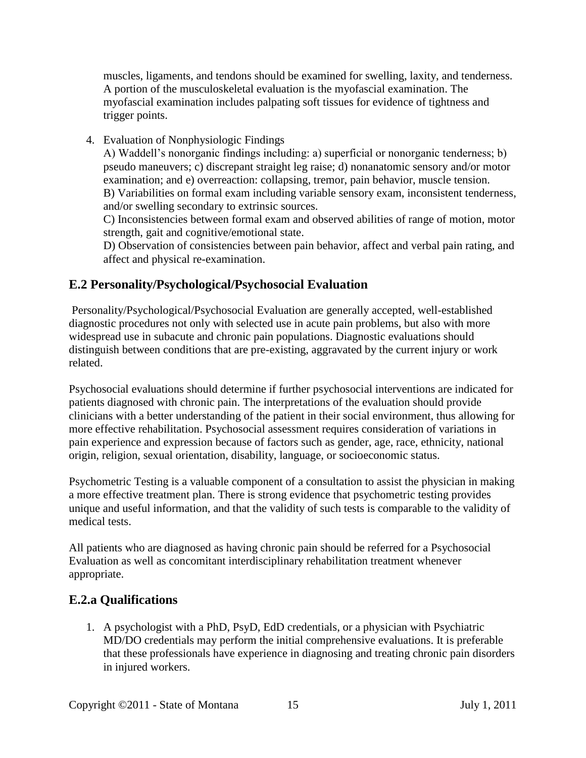muscles, ligaments, and tendons should be examined for swelling, laxity, and tenderness. A portion of the musculoskeletal evaluation is the myofascial examination. The myofascial examination includes palpating soft tissues for evidence of tightness and trigger points.

4. Evaluation of Nonphysiologic Findings

   A) Waddell's nonorganic findings including: a) superficial or nonorganic tenderness; b) pseudo maneuvers; c) discrepant straight leg raise; d) nonanatomic sensory and/or motor examination; and e) overreaction: collapsing, tremor, pain behavior, muscle tension.

   B) Variabilities on formal exam including variable sensory exam, inconsistent tenderness, and/or swelling secondary to extrinsic sources.

   C) Inconsistencies between formal exam and observed abilities of range of motion, motor strength, gait and cognitive/emotional state.

   D) Observation of consistencies between pain behavior, affect and verbal pain rating, and affect and physical re-examination.

## E.2 Personality/Psychological/Psychosocial Evaluation

Personality/Psychological/Psychosocial Evaluation are generally accepted, well-established diagnostic procedures not only with selected use in acute pain problems, but also with more widespread use in subacute and chronic pain populations. Diagnostic evaluations should distinguish between conditions that are pre-existing, aggravated by the current injury or work related.

Psychosocial evaluations should determine if further psychosocial interventions are indicated for patients diagnosed with chronic pain. The interpretations of the evaluation should provide clinicians with a better understanding of the patient in their social environment, thus allowing for more effective rehabilitation. Psychosocial assessment requires consideration of variations in pain experience and expression because of factors such as gender, age, race, ethnicity, national origin, religion, sexual orientation, disability, language, or socioeconomic status.

Psychometric Testing is a valuable component of a consultation to assist the physician in making a more effective treatment plan. There is strong evidence that psychometric testing provides unique and useful information, and that the validity of such tests is comparable to the validity of medical tests.

All patients who are diagnosed as having chronic pain should be referred for a Psychosocial Evaluation as well as concomitant interdisciplinary rehabilitation treatment whenever appropriate.

## E.2.a Qualifications

1. A psychologist with a PhD, PsyD, EdD credentials, or a physician with Psychiatric MD/DO credentials may perform the initial comprehensive evaluations. It is preferable that these professionals have experience in diagnosing and treating chronic pain disorders in injured workers.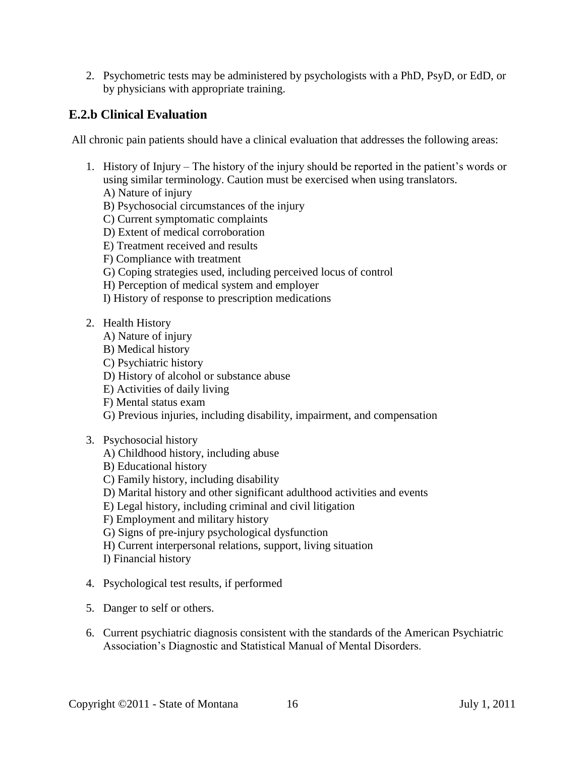2. Psychometric tests may be administered by psychologists with a PhD, PsyD, or EdD, or by physicians with appropriate training.

## E.2.b Clinical Evaluation

All chronic pain patients should have a clinical evaluation that addresses the following areas:

1. History of Injury – The history of the injury should be reported in the patient's words or using similar terminology. Caution must be exercised when using translators.
   A) Nature of injury
   B) Psychosocial circumstances of the injury
   C) Current symptomatic complaints
   D) Extent of medical corroboration
   E) Treatment received and results
   F) Compliance with treatment
   G) Coping strategies used, including perceived locus of control
   H) Perception of medical system and employer
   I) History of response to prescription medications

2. Health History
   A) Nature of injury
   B) Medical history
   C) Psychiatric history
   D) History of alcohol or substance abuse
   E) Activities of daily living
   F) Mental status exam
   G) Previous injuries, including disability, impairment, and compensation

3. Psychosocial history
   A) Childhood history, including abuse
   B) Educational history
   C) Family history, including disability
   D) Marital history and other significant adulthood activities and events
   E) Legal history, including criminal and civil litigation
   F) Employment and military history
   G) Signs of pre-injury psychological dysfunction
   H) Current interpersonal relations, support, living situation
   I) Financial history

4. Psychological test results, if performed

5. Danger to self or others.

6. Current psychiatric diagnosis consistent with the standards of the American Psychiatric Association's Diagnostic and Statistical Manual of Mental Disorders.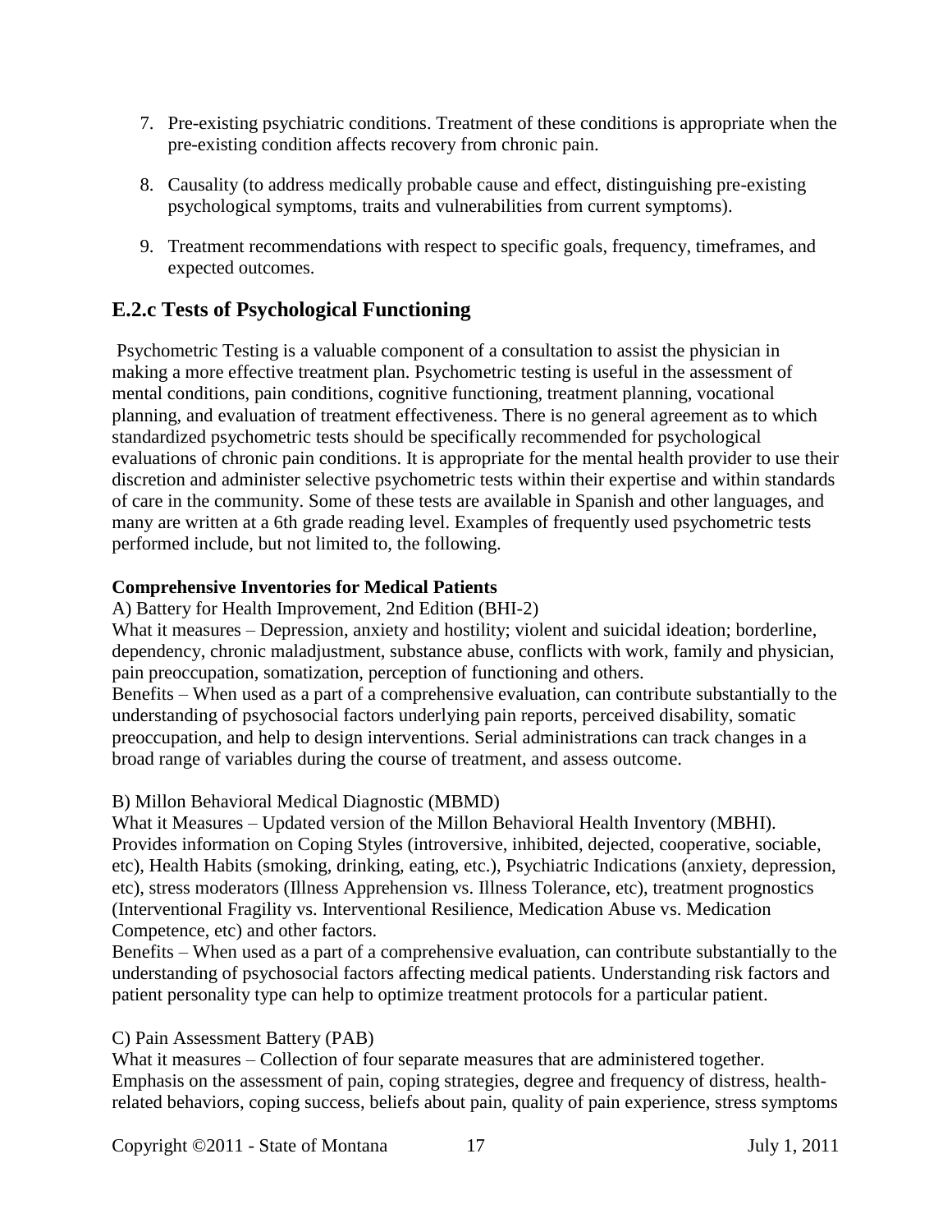7. Pre-existing psychiatric conditions. Treatment of these conditions is appropriate when the pre-existing condition affects recovery from chronic pain.

8. Causality (to address medically probable cause and effect, distinguishing pre-existing psychological symptoms, traits and vulnerabilities from current symptoms).

9. Treatment recommendations with respect to specific goals, frequency, timeframes, and expected outcomes.

## E.2.c Tests of Psychological Functioning

Psychometric Testing is a valuable component of a consultation to assist the physician in making a more effective treatment plan. Psychometric testing is useful in the assessment of mental conditions, pain conditions, cognitive functioning, treatment planning, vocational planning, and evaluation of treatment effectiveness. There is no general agreement as to which standardized psychometric tests should be specifically recommended for psychological evaluations of chronic pain conditions. It is appropriate for the mental health provider to use their discretion and administer selective psychometric tests within their expertise and within standards of care in the community. Some of these tests are available in Spanish and other languages, and many are written at a 6th grade reading level. Examples of frequently used psychometric tests performed include, but not limited to, the following.

**Comprehensive Inventories for Medical Patients**

A) Battery for Health Improvement, 2nd Edition (BHI-2)

What it measures – Depression, anxiety and hostility; violent and suicidal ideation; borderline, dependency, chronic maladjustment, substance abuse, conflicts with work, family and physician, pain preoccupation, somatization, perception of functioning and others.

Benefits – When used as a part of a comprehensive evaluation, can contribute substantially to the understanding of psychosocial factors underlying pain reports, perceived disability, somatic preoccupation, and help to design interventions. Serial administrations can track changes in a broad range of variables during the course of treatment, and assess outcome.

B) Millon Behavioral Medical Diagnostic (MBMD)

What it Measures – Updated version of the Millon Behavioral Health Inventory (MBHI). Provides information on Coping Styles (introversive, inhibited, dejected, cooperative, sociable, etc), Health Habits (smoking, drinking, eating, etc.), Psychiatric Indications (anxiety, depression, etc), stress moderators (Illness Apprehension vs. Illness Tolerance, etc), treatment prognostics (Interventional Fragility vs. Interventional Resilience, Medication Abuse vs. Medication Competence, etc) and other factors.

Benefits – When used as a part of a comprehensive evaluation, can contribute substantially to the understanding of psychosocial factors affecting medical patients. Understanding risk factors and patient personality type can help to optimize treatment protocols for a particular patient.

C) Pain Assessment Battery (PAB)

What it measures – Collection of four separate measures that are administered together. Emphasis on the assessment of pain, coping strategies, degree and frequency of distress, health-related behaviors, coping success, beliefs about pain, quality of pain experience, stress symptoms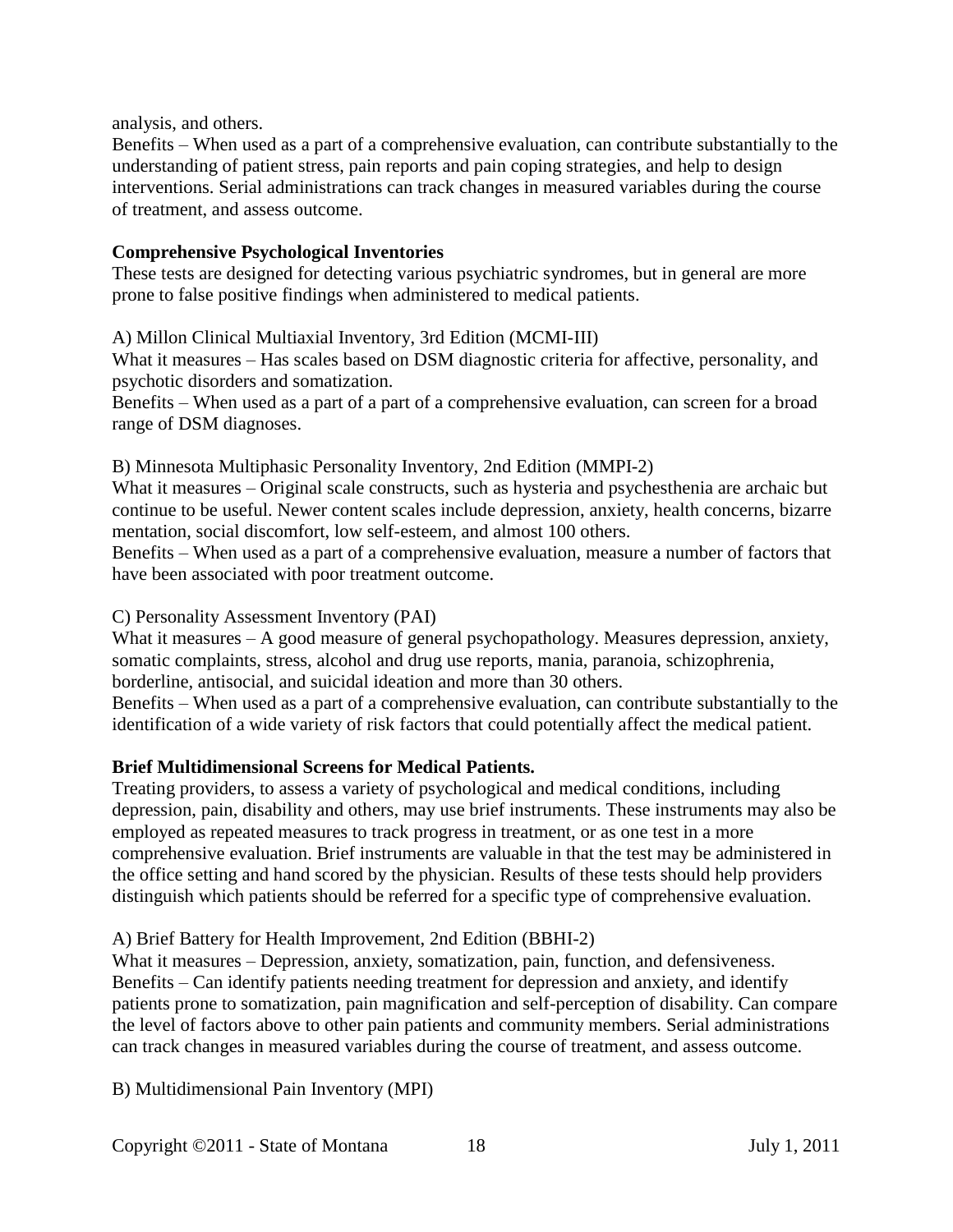analysis, and others.

Benefits – When used as a part of a comprehensive evaluation, can contribute substantially to the understanding of patient stress, pain reports and pain coping strategies, and help to design interventions. Serial administrations can track changes in measured variables during the course of treatment, and assess outcome.

**Comprehensive Psychological Inventories**

These tests are designed for detecting various psychiatric syndromes, but in general are more prone to false positive findings when administered to medical patients.

A) Millon Clinical Multiaxial Inventory, 3rd Edition (MCMI-III)

What it measures – Has scales based on DSM diagnostic criteria for affective, personality, and psychotic disorders and somatization.

Benefits – When used as a part of a part of a comprehensive evaluation, can screen for a broad range of DSM diagnoses.

B) Minnesota Multiphasic Personality Inventory, 2nd Edition (MMPI-2)

What it measures – Original scale constructs, such as hysteria and psychesthenia are archaic but continue to be useful. Newer content scales include depression, anxiety, health concerns, bizarre mentation, social discomfort, low self-esteem, and almost 100 others.

Benefits – When used as a part of a comprehensive evaluation, measure a number of factors that have been associated with poor treatment outcome.

C) Personality Assessment Inventory (PAI)

What it measures – A good measure of general psychopathology. Measures depression, anxiety, somatic complaints, stress, alcohol and drug use reports, mania, paranoia, schizophrenia, borderline, antisocial, and suicidal ideation and more than 30 others.

Benefits – When used as a part of a comprehensive evaluation, can contribute substantially to the identification of a wide variety of risk factors that could potentially affect the medical patient.

**Brief Multidimensional Screens for Medical Patients.**

Treating providers, to assess a variety of psychological and medical conditions, including depression, pain, disability and others, may use brief instruments. These instruments may also be employed as repeated measures to track progress in treatment, or as one test in a more comprehensive evaluation. Brief instruments are valuable in that the test may be administered in the office setting and hand scored by the physician. Results of these tests should help providers distinguish which patients should be referred for a specific type of comprehensive evaluation.

A) Brief Battery for Health Improvement, 2nd Edition (BBHI-2)

What it measures – Depression, anxiety, somatization, pain, function, and defensiveness.

Benefits – Can identify patients needing treatment for depression and anxiety, and identify patients prone to somatization, pain magnification and self-perception of disability. Can compare the level of factors above to other pain patients and community members. Serial administrations can track changes in measured variables during the course of treatment, and assess outcome.

B) Multidimensional Pain Inventory (MPI)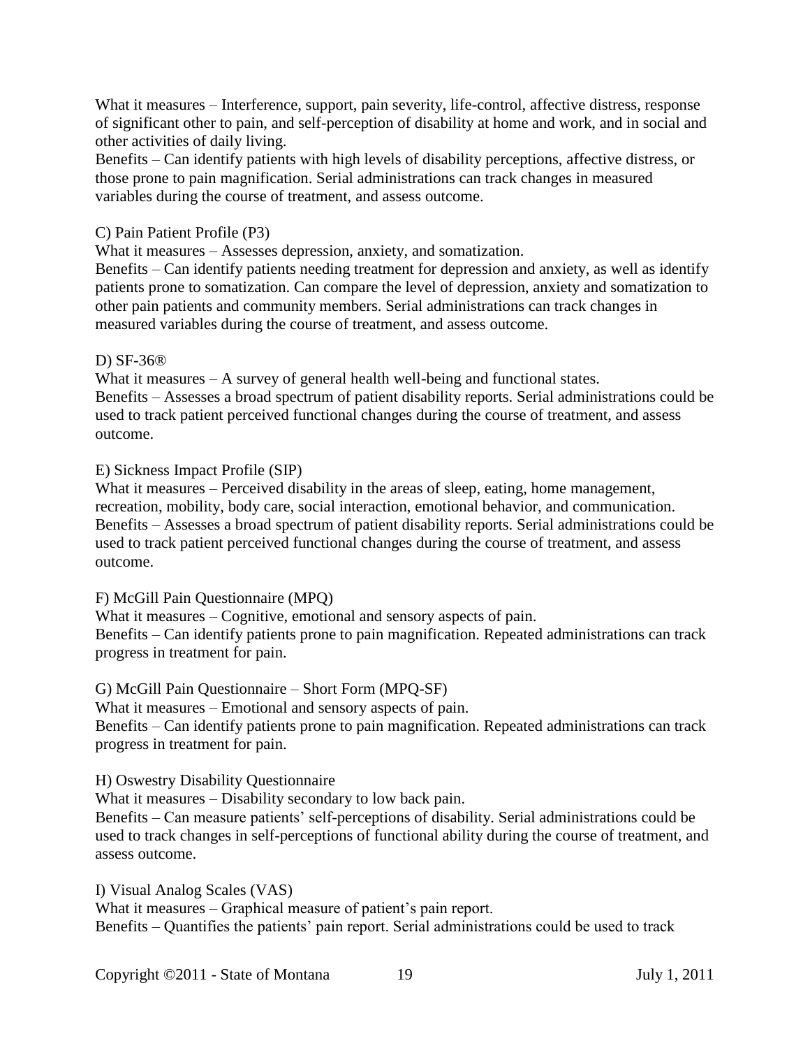What it measures – Interference, support, pain severity, life-control, affective distress, response of significant other to pain, and self-perception of disability at home and work, and in social and other activities of daily living.
Benefits – Can identify patients with high levels of disability perceptions, affective distress, or those prone to pain magnification. Serial administrations can track changes in measured variables during the course of treatment, and assess outcome.

C) Pain Patient Profile (P3)
What it measures – Assesses depression, anxiety, and somatization.
Benefits – Can identify patients needing treatment for depression and anxiety, as well as identify patients prone to somatization. Can compare the level of depression, anxiety and somatization to other pain patients and community members. Serial administrations can track changes in measured variables during the course of treatment, and assess outcome.

D) SF-36®
What it measures – A survey of general health well-being and functional states.
Benefits – Assesses a broad spectrum of patient disability reports. Serial administrations could be used to track patient perceived functional changes during the course of treatment, and assess outcome.

E) Sickness Impact Profile (SIP)
What it measures – Perceived disability in the areas of sleep, eating, home management, recreation, mobility, body care, social interaction, emotional behavior, and communication.
Benefits – Assesses a broad spectrum of patient disability reports. Serial administrations could be used to track patient perceived functional changes during the course of treatment, and assess outcome.

F) McGill Pain Questionnaire (MPQ)
What it measures – Cognitive, emotional and sensory aspects of pain.
Benefits – Can identify patients prone to pain magnification. Repeated administrations can track progress in treatment for pain.

G) McGill Pain Questionnaire – Short Form (MPQ-SF)
What it measures – Emotional and sensory aspects of pain.
Benefits – Can identify patients prone to pain magnification. Repeated administrations can track progress in treatment for pain.

H) Oswestry Disability Questionnaire
What it measures – Disability secondary to low back pain.
Benefits – Can measure patients' self-perceptions of disability. Serial administrations could be used to track changes in self-perceptions of functional ability during the course of treatment, and assess outcome.

I) Visual Analog Scales (VAS)
What it measures – Graphical measure of patient's pain report.
Benefits – Quantifies the patients' pain report. Serial administrations could be used to track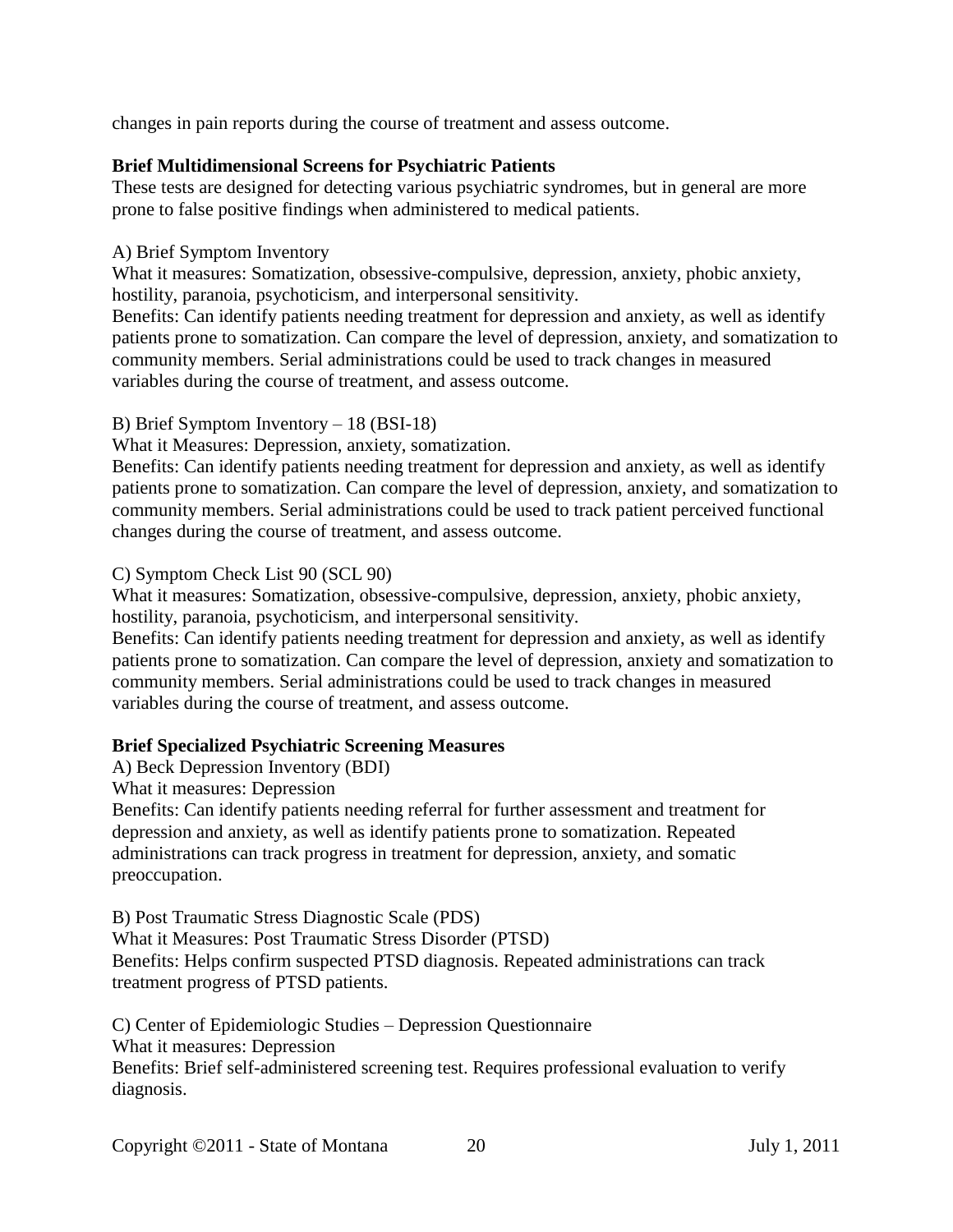changes in pain reports during the course of treatment and assess outcome.

**Brief Multidimensional Screens for Psychiatric Patients**

These tests are designed for detecting various psychiatric syndromes, but in general are more prone to false positive findings when administered to medical patients.

A) Brief Symptom Inventory

What it measures: Somatization, obsessive-compulsive, depression, anxiety, phobic anxiety, hostility, paranoia, psychoticism, and interpersonal sensitivity.

Benefits: Can identify patients needing treatment for depression and anxiety, as well as identify patients prone to somatization. Can compare the level of depression, anxiety, and somatization to community members. Serial administrations could be used to track changes in measured variables during the course of treatment, and assess outcome.

B) Brief Symptom Inventory – 18 (BSI-18)

What it Measures: Depression, anxiety, somatization.

Benefits: Can identify patients needing treatment for depression and anxiety, as well as identify patients prone to somatization. Can compare the level of depression, anxiety, and somatization to community members. Serial administrations could be used to track patient perceived functional changes during the course of treatment, and assess outcome.

C) Symptom Check List 90 (SCL 90)

What it measures: Somatization, obsessive-compulsive, depression, anxiety, phobic anxiety, hostility, paranoia, psychoticism, and interpersonal sensitivity.

Benefits: Can identify patients needing treatment for depression and anxiety, as well as identify patients prone to somatization. Can compare the level of depression, anxiety and somatization to community members. Serial administrations could be used to track changes in measured variables during the course of treatment, and assess outcome.

**Brief Specialized Psychiatric Screening Measures**

A) Beck Depression Inventory (BDI)

What it measures: Depression

Benefits: Can identify patients needing referral for further assessment and treatment for depression and anxiety, as well as identify patients prone to somatization. Repeated administrations can track progress in treatment for depression, anxiety, and somatic preoccupation.

B) Post Traumatic Stress Diagnostic Scale (PDS)

What it Measures: Post Traumatic Stress Disorder (PTSD)

Benefits: Helps confirm suspected PTSD diagnosis. Repeated administrations can track treatment progress of PTSD patients.

C) Center of Epidemiologic Studies – Depression Questionnaire

What it measures: Depression

Benefits: Brief self-administered screening test. Requires professional evaluation to verify diagnosis.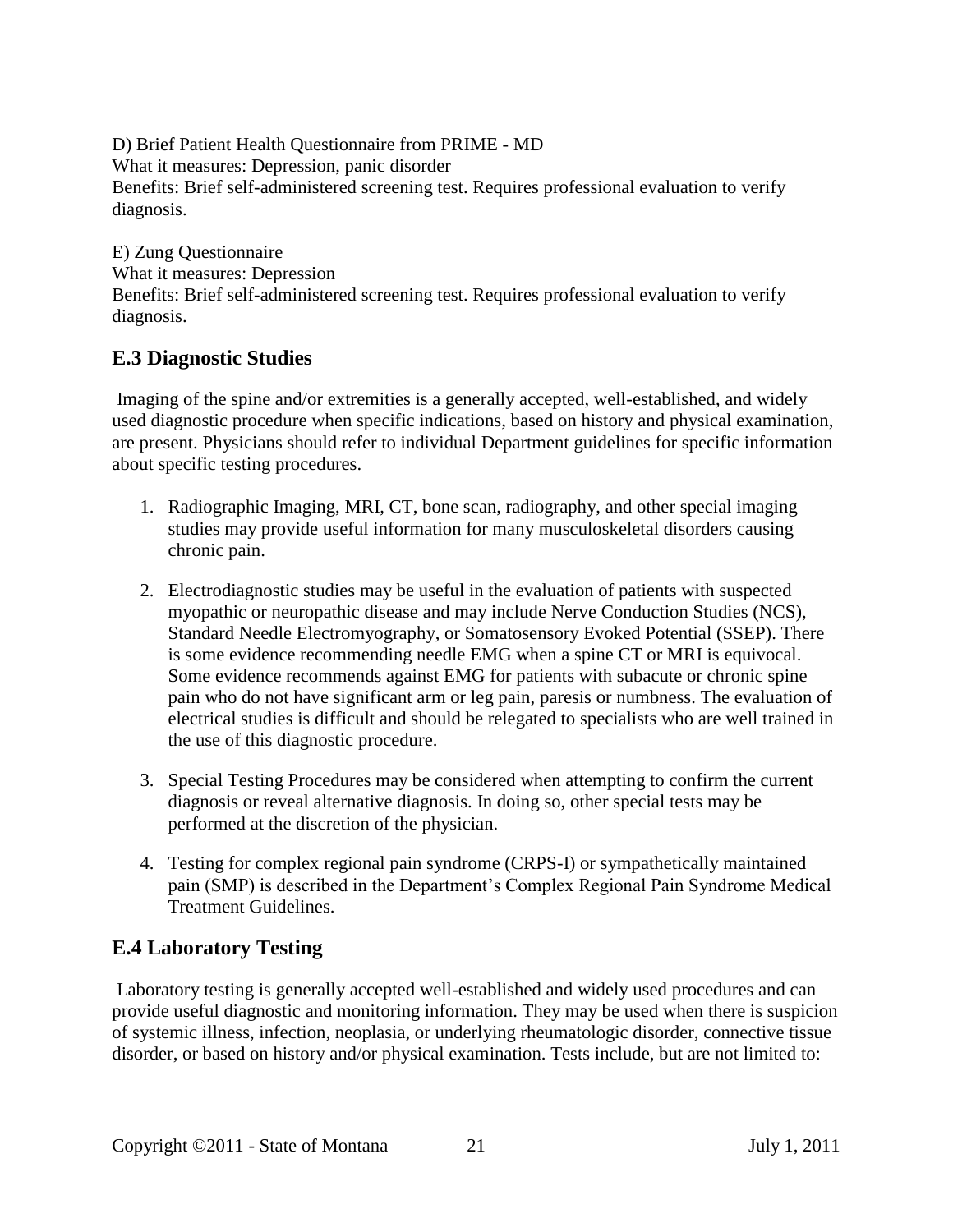D) Brief Patient Health Questionnaire from PRIME - MD
What it measures: Depression, panic disorder
Benefits: Brief self-administered screening test. Requires professional evaluation to verify diagnosis.

E) Zung Questionnaire
What it measures: Depression
Benefits: Brief self-administered screening test. Requires professional evaluation to verify diagnosis.

## E.3 Diagnostic Studies

Imaging of the spine and/or extremities is a generally accepted, well-established, and widely used diagnostic procedure when specific indications, based on history and physical examination, are present. Physicians should refer to individual Department guidelines for specific information about specific testing procedures.

1. Radiographic Imaging, MRI, CT, bone scan, radiography, and other special imaging studies may provide useful information for many musculoskeletal disorders causing chronic pain.

2. Electrodiagnostic studies may be useful in the evaluation of patients with suspected myopathic or neuropathic disease and may include Nerve Conduction Studies (NCS), Standard Needle Electromyography, or Somatosensory Evoked Potential (SSEP). There is some evidence recommending needle EMG when a spine CT or MRI is equivocal. Some evidence recommends against EMG for patients with subacute or chronic spine pain who do not have significant arm or leg pain, paresis or numbness. The evaluation of electrical studies is difficult and should be relegated to specialists who are well trained in the use of this diagnostic procedure.

3. Special Testing Procedures may be considered when attempting to confirm the current diagnosis or reveal alternative diagnosis. In doing so, other special tests may be performed at the discretion of the physician.

4. Testing for complex regional pain syndrome (CRPS-I) or sympathetically maintained pain (SMP) is described in the Department's Complex Regional Pain Syndrome Medical Treatment Guidelines.

## E.4 Laboratory Testing

Laboratory testing is generally accepted well-established and widely used procedures and can provide useful diagnostic and monitoring information. They may be used when there is suspicion of systemic illness, infection, neoplasia, or underlying rheumatologic disorder, connective tissue disorder, or based on history and/or physical examination. Tests include, but are not limited to: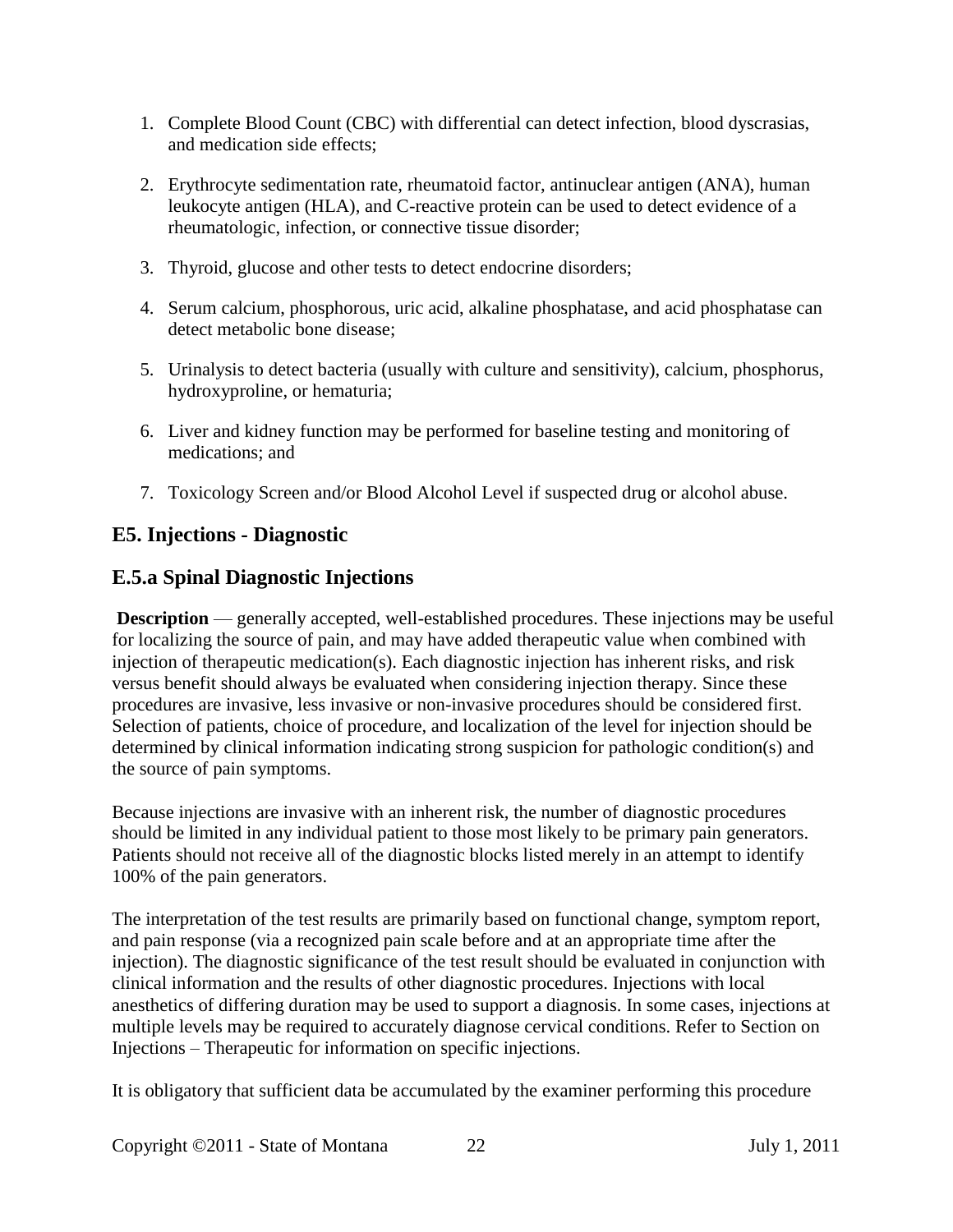1. Complete Blood Count (CBC) with differential can detect infection, blood dyscrasias, and medication side effects;

2. Erythrocyte sedimentation rate, rheumatoid factor, antinuclear antigen (ANA), human leukocyte antigen (HLA), and C-reactive protein can be used to detect evidence of a rheumatologic, infection, or connective tissue disorder;

3. Thyroid, glucose and other tests to detect endocrine disorders;

4. Serum calcium, phosphorous, uric acid, alkaline phosphatase, and acid phosphatase can detect metabolic bone disease;

5. Urinalysis to detect bacteria (usually with culture and sensitivity), calcium, phosphorus, hydroxyproline, or hematuria;

6. Liver and kidney function may be performed for baseline testing and monitoring of medications; and

7. Toxicology Screen and/or Blood Alcohol Level if suspected drug or alcohol abuse.

## E5. Injections - Diagnostic

## E.5.a Spinal Diagnostic Injections

**Description** — generally accepted, well-established procedures. These injections may be useful for localizing the source of pain, and may have added therapeutic value when combined with injection of therapeutic medication(s). Each diagnostic injection has inherent risks, and risk versus benefit should always be evaluated when considering injection therapy. Since these procedures are invasive, less invasive or non-invasive procedures should be considered first. Selection of patients, choice of procedure, and localization of the level for injection should be determined by clinical information indicating strong suspicion for pathologic condition(s) and the source of pain symptoms.

Because injections are invasive with an inherent risk, the number of diagnostic procedures should be limited in any individual patient to those most likely to be primary pain generators. Patients should not receive all of the diagnostic blocks listed merely in an attempt to identify 100% of the pain generators.

The interpretation of the test results are primarily based on functional change, symptom report, and pain response (via a recognized pain scale before and at an appropriate time after the injection). The diagnostic significance of the test result should be evaluated in conjunction with clinical information and the results of other diagnostic procedures. Injections with local anesthetics of differing duration may be used to support a diagnosis. In some cases, injections at multiple levels may be required to accurately diagnose cervical conditions. Refer to Section on Injections – Therapeutic for information on specific injections.

It is obligatory that sufficient data be accumulated by the examiner performing this procedure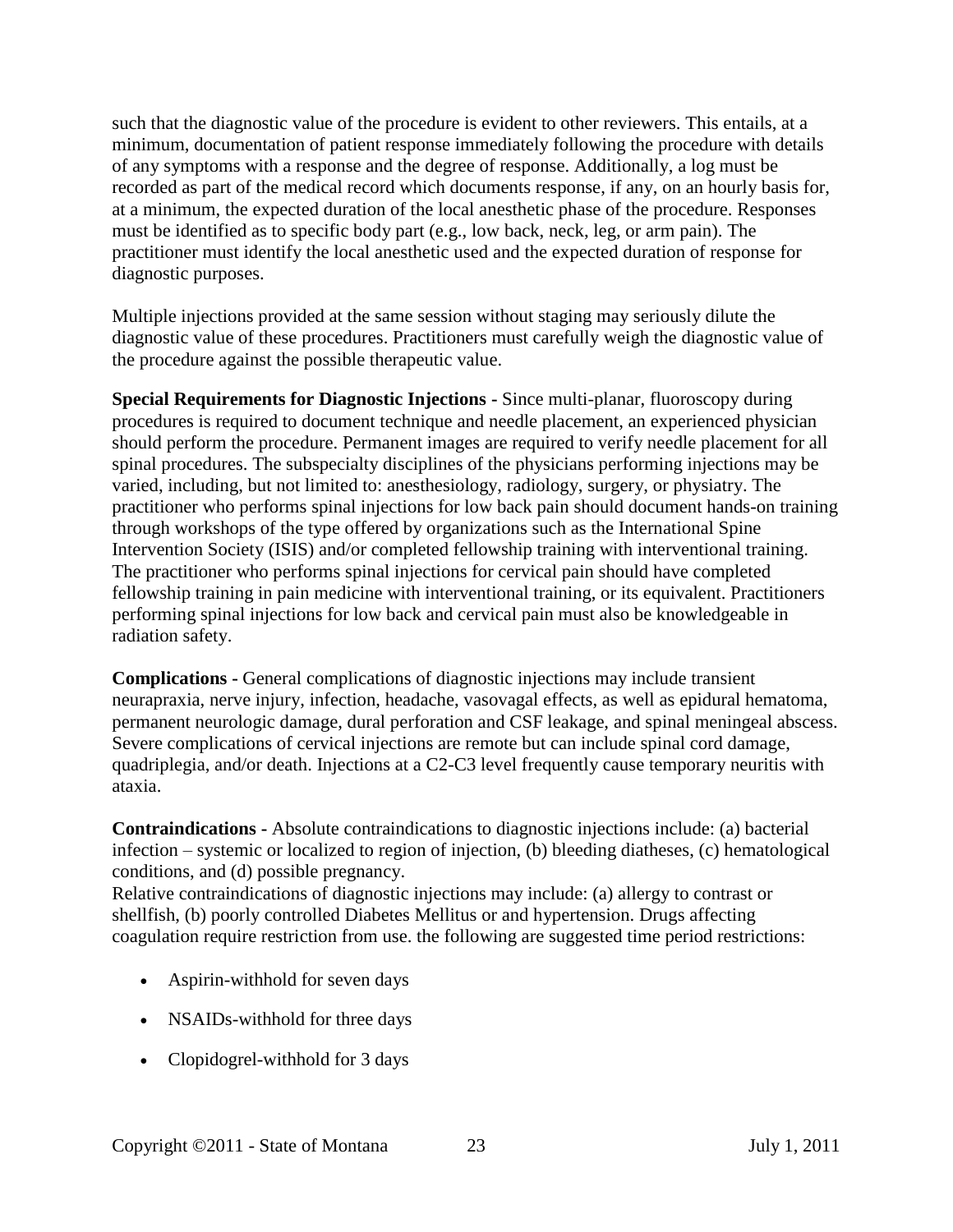such that the diagnostic value of the procedure is evident to other reviewers. This entails, at a minimum, documentation of patient response immediately following the procedure with details of any symptoms with a response and the degree of response. Additionally, a log must be recorded as part of the medical record which documents response, if any, on an hourly basis for, at a minimum, the expected duration of the local anesthetic phase of the procedure. Responses must be identified as to specific body part (e.g., low back, neck, leg, or arm pain). The practitioner must identify the local anesthetic used and the expected duration of response for diagnostic purposes.

Multiple injections provided at the same session without staging may seriously dilute the diagnostic value of these procedures. Practitioners must carefully weigh the diagnostic value of the procedure against the possible therapeutic value.

**Special Requirements for Diagnostic Injections -** Since multi-planar, fluoroscopy during procedures is required to document technique and needle placement, an experienced physician should perform the procedure. Permanent images are required to verify needle placement for all spinal procedures. The subspecialty disciplines of the physicians performing injections may be varied, including, but not limited to: anesthesiology, radiology, surgery, or physiatry. The practitioner who performs spinal injections for low back pain should document hands-on training through workshops of the type offered by organizations such as the International Spine Intervention Society (ISIS) and/or completed fellowship training with interventional training. The practitioner who performs spinal injections for cervical pain should have completed fellowship training in pain medicine with interventional training, or its equivalent. Practitioners performing spinal injections for low back and cervical pain must also be knowledgeable in radiation safety.

**Complications -** General complications of diagnostic injections may include transient neurapraxia, nerve injury, infection, headache, vasovagal effects, as well as epidural hematoma, permanent neurologic damage, dural perforation and CSF leakage, and spinal meningeal abscess. Severe complications of cervical injections are remote but can include spinal cord damage, quadriplegia, and/or death. Injections at a C2-C3 level frequently cause temporary neuritis with ataxia.

**Contraindications -** Absolute contraindications to diagnostic injections include: (a) bacterial infection – systemic or localized to region of injection, (b) bleeding diatheses, (c) hematological conditions, and (d) possible pregnancy.
Relative contraindications of diagnostic injections may include: (a) allergy to contrast or shellfish, (b) poorly controlled Diabetes Mellitus or and hypertension. Drugs affecting coagulation require restriction from use. the following are suggested time period restrictions:

- Aspirin-withhold for seven days
- NSAIDs-withhold for three days
- Clopidogrel-withhold for 3 days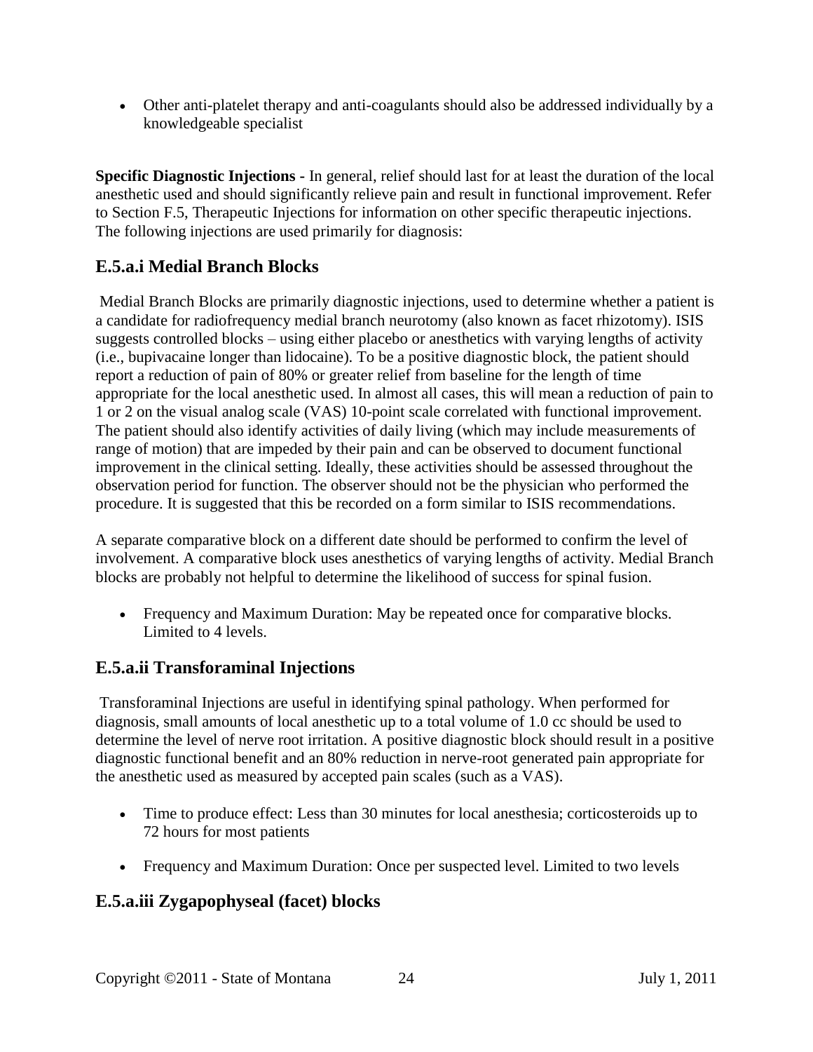- Other anti-platelet therapy and anti-coagulants should also be addressed individually by a knowledgeable specialist

**Specific Diagnostic Injections -** In general, relief should last for at least the duration of the local anesthetic used and should significantly relieve pain and result in functional improvement. Refer to Section F.5, Therapeutic Injections for information on other specific therapeutic injections. The following injections are used primarily for diagnosis:

## E.5.a.i Medial Branch Blocks

Medial Branch Blocks are primarily diagnostic injections, used to determine whether a patient is a candidate for radiofrequency medial branch neurotomy (also known as facet rhizotomy). ISIS suggests controlled blocks – using either placebo or anesthetics with varying lengths of activity (i.e., bupivacaine longer than lidocaine). To be a positive diagnostic block, the patient should report a reduction of pain of 80% or greater relief from baseline for the length of time appropriate for the local anesthetic used. In almost all cases, this will mean a reduction of pain to 1 or 2 on the visual analog scale (VAS) 10-point scale correlated with functional improvement. The patient should also identify activities of daily living (which may include measurements of range of motion) that are impeded by their pain and can be observed to document functional improvement in the clinical setting. Ideally, these activities should be assessed throughout the observation period for function. The observer should not be the physician who performed the procedure. It is suggested that this be recorded on a form similar to ISIS recommendations.

A separate comparative block on a different date should be performed to confirm the level of involvement. A comparative block uses anesthetics of varying lengths of activity. Medial Branch blocks are probably not helpful to determine the likelihood of success for spinal fusion.

- Frequency and Maximum Duration: May be repeated once for comparative blocks. Limited to 4 levels.

## E.5.a.ii Transforaminal Injections

Transforaminal Injections are useful in identifying spinal pathology. When performed for diagnosis, small amounts of local anesthetic up to a total volume of 1.0 cc should be used to determine the level of nerve root irritation. A positive diagnostic block should result in a positive diagnostic functional benefit and an 80% reduction in nerve-root generated pain appropriate for the anesthetic used as measured by accepted pain scales (such as a VAS).

- Time to produce effect: Less than 30 minutes for local anesthesia; corticosteroids up to 72 hours for most patients
- Frequency and Maximum Duration: Once per suspected level. Limited to two levels

## E.5.a.iii Zygapophyseal (facet) blocks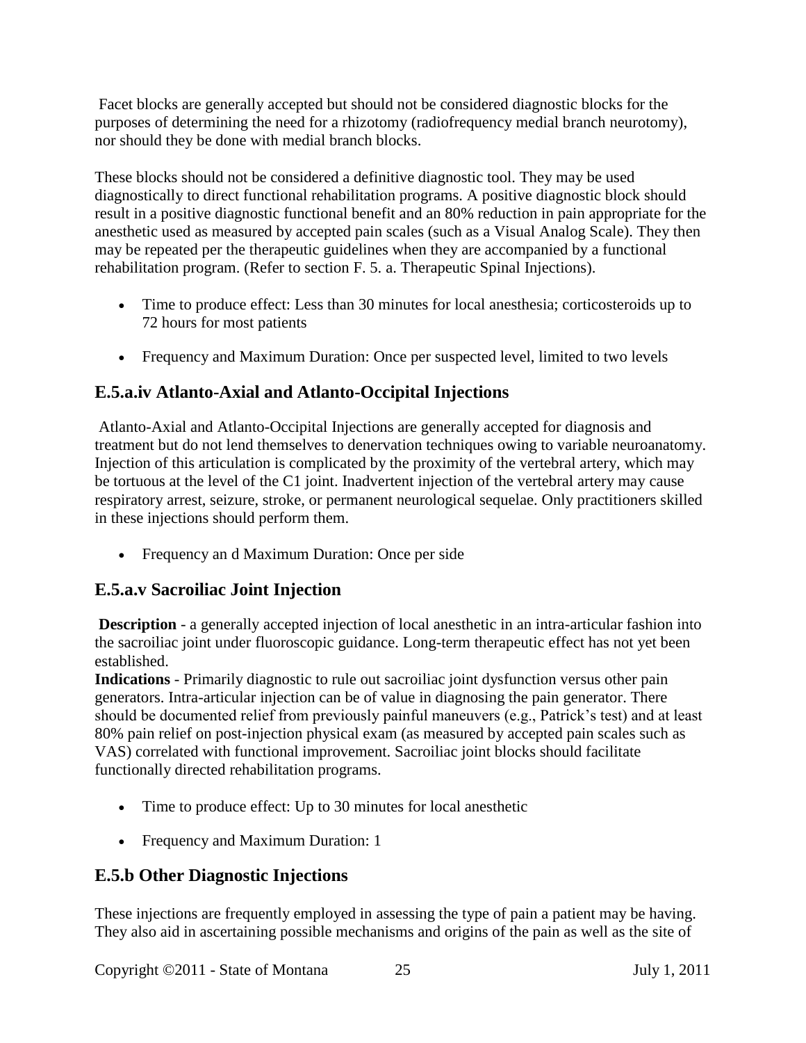Facet blocks are generally accepted but should not be considered diagnostic blocks for the purposes of determining the need for a rhizotomy (radiofrequency medial branch neurotomy), nor should they be done with medial branch blocks.

These blocks should not be considered a definitive diagnostic tool. They may be used diagnostically to direct functional rehabilitation programs. A positive diagnostic block should result in a positive diagnostic functional benefit and an 80% reduction in pain appropriate for the anesthetic used as measured by accepted pain scales (such as a Visual Analog Scale). They then may be repeated per the therapeutic guidelines when they are accompanied by a functional rehabilitation program. (Refer to section F. 5. a. Therapeutic Spinal Injections).

- Time to produce effect: Less than 30 minutes for local anesthesia; corticosteroids up to 72 hours for most patients
- Frequency and Maximum Duration: Once per suspected level, limited to two levels

## E.5.a.iv Atlanto-Axial and Atlanto-Occipital Injections

Atlanto-Axial and Atlanto-Occipital Injections are generally accepted for diagnosis and treatment but do not lend themselves to denervation techniques owing to variable neuroanatomy. Injection of this articulation is complicated by the proximity of the vertebral artery, which may be tortuous at the level of the C1 joint. Inadvertent injection of the vertebral artery may cause respiratory arrest, seizure, stroke, or permanent neurological sequelae. Only practitioners skilled in these injections should perform them.

- Frequency an d Maximum Duration: Once per side

## E.5.a.v Sacroiliac Joint Injection

**Description** - a generally accepted injection of local anesthetic in an intra-articular fashion into the sacroiliac joint under fluoroscopic guidance. Long-term therapeutic effect has not yet been established.
**Indications** - Primarily diagnostic to rule out sacroiliac joint dysfunction versus other pain generators. Intra-articular injection can be of value in diagnosing the pain generator. There should be documented relief from previously painful maneuvers (e.g., Patrick's test) and at least 80% pain relief on post-injection physical exam (as measured by accepted pain scales such as VAS) correlated with functional improvement. Sacroiliac joint blocks should facilitate functionally directed rehabilitation programs.

- Time to produce effect: Up to 30 minutes for local anesthetic
- Frequency and Maximum Duration: 1

## E.5.b Other Diagnostic Injections

These injections are frequently employed in assessing the type of pain a patient may be having. They also aid in ascertaining possible mechanisms and origins of the pain as well as the site of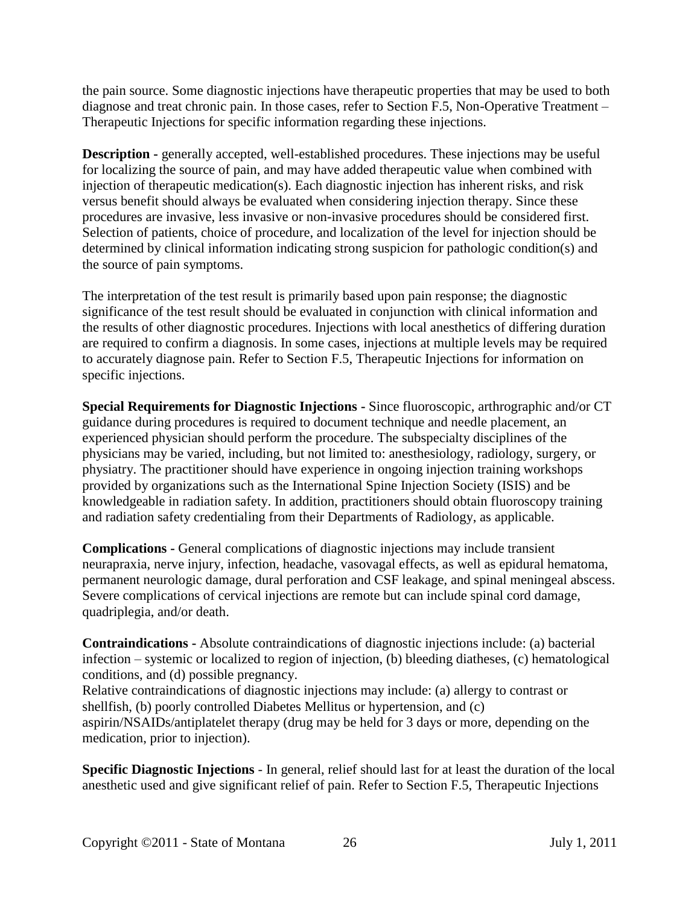the pain source. Some diagnostic injections have therapeutic properties that may be used to both diagnose and treat chronic pain. In those cases, refer to Section F.5, Non-Operative Treatment – Therapeutic Injections for specific information regarding these injections.

**Description -** generally accepted, well-established procedures. These injections may be useful for localizing the source of pain, and may have added therapeutic value when combined with injection of therapeutic medication(s). Each diagnostic injection has inherent risks, and risk versus benefit should always be evaluated when considering injection therapy. Since these procedures are invasive, less invasive or non-invasive procedures should be considered first. Selection of patients, choice of procedure, and localization of the level for injection should be determined by clinical information indicating strong suspicion for pathologic condition(s) and the source of pain symptoms.

The interpretation of the test result is primarily based upon pain response; the diagnostic significance of the test result should be evaluated in conjunction with clinical information and the results of other diagnostic procedures. Injections with local anesthetics of differing duration are required to confirm a diagnosis. In some cases, injections at multiple levels may be required to accurately diagnose pain. Refer to Section F.5, Therapeutic Injections for information on specific injections.

**Special Requirements for Diagnostic Injections -** Since fluoroscopic, arthrographic and/or CT guidance during procedures is required to document technique and needle placement, an experienced physician should perform the procedure. The subspecialty disciplines of the physicians may be varied, including, but not limited to: anesthesiology, radiology, surgery, or physiatry. The practitioner should have experience in ongoing injection training workshops provided by organizations such as the International Spine Injection Society (ISIS) and be knowledgeable in radiation safety. In addition, practitioners should obtain fluoroscopy training and radiation safety credentialing from their Departments of Radiology, as applicable.

**Complications -** General complications of diagnostic injections may include transient neurapraxia, nerve injury, infection, headache, vasovagal effects, as well as epidural hematoma, permanent neurologic damage, dural perforation and CSF leakage, and spinal meningeal abscess. Severe complications of cervical injections are remote but can include spinal cord damage, quadriplegia, and/or death.

**Contraindications -** Absolute contraindications of diagnostic injections include: (a) bacterial infection – systemic or localized to region of injection, (b) bleeding diatheses, (c) hematological conditions, and (d) possible pregnancy.
Relative contraindications of diagnostic injections may include: (a) allergy to contrast or shellfish, (b) poorly controlled Diabetes Mellitus or hypertension, and (c) aspirin/NSAIDs/antiplatelet therapy (drug may be held for 3 days or more, depending on the medication, prior to injection).

**Specific Diagnostic Injections** - In general, relief should last for at least the duration of the local anesthetic used and give significant relief of pain. Refer to Section F.5, Therapeutic Injections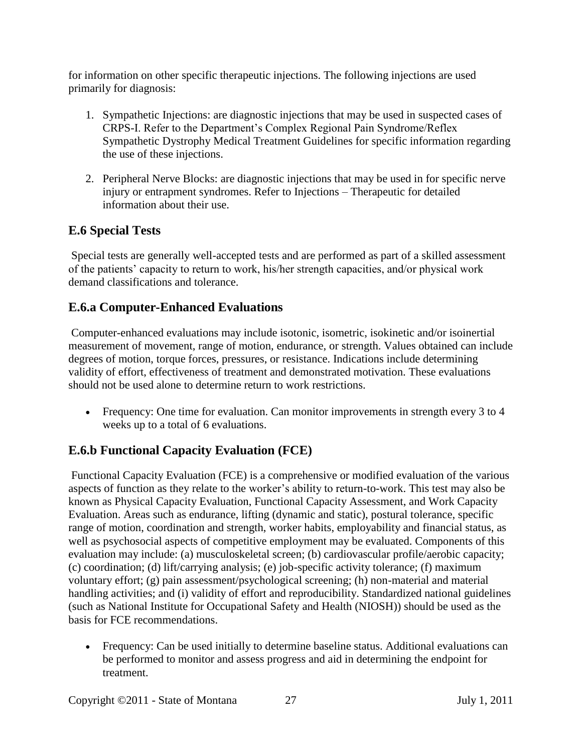for information on other specific therapeutic injections. The following injections are used primarily for diagnosis:

1. Sympathetic Injections: are diagnostic injections that may be used in suspected cases of CRPS-I. Refer to the Department's Complex Regional Pain Syndrome/Reflex Sympathetic Dystrophy Medical Treatment Guidelines for specific information regarding the use of these injections.

2. Peripheral Nerve Blocks: are diagnostic injections that may be used in for specific nerve injury or entrapment syndromes. Refer to Injections – Therapeutic for detailed information about their use.

## E.6 Special Tests

Special tests are generally well-accepted tests and are performed as part of a skilled assessment of the patients' capacity to return to work, his/her strength capacities, and/or physical work demand classifications and tolerance.

## E.6.a Computer-Enhanced Evaluations

Computer-enhanced evaluations may include isotonic, isometric, isokinetic and/or isoinertial measurement of movement, range of motion, endurance, or strength. Values obtained can include degrees of motion, torque forces, pressures, or resistance. Indications include determining validity of effort, effectiveness of treatment and demonstrated motivation. These evaluations should not be used alone to determine return to work restrictions.

- Frequency: One time for evaluation. Can monitor improvements in strength every 3 to 4 weeks up to a total of 6 evaluations.

## E.6.b Functional Capacity Evaluation (FCE)

Functional Capacity Evaluation (FCE) is a comprehensive or modified evaluation of the various aspects of function as they relate to the worker's ability to return-to-work. This test may also be known as Physical Capacity Evaluation, Functional Capacity Assessment, and Work Capacity Evaluation. Areas such as endurance, lifting (dynamic and static), postural tolerance, specific range of motion, coordination and strength, worker habits, employability and financial status, as well as psychosocial aspects of competitive employment may be evaluated. Components of this evaluation may include: (a) musculoskeletal screen; (b) cardiovascular profile/aerobic capacity; (c) coordination; (d) lift/carrying analysis; (e) job-specific activity tolerance; (f) maximum voluntary effort; (g) pain assessment/psychological screening; (h) non-material and material handling activities; and (i) validity of effort and reproducibility. Standardized national guidelines (such as National Institute for Occupational Safety and Health (NIOSH)) should be used as the basis for FCE recommendations.

- Frequency: Can be used initially to determine baseline status. Additional evaluations can be performed to monitor and assess progress and aid in determining the endpoint for treatment.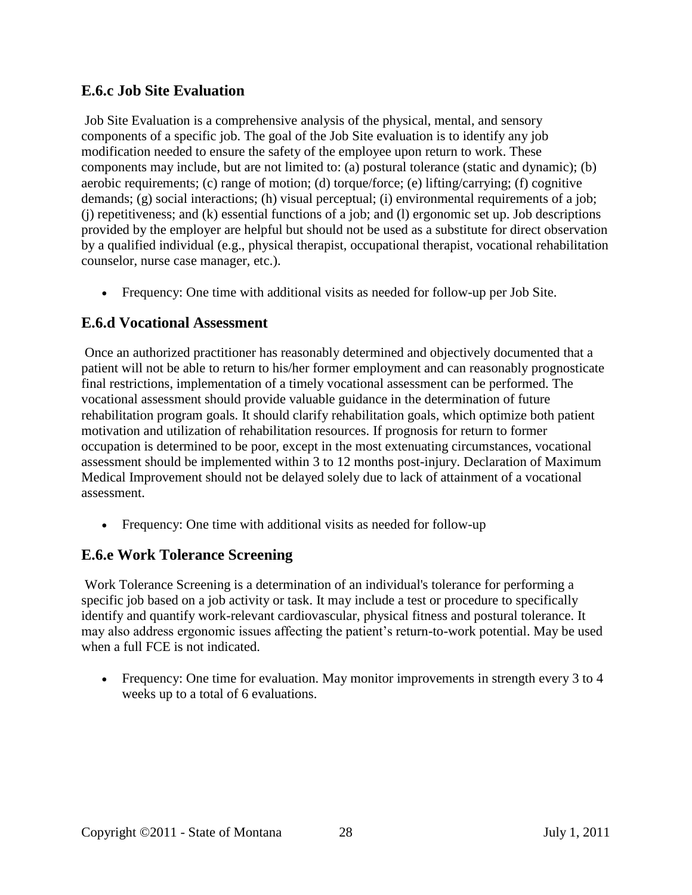### E.6.c Job Site Evaluation

Job Site Evaluation is a comprehensive analysis of the physical, mental, and sensory components of a specific job. The goal of the Job Site evaluation is to identify any job modification needed to ensure the safety of the employee upon return to work. These components may include, but are not limited to: (a) postural tolerance (static and dynamic); (b) aerobic requirements; (c) range of motion; (d) torque/force; (e) lifting/carrying; (f) cognitive demands; (g) social interactions; (h) visual perceptual; (i) environmental requirements of a job; (j) repetitiveness; and (k) essential functions of a job; and (l) ergonomic set up. Job descriptions provided by the employer are helpful but should not be used as a substitute for direct observation by a qualified individual (e.g., physical therapist, occupational therapist, vocational rehabilitation counselor, nurse case manager, etc.).

- Frequency: One time with additional visits as needed for follow-up per Job Site.

### E.6.d Vocational Assessment

Once an authorized practitioner has reasonably determined and objectively documented that a patient will not be able to return to his/her former employment and can reasonably prognosticate final restrictions, implementation of a timely vocational assessment can be performed. The vocational assessment should provide valuable guidance in the determination of future rehabilitation program goals. It should clarify rehabilitation goals, which optimize both patient motivation and utilization of rehabilitation resources. If prognosis for return to former occupation is determined to be poor, except in the most extenuating circumstances, vocational assessment should be implemented within 3 to 12 months post-injury. Declaration of Maximum Medical Improvement should not be delayed solely due to lack of attainment of a vocational assessment.

- Frequency: One time with additional visits as needed for follow-up

### E.6.e Work Tolerance Screening

Work Tolerance Screening is a determination of an individual's tolerance for performing a specific job based on a job activity or task. It may include a test or procedure to specifically identify and quantify work-relevant cardiovascular, physical fitness and postural tolerance. It may also address ergonomic issues affecting the patient's return-to-work potential. May be used when a full FCE is not indicated.

- Frequency: One time for evaluation. May monitor improvements in strength every 3 to 4 weeks up to a total of 6 evaluations.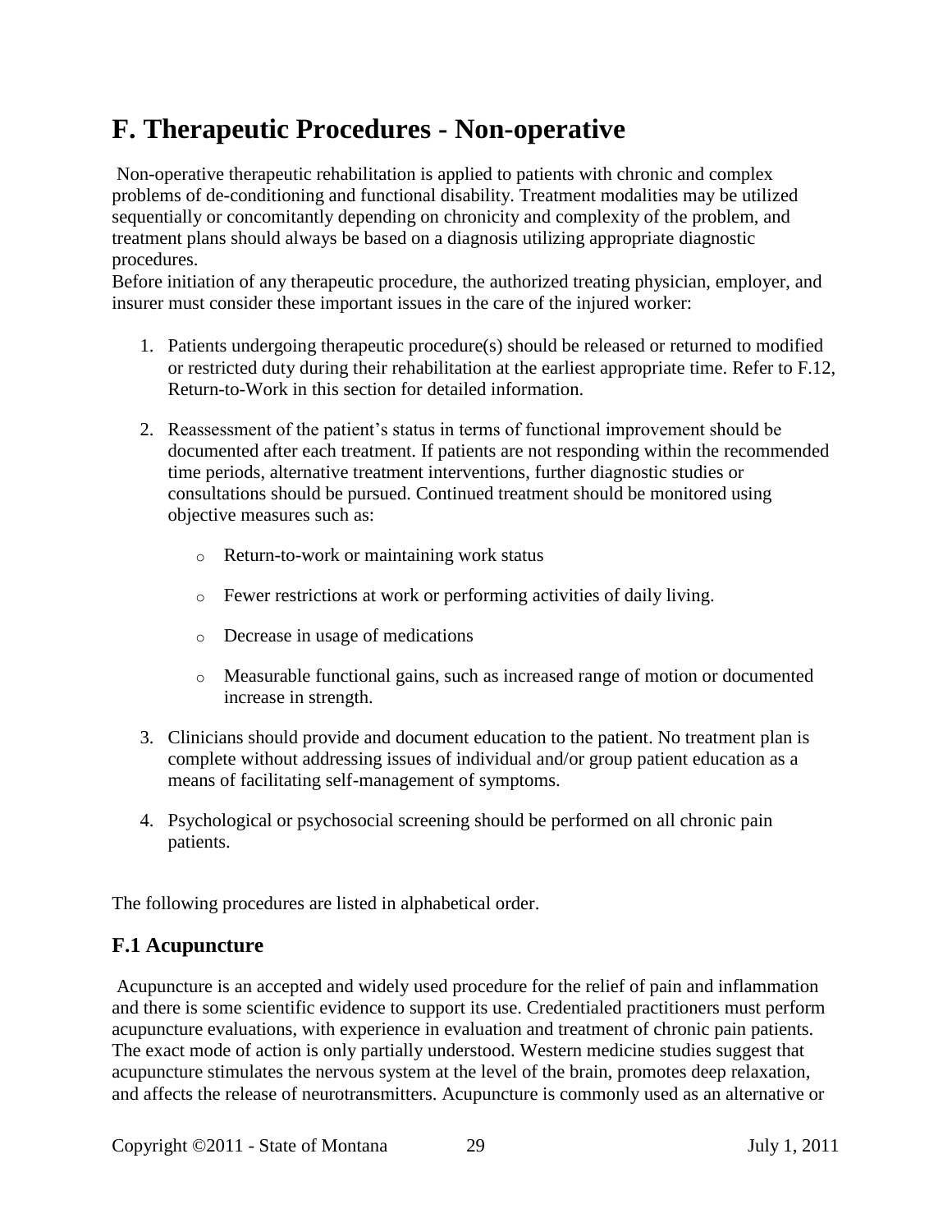# F. Therapeutic Procedures - Non-operative

Non-operative therapeutic rehabilitation is applied to patients with chronic and complex problems of de-conditioning and functional disability. Treatment modalities may be utilized sequentially or concomitantly depending on chronicity and complexity of the problem, and treatment plans should always be based on a diagnosis utilizing appropriate diagnostic procedures.

Before initiation of any therapeutic procedure, the authorized treating physician, employer, and insurer must consider these important issues in the care of the injured worker:

1. Patients undergoing therapeutic procedure(s) should be released or returned to modified or restricted duty during their rehabilitation at the earliest appropriate time. Refer to F.12, Return-to-Work in this section for detailed information.
2. Reassessment of the patient's status in terms of functional improvement should be documented after each treatment. If patients are not responding within the recommended time periods, alternative treatment interventions, further diagnostic studies or consultations should be pursued. Continued treatment should be monitored using objective measures such as:
    - Return-to-work or maintaining work status
    - Fewer restrictions at work or performing activities of daily living.
    - Decrease in usage of medications
    - Measurable functional gains, such as increased range of motion or documented increase in strength.
3. Clinicians should provide and document education to the patient. No treatment plan is complete without addressing issues of individual and/or group patient education as a means of facilitating self-management of symptoms.
4. Psychological or psychosocial screening should be performed on all chronic pain patients.

The following procedures are listed in alphabetical order.

## F.1 Acupuncture

Acupuncture is an accepted and widely used procedure for the relief of pain and inflammation and there is some scientific evidence to support its use. Credentialed practitioners must perform acupuncture evaluations, with experience in evaluation and treatment of chronic pain patients. The exact mode of action is only partially understood. Western medicine studies suggest that acupuncture stimulates the nervous system at the level of the brain, promotes deep relaxation, and affects the release of neurotransmitters. Acupuncture is commonly used as an alternative or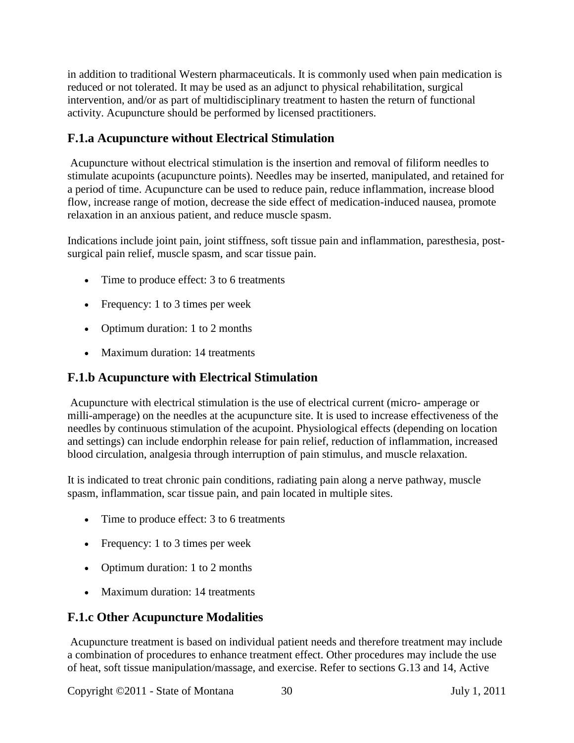in addition to traditional Western pharmaceuticals. It is commonly used when pain medication is reduced or not tolerated. It may be used as an adjunct to physical rehabilitation, surgical intervention, and/or as part of multidisciplinary treatment to hasten the return of functional activity. Acupuncture should be performed by licensed practitioners.

### F.1.a Acupuncture without Electrical Stimulation

Acupuncture without electrical stimulation is the insertion and removal of filiform needles to stimulate acupoints (acupuncture points). Needles may be inserted, manipulated, and retained for a period of time. Acupuncture can be used to reduce pain, reduce inflammation, increase blood flow, increase range of motion, decrease the side effect of medication-induced nausea, promote relaxation in an anxious patient, and reduce muscle spasm.

Indications include joint pain, joint stiffness, soft tissue pain and inflammation, paresthesia, post-surgical pain relief, muscle spasm, and scar tissue pain.

- Time to produce effect: 3 to 6 treatments
- Frequency: 1 to 3 times per week
- Optimum duration: 1 to 2 months
- Maximum duration: 14 treatments

### F.1.b Acupuncture with Electrical Stimulation

Acupuncture with electrical stimulation is the use of electrical current (micro- amperage or milli-amperage) on the needles at the acupuncture site. It is used to increase effectiveness of the needles by continuous stimulation of the acupoint. Physiological effects (depending on location and settings) can include endorphin release for pain relief, reduction of inflammation, increased blood circulation, analgesia through interruption of pain stimulus, and muscle relaxation.

It is indicated to treat chronic pain conditions, radiating pain along a nerve pathway, muscle spasm, inflammation, scar tissue pain, and pain located in multiple sites.

- Time to produce effect: 3 to 6 treatments
- Frequency: 1 to 3 times per week
- Optimum duration: 1 to 2 months
- Maximum duration: 14 treatments

### F.1.c Other Acupuncture Modalities

Acupuncture treatment is based on individual patient needs and therefore treatment may include a combination of procedures to enhance treatment effect. Other procedures may include the use of heat, soft tissue manipulation/massage, and exercise. Refer to sections G.13 and 14, Active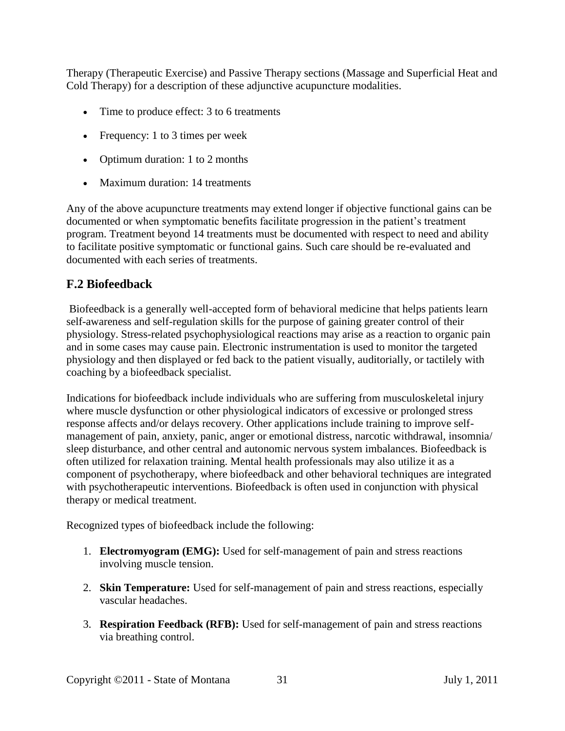Therapy (Therapeutic Exercise) and Passive Therapy sections (Massage and Superficial Heat and Cold Therapy) for a description of these adjunctive acupuncture modalities.

- Time to produce effect: 3 to 6 treatments
- Frequency: 1 to 3 times per week
- Optimum duration: 1 to 2 months
- Maximum duration: 14 treatments

Any of the above acupuncture treatments may extend longer if objective functional gains can be documented or when symptomatic benefits facilitate progression in the patient's treatment program. Treatment beyond 14 treatments must be documented with respect to need and ability to facilitate positive symptomatic or functional gains. Such care should be re-evaluated and documented with each series of treatments.

## F.2 Biofeedback

Biofeedback is a generally well-accepted form of behavioral medicine that helps patients learn self-awareness and self-regulation skills for the purpose of gaining greater control of their physiology. Stress-related psychophysiological reactions may arise as a reaction to organic pain and in some cases may cause pain. Electronic instrumentation is used to monitor the targeted physiology and then displayed or fed back to the patient visually, auditorially, or tactilely with coaching by a biofeedback specialist.

Indications for biofeedback include individuals who are suffering from musculoskeletal injury where muscle dysfunction or other physiological indicators of excessive or prolonged stress response affects and/or delays recovery. Other applications include training to improve self-management of pain, anxiety, panic, anger or emotional distress, narcotic withdrawal, insomnia/ sleep disturbance, and other central and autonomic nervous system imbalances. Biofeedback is often utilized for relaxation training. Mental health professionals may also utilize it as a component of psychotherapy, where biofeedback and other behavioral techniques are integrated with psychotherapeutic interventions. Biofeedback is often used in conjunction with physical therapy or medical treatment.

Recognized types of biofeedback include the following:

1. **Electromyogram (EMG):** Used for self-management of pain and stress reactions involving muscle tension.
2. **Skin Temperature:** Used for self-management of pain and stress reactions, especially vascular headaches.
3. **Respiration Feedback (RFB):** Used for self-management of pain and stress reactions via breathing control.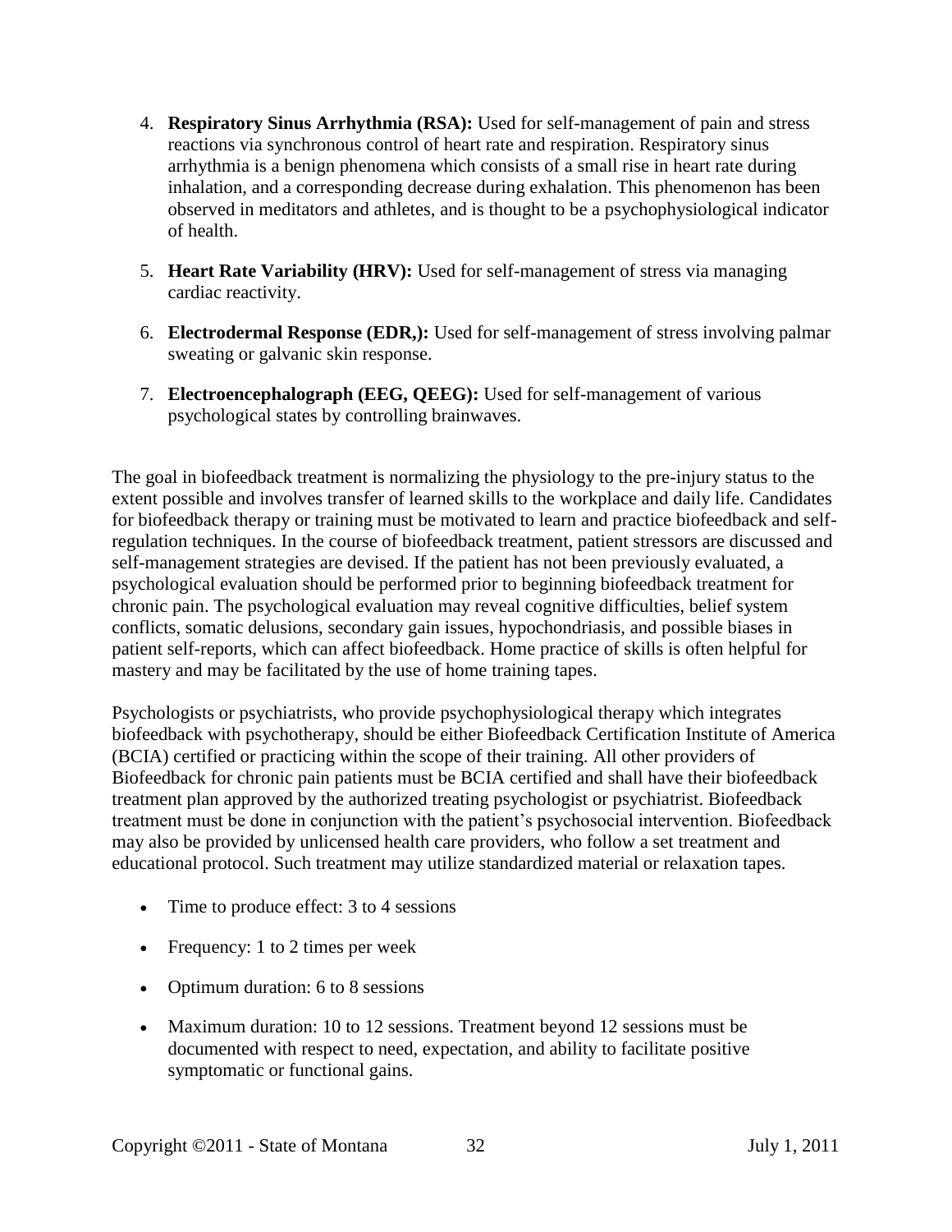4. **Respiratory Sinus Arrhythmia (RSA):** Used for self-management of pain and stress reactions via synchronous control of heart rate and respiration. Respiratory sinus arrhythmia is a benign phenomena which consists of a small rise in heart rate during inhalation, and a corresponding decrease during exhalation. This phenomenon has been observed in meditators and athletes, and is thought to be a psychophysiological indicator of health.

5. **Heart Rate Variability (HRV):** Used for self-management of stress via managing cardiac reactivity.

6. **Electrodermal Response (EDR,):** Used for self-management of stress involving palmar sweating or galvanic skin response.

7. **Electroencephalograph (EEG, QEEG):** Used for self-management of various psychological states by controlling brainwaves.

The goal in biofeedback treatment is normalizing the physiology to the pre-injury status to the extent possible and involves transfer of learned skills to the workplace and daily life. Candidates for biofeedback therapy or training must be motivated to learn and practice biofeedback and self-regulation techniques. In the course of biofeedback treatment, patient stressors are discussed and self-management strategies are devised. If the patient has not been previously evaluated, a psychological evaluation should be performed prior to beginning biofeedback treatment for chronic pain. The psychological evaluation may reveal cognitive difficulties, belief system conflicts, somatic delusions, secondary gain issues, hypochondriasis, and possible biases in patient self-reports, which can affect biofeedback. Home practice of skills is often helpful for mastery and may be facilitated by the use of home training tapes.

Psychologists or psychiatrists, who provide psychophysiological therapy which integrates biofeedback with psychotherapy, should be either Biofeedback Certification Institute of America (BCIA) certified or practicing within the scope of their training. All other providers of Biofeedback for chronic pain patients must be BCIA certified and shall have their biofeedback treatment plan approved by the authorized treating psychologist or psychiatrist. Biofeedback treatment must be done in conjunction with the patient's psychosocial intervention. Biofeedback may also be provided by unlicensed health care providers, who follow a set treatment and educational protocol. Such treatment may utilize standardized material or relaxation tapes.

- Time to produce effect: 3 to 4 sessions
- Frequency: 1 to 2 times per week
- Optimum duration: 6 to 8 sessions
- Maximum duration: 10 to 12 sessions. Treatment beyond 12 sessions must be documented with respect to need, expectation, and ability to facilitate positive symptomatic or functional gains.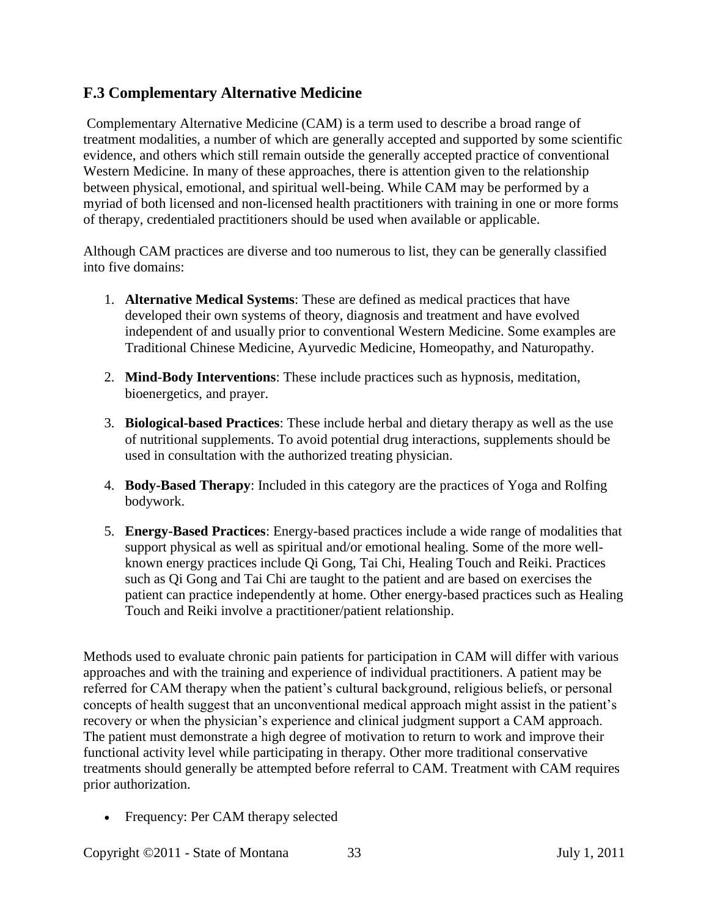## F.3 Complementary Alternative Medicine

Complementary Alternative Medicine (CAM) is a term used to describe a broad range of treatment modalities, a number of which are generally accepted and supported by some scientific evidence, and others which still remain outside the generally accepted practice of conventional Western Medicine. In many of these approaches, there is attention given to the relationship between physical, emotional, and spiritual well-being. While CAM may be performed by a myriad of both licensed and non-licensed health practitioners with training in one or more forms of therapy, credentialed practitioners should be used when available or applicable.

Although CAM practices are diverse and too numerous to list, they can be generally classified into five domains:

1. **Alternative Medical Systems**: These are defined as medical practices that have developed their own systems of theory, diagnosis and treatment and have evolved independent of and usually prior to conventional Western Medicine. Some examples are Traditional Chinese Medicine, Ayurvedic Medicine, Homeopathy, and Naturopathy.

2. **Mind-Body Interventions**: These include practices such as hypnosis, meditation, bioenergetics, and prayer.

3. **Biological-based Practices**: These include herbal and dietary therapy as well as the use of nutritional supplements. To avoid potential drug interactions, supplements should be used in consultation with the authorized treating physician.

4. **Body-Based Therapy**: Included in this category are the practices of Yoga and Rolfing bodywork.

5. **Energy-Based Practices**: Energy-based practices include a wide range of modalities that support physical as well as spiritual and/or emotional healing. Some of the more well-known energy practices include Qi Gong, Tai Chi, Healing Touch and Reiki. Practices such as Qi Gong and Tai Chi are taught to the patient and are based on exercises the patient can practice independently at home. Other energy-based practices such as Healing Touch and Reiki involve a practitioner/patient relationship.

Methods used to evaluate chronic pain patients for participation in CAM will differ with various approaches and with the training and experience of individual practitioners. A patient may be referred for CAM therapy when the patient's cultural background, religious beliefs, or personal concepts of health suggest that an unconventional medical approach might assist in the patient's recovery or when the physician's experience and clinical judgment support a CAM approach. The patient must demonstrate a high degree of motivation to return to work and improve their functional activity level while participating in therapy. Other more traditional conservative treatments should generally be attempted before referral to CAM. Treatment with CAM requires prior authorization.

- Frequency: Per CAM therapy selected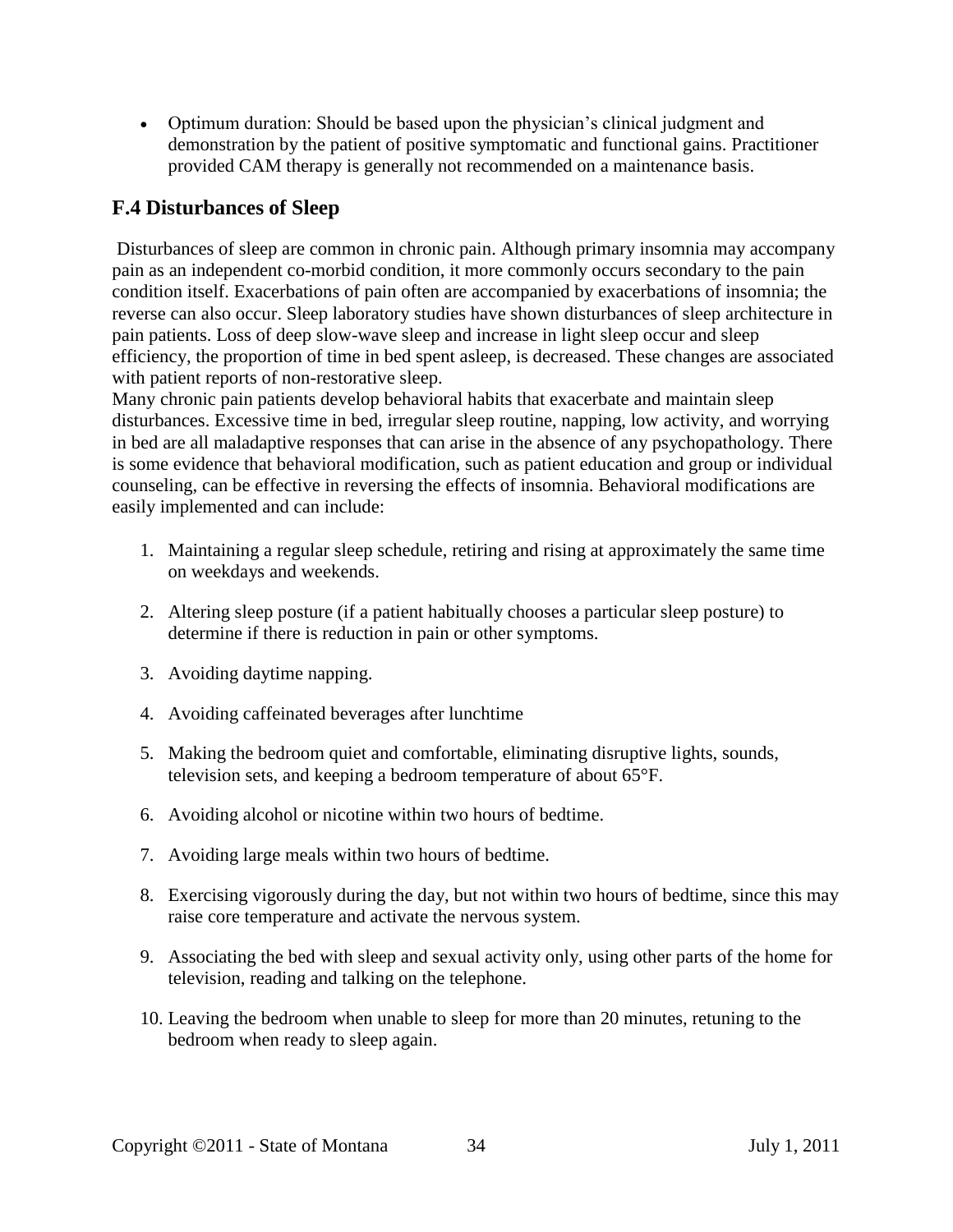- Optimum duration: Should be based upon the physician's clinical judgment and demonstration by the patient of positive symptomatic and functional gains. Practitioner provided CAM therapy is generally not recommended on a maintenance basis.

## F.4 Disturbances of Sleep

Disturbances of sleep are common in chronic pain. Although primary insomnia may accompany pain as an independent co-morbid condition, it more commonly occurs secondary to the pain condition itself. Exacerbations of pain often are accompanied by exacerbations of insomnia; the reverse can also occur. Sleep laboratory studies have shown disturbances of sleep architecture in pain patients. Loss of deep slow-wave sleep and increase in light sleep occur and sleep efficiency, the proportion of time in bed spent asleep, is decreased. These changes are associated with patient reports of non-restorative sleep.

Many chronic pain patients develop behavioral habits that exacerbate and maintain sleep disturbances. Excessive time in bed, irregular sleep routine, napping, low activity, and worrying in bed are all maladaptive responses that can arise in the absence of any psychopathology. There is some evidence that behavioral modification, such as patient education and group or individual counseling, can be effective in reversing the effects of insomnia. Behavioral modifications are easily implemented and can include:

1. Maintaining a regular sleep schedule, retiring and rising at approximately the same time on weekdays and weekends.
2. Altering sleep posture (if a patient habitually chooses a particular sleep posture) to determine if there is reduction in pain or other symptoms.
3. Avoiding daytime napping.
4. Avoiding caffeinated beverages after lunchtime
5. Making the bedroom quiet and comfortable, eliminating disruptive lights, sounds, television sets, and keeping a bedroom temperature of about 65°F.
6. Avoiding alcohol or nicotine within two hours of bedtime.
7. Avoiding large meals within two hours of bedtime.
8. Exercising vigorously during the day, but not within two hours of bedtime, since this may raise core temperature and activate the nervous system.
9. Associating the bed with sleep and sexual activity only, using other parts of the home for television, reading and talking on the telephone.
10. Leaving the bedroom when unable to sleep for more than 20 minutes, retuning to the bedroom when ready to sleep again.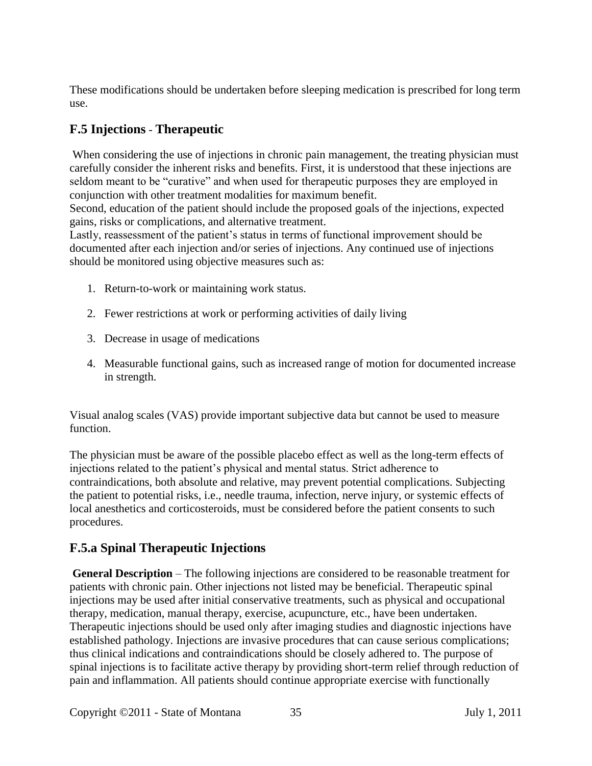These modifications should be undertaken before sleeping medication is prescribed for long term use.

## F.5 Injections - Therapeutic

When considering the use of injections in chronic pain management, the treating physician must carefully consider the inherent risks and benefits. First, it is understood that these injections are seldom meant to be "curative" and when used for therapeutic purposes they are employed in conjunction with other treatment modalities for maximum benefit.
Second, education of the patient should include the proposed goals of the injections, expected gains, risks or complications, and alternative treatment.
Lastly, reassessment of the patient's status in terms of functional improvement should be documented after each injection and/or series of injections. Any continued use of injections should be monitored using objective measures such as:

1. Return-to-work or maintaining work status.
2. Fewer restrictions at work or performing activities of daily living
3. Decrease in usage of medications
4. Measurable functional gains, such as increased range of motion for documented increase in strength.

Visual analog scales (VAS) provide important subjective data but cannot be used to measure function.

The physician must be aware of the possible placebo effect as well as the long-term effects of injections related to the patient's physical and mental status. Strict adherence to contraindications, both absolute and relative, may prevent potential complications. Subjecting the patient to potential risks, i.e., needle trauma, infection, nerve injury, or systemic effects of local anesthetics and corticosteroids, must be considered before the patient consents to such procedures.

## F.5.a Spinal Therapeutic Injections

**General Description** – The following injections are considered to be reasonable treatment for patients with chronic pain. Other injections not listed may be beneficial. Therapeutic spinal injections may be used after initial conservative treatments, such as physical and occupational therapy, medication, manual therapy, exercise, acupuncture, etc., have been undertaken. Therapeutic injections should be used only after imaging studies and diagnostic injections have established pathology. Injections are invasive procedures that can cause serious complications; thus clinical indications and contraindications should be closely adhered to. The purpose of spinal injections is to facilitate active therapy by providing short-term relief through reduction of pain and inflammation. All patients should continue appropriate exercise with functionally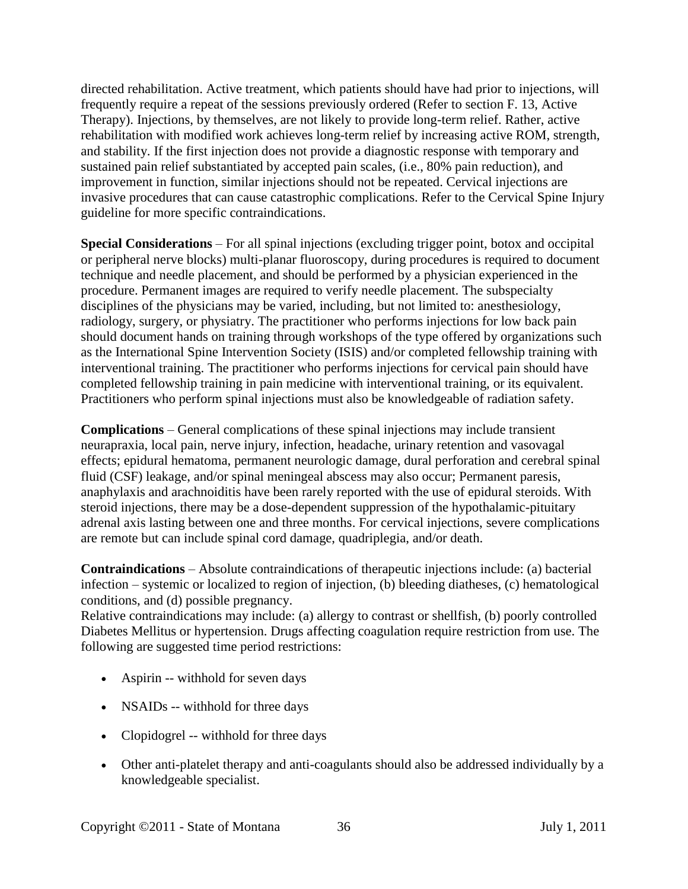directed rehabilitation. Active treatment, which patients should have had prior to injections, will frequently require a repeat of the sessions previously ordered (Refer to section F. 13, Active Therapy). Injections, by themselves, are not likely to provide long-term relief. Rather, active rehabilitation with modified work achieves long-term relief by increasing active ROM, strength, and stability. If the first injection does not provide a diagnostic response with temporary and sustained pain relief substantiated by accepted pain scales, (i.e., 80% pain reduction), and improvement in function, similar injections should not be repeated. Cervical injections are invasive procedures that can cause catastrophic complications. Refer to the Cervical Spine Injury guideline for more specific contraindications.

**Special Considerations** – For all spinal injections (excluding trigger point, botox and occipital or peripheral nerve blocks) multi-planar fluoroscopy, during procedures is required to document technique and needle placement, and should be performed by a physician experienced in the procedure. Permanent images are required to verify needle placement. The subspecialty disciplines of the physicians may be varied, including, but not limited to: anesthesiology, radiology, surgery, or physiatry. The practitioner who performs injections for low back pain should document hands on training through workshops of the type offered by organizations such as the International Spine Intervention Society (ISIS) and/or completed fellowship training with interventional training. The practitioner who performs injections for cervical pain should have completed fellowship training in pain medicine with interventional training, or its equivalent. Practitioners who perform spinal injections must also be knowledgeable of radiation safety.

**Complications** – General complications of these spinal injections may include transient neurapraxia, local pain, nerve injury, infection, headache, urinary retention and vasovagal effects; epidural hematoma, permanent neurologic damage, dural perforation and cerebral spinal fluid (CSF) leakage, and/or spinal meningeal abscess may also occur; Permanent paresis, anaphylaxis and arachnoiditis have been rarely reported with the use of epidural steroids. With steroid injections, there may be a dose-dependent suppression of the hypothalamic-pituitary adrenal axis lasting between one and three months. For cervical injections, severe complications are remote but can include spinal cord damage, quadriplegia, and/or death.

**Contraindications** – Absolute contraindications of therapeutic injections include: (a) bacterial infection – systemic or localized to region of injection, (b) bleeding diatheses, (c) hematological conditions, and (d) possible pregnancy.
Relative contraindications may include: (a) allergy to contrast or shellfish, (b) poorly controlled Diabetes Mellitus or hypertension. Drugs affecting coagulation require restriction from use. The following are suggested time period restrictions:

- Aspirin -- withhold for seven days
- NSAIDs -- withhold for three days
- Clopidogrel -- withhold for three days
- Other anti-platelet therapy and anti-coagulants should also be addressed individually by a knowledgeable specialist.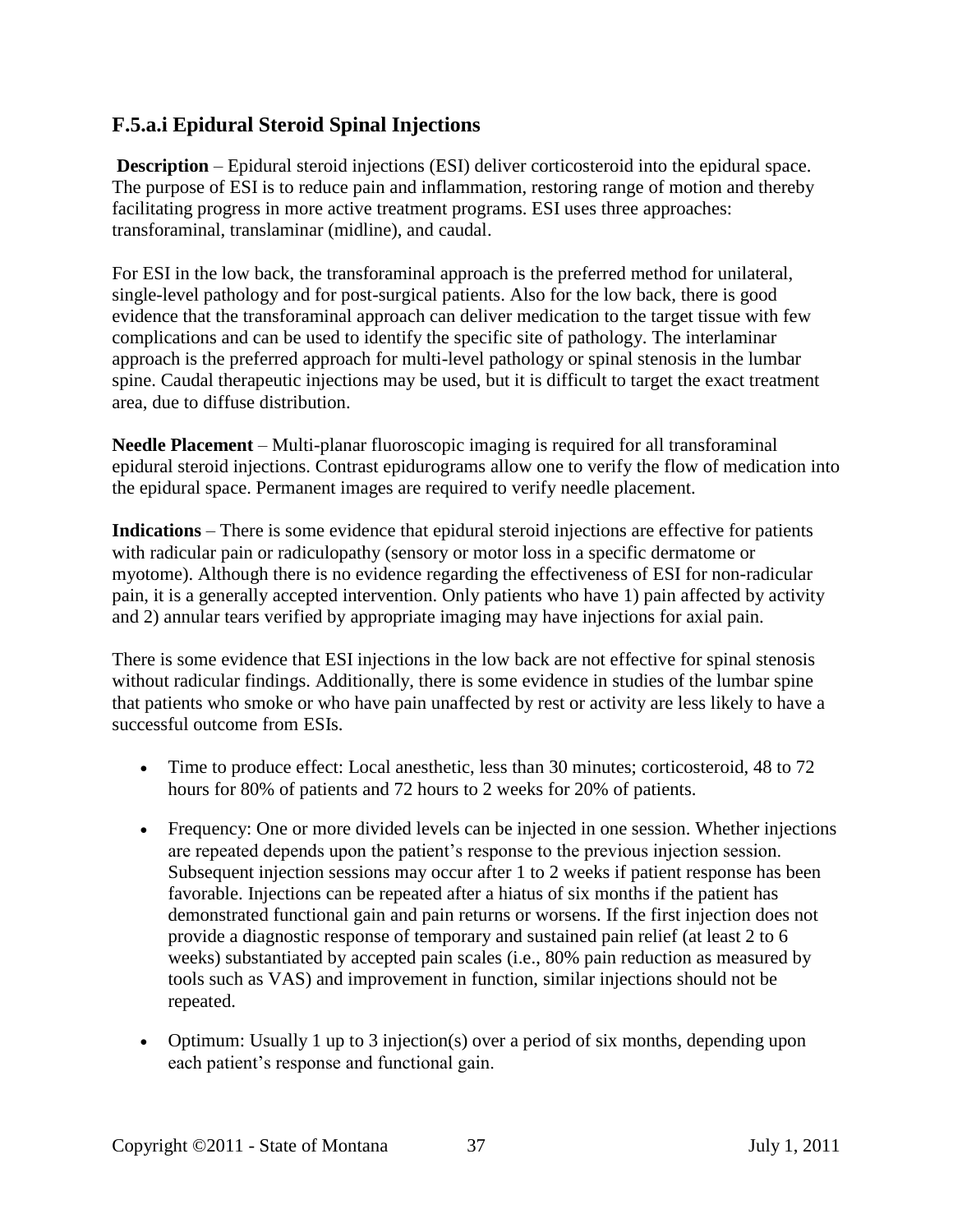### F.5.a.i Epidural Steroid Spinal Injections

**Description** – Epidural steroid injections (ESI) deliver corticosteroid into the epidural space. The purpose of ESI is to reduce pain and inflammation, restoring range of motion and thereby facilitating progress in more active treatment programs. ESI uses three approaches: transforaminal, translaminar (midline), and caudal.

For ESI in the low back, the transforaminal approach is the preferred method for unilateral, single-level pathology and for post-surgical patients. Also for the low back, there is good evidence that the transforaminal approach can deliver medication to the target tissue with few complications and can be used to identify the specific site of pathology. The interlaminar approach is the preferred approach for multi-level pathology or spinal stenosis in the lumbar spine. Caudal therapeutic injections may be used, but it is difficult to target the exact treatment area, due to diffuse distribution.

**Needle Placement** – Multi-planar fluoroscopic imaging is required for all transforaminal epidural steroid injections. Contrast epidurograms allow one to verify the flow of medication into the epidural space. Permanent images are required to verify needle placement.

**Indications** – There is some evidence that epidural steroid injections are effective for patients with radicular pain or radiculopathy (sensory or motor loss in a specific dermatome or myotome). Although there is no evidence regarding the effectiveness of ESI for non-radicular pain, it is a generally accepted intervention. Only patients who have 1) pain affected by activity and 2) annular tears verified by appropriate imaging may have injections for axial pain.

There is some evidence that ESI injections in the low back are not effective for spinal stenosis without radicular findings. Additionally, there is some evidence in studies of the lumbar spine that patients who smoke or who have pain unaffected by rest or activity are less likely to have a successful outcome from ESIs.

- Time to produce effect: Local anesthetic, less than 30 minutes; corticosteroid, 48 to 72 hours for 80% of patients and 72 hours to 2 weeks for 20% of patients.
- Frequency: One or more divided levels can be injected in one session. Whether injections are repeated depends upon the patient's response to the previous injection session. Subsequent injection sessions may occur after 1 to 2 weeks if patient response has been favorable. Injections can be repeated after a hiatus of six months if the patient has demonstrated functional gain and pain returns or worsens. If the first injection does not provide a diagnostic response of temporary and sustained pain relief (at least 2 to 6 weeks) substantiated by accepted pain scales (i.e., 80% pain reduction as measured by tools such as VAS) and improvement in function, similar injections should not be repeated.
- Optimum: Usually 1 up to 3 injection(s) over a period of six months, depending upon each patient's response and functional gain.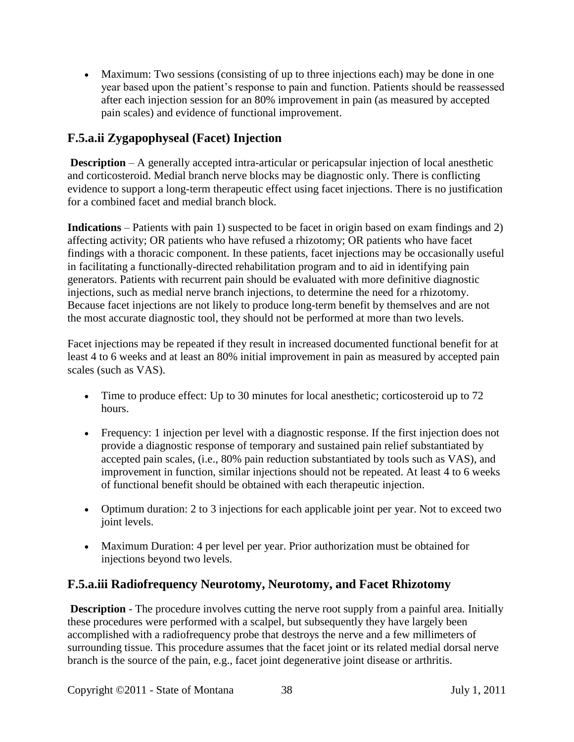- Maximum: Two sessions (consisting of up to three injections each) may be done in one year based upon the patient's response to pain and function. Patients should be reassessed after each injection session for an 80% improvement in pain (as measured by accepted pain scales) and evidence of functional improvement.

## F.5.a.ii Zygapophyseal (Facet) Injection

**Description** – A generally accepted intra-articular or pericapsular injection of local anesthetic and corticosteroid. Medial branch nerve blocks may be diagnostic only. There is conflicting evidence to support a long-term therapeutic effect using facet injections. There is no justification for a combined facet and medial branch block.

**Indications** – Patients with pain 1) suspected to be facet in origin based on exam findings and 2) affecting activity; OR patients who have refused a rhizotomy; OR patients who have facet findings with a thoracic component. In these patients, facet injections may be occasionally useful in facilitating a functionally-directed rehabilitation program and to aid in identifying pain generators. Patients with recurrent pain should be evaluated with more definitive diagnostic injections, such as medial nerve branch injections, to determine the need for a rhizotomy. Because facet injections are not likely to produce long-term benefit by themselves and are not the most accurate diagnostic tool, they should not be performed at more than two levels.

Facet injections may be repeated if they result in increased documented functional benefit for at least 4 to 6 weeks and at least an 80% initial improvement in pain as measured by accepted pain scales (such as VAS).

- Time to produce effect: Up to 30 minutes for local anesthetic; corticosteroid up to 72 hours.
- Frequency: 1 injection per level with a diagnostic response. If the first injection does not provide a diagnostic response of temporary and sustained pain relief substantiated by accepted pain scales, (i.e., 80% pain reduction substantiated by tools such as VAS), and improvement in function, similar injections should not be repeated. At least 4 to 6 weeks of functional benefit should be obtained with each therapeutic injection.
- Optimum duration: 2 to 3 injections for each applicable joint per year. Not to exceed two joint levels.
- Maximum Duration: 4 per level per year. Prior authorization must be obtained for injections beyond two levels.

## F.5.a.iii Radiofrequency Neurotomy, Neurotomy, and Facet Rhizotomy

**Description** - The procedure involves cutting the nerve root supply from a painful area. Initially these procedures were performed with a scalpel, but subsequently they have largely been accomplished with a radiofrequency probe that destroys the nerve and a few millimeters of surrounding tissue. This procedure assumes that the facet joint or its related medial dorsal nerve branch is the source of the pain, e.g., facet joint degenerative joint disease or arthritis.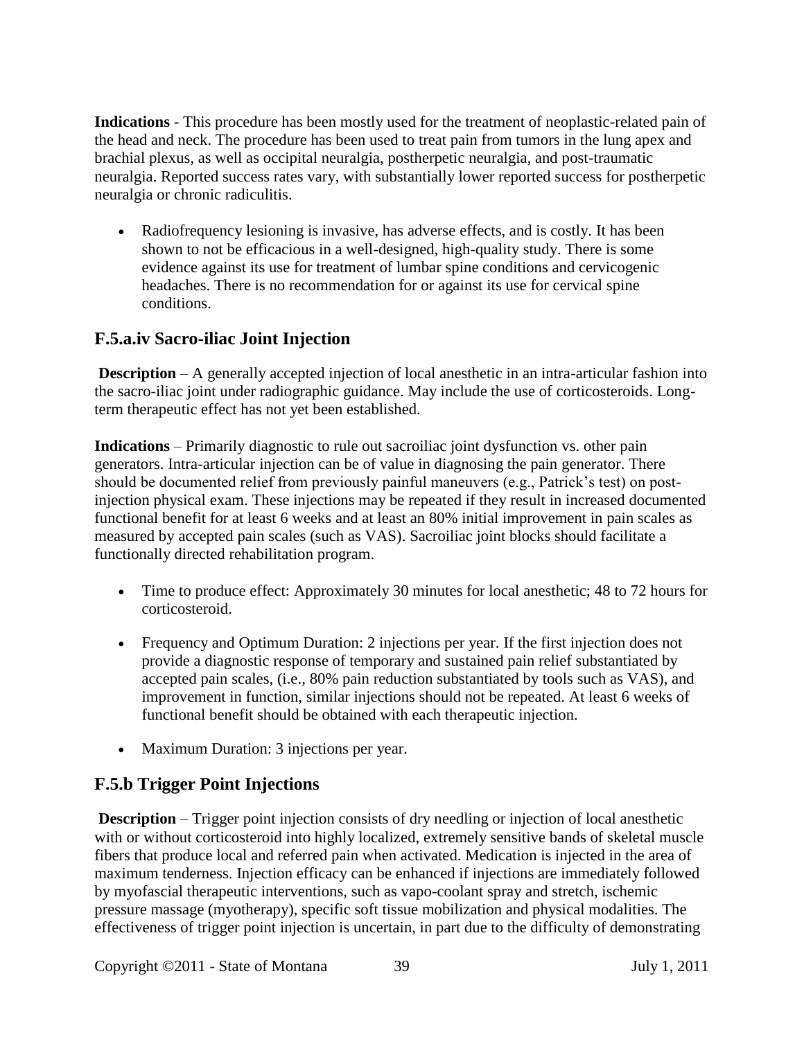**Indications** - This procedure has been mostly used for the treatment of neoplastic-related pain of the head and neck. The procedure has been used to treat pain from tumors in the lung apex and brachial plexus, as well as occipital neuralgia, postherpetic neuralgia, and post-traumatic neuralgia. Reported success rates vary, with substantially lower reported success for postherpetic neuralgia or chronic radiculitis.

- Radiofrequency lesioning is invasive, has adverse effects, and is costly. It has been shown to not be efficacious in a well-designed, high-quality study. There is some evidence against its use for treatment of lumbar spine conditions and cervicogenic headaches. There is no recommendation for or against its use for cervical spine conditions.

## F.5.a.iv Sacro-iliac Joint Injection

**Description** – A generally accepted injection of local anesthetic in an intra-articular fashion into the sacro-iliac joint under radiographic guidance. May include the use of corticosteroids. Long-term therapeutic effect has not yet been established.

**Indications** – Primarily diagnostic to rule out sacroiliac joint dysfunction vs. other pain generators. Intra-articular injection can be of value in diagnosing the pain generator. There should be documented relief from previously painful maneuvers (e.g., Patrick's test) on post-injection physical exam. These injections may be repeated if they result in increased documented functional benefit for at least 6 weeks and at least an 80% initial improvement in pain scales as measured by accepted pain scales (such as VAS). Sacroiliac joint blocks should facilitate a functionally directed rehabilitation program.

- Time to produce effect: Approximately 30 minutes for local anesthetic; 48 to 72 hours for corticosteroid.

- Frequency and Optimum Duration: 2 injections per year. If the first injection does not provide a diagnostic response of temporary and sustained pain relief substantiated by accepted pain scales, (i.e., 80% pain reduction substantiated by tools such as VAS), and improvement in function, similar injections should not be repeated. At least 6 weeks of functional benefit should be obtained with each therapeutic injection.

- Maximum Duration: 3 injections per year.

## F.5.b Trigger Point Injections

**Description** – Trigger point injection consists of dry needling or injection of local anesthetic with or without corticosteroid into highly localized, extremely sensitive bands of skeletal muscle fibers that produce local and referred pain when activated. Medication is injected in the area of maximum tenderness. Injection efficacy can be enhanced if injections are immediately followed by myofascial therapeutic interventions, such as vapo-coolant spray and stretch, ischemic pressure massage (myotherapy), specific soft tissue mobilization and physical modalities. The effectiveness of trigger point injection is uncertain, in part due to the difficulty of demonstrating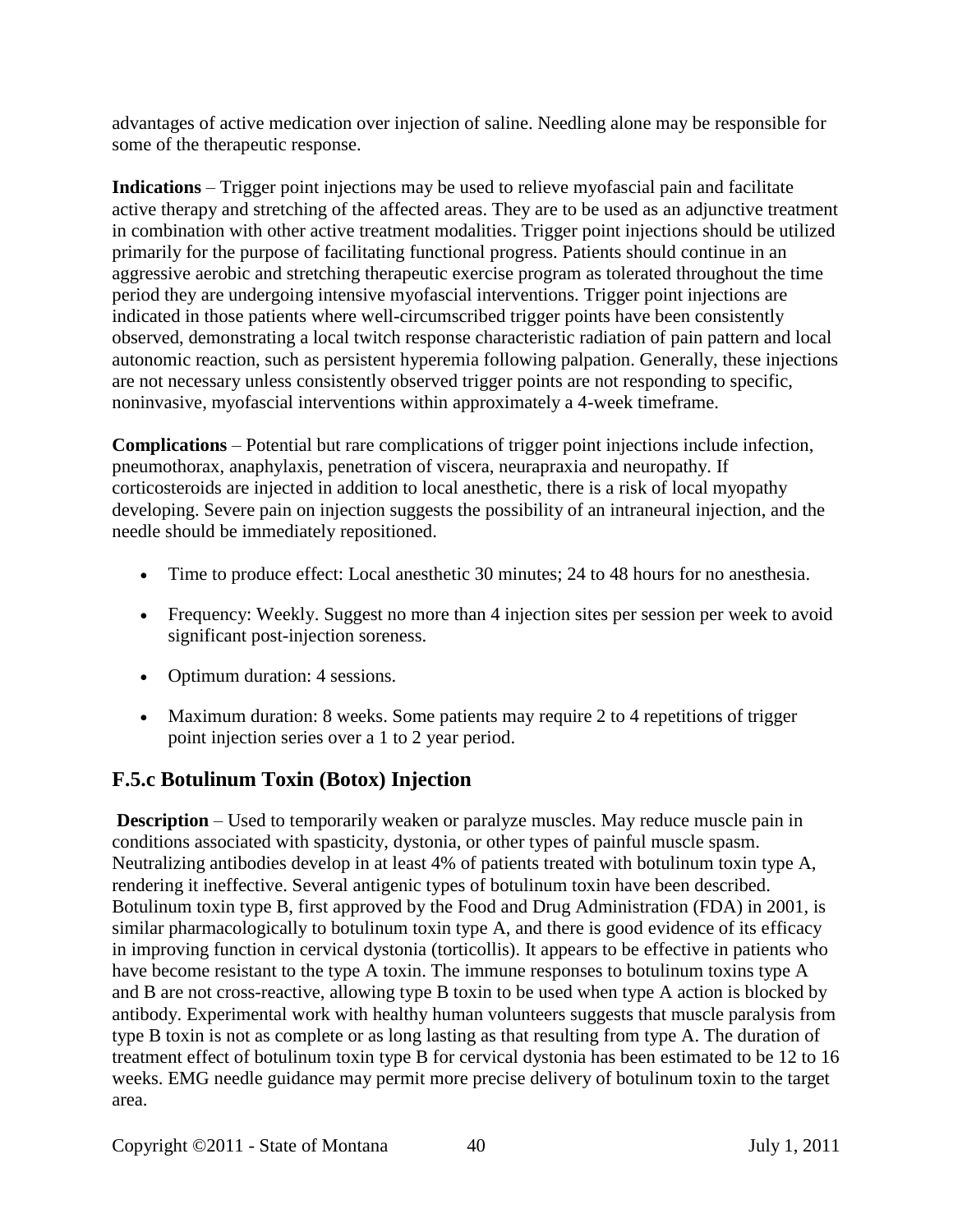advantages of active medication over injection of saline. Needling alone may be responsible for some of the therapeutic response.

**Indications** – Trigger point injections may be used to relieve myofascial pain and facilitate active therapy and stretching of the affected areas. They are to be used as an adjunctive treatment in combination with other active treatment modalities. Trigger point injections should be utilized primarily for the purpose of facilitating functional progress. Patients should continue in an aggressive aerobic and stretching therapeutic exercise program as tolerated throughout the time period they are undergoing intensive myofascial interventions. Trigger point injections are indicated in those patients where well-circumscribed trigger points have been consistently observed, demonstrating a local twitch response characteristic radiation of pain pattern and local autonomic reaction, such as persistent hyperemia following palpation. Generally, these injections are not necessary unless consistently observed trigger points are not responding to specific, noninvasive, myofascial interventions within approximately a 4-week timeframe.

**Complications** – Potential but rare complications of trigger point injections include infection, pneumothorax, anaphylaxis, penetration of viscera, neurapraxia and neuropathy. If corticosteroids are injected in addition to local anesthetic, there is a risk of local myopathy developing. Severe pain on injection suggests the possibility of an intraneural injection, and the needle should be immediately repositioned.

- Time to produce effect: Local anesthetic 30 minutes; 24 to 48 hours for no anesthesia.
- Frequency: Weekly. Suggest no more than 4 injection sites per session per week to avoid significant post-injection soreness.
- Optimum duration: 4 sessions.
- Maximum duration: 8 weeks. Some patients may require 2 to 4 repetitions of trigger point injection series over a 1 to 2 year period.

## F.5.c Botulinum Toxin (Botox) Injection

**Description** – Used to temporarily weaken or paralyze muscles. May reduce muscle pain in conditions associated with spasticity, dystonia, or other types of painful muscle spasm. Neutralizing antibodies develop in at least 4% of patients treated with botulinum toxin type A, rendering it ineffective. Several antigenic types of botulinum toxin have been described. Botulinum toxin type B, first approved by the Food and Drug Administration (FDA) in 2001, is similar pharmacologically to botulinum toxin type A, and there is good evidence of its efficacy in improving function in cervical dystonia (torticollis). It appears to be effective in patients who have become resistant to the type A toxin. The immune responses to botulinum toxins type A and B are not cross-reactive, allowing type B toxin to be used when type A action is blocked by antibody. Experimental work with healthy human volunteers suggests that muscle paralysis from type B toxin is not as complete or as long lasting as that resulting from type A. The duration of treatment effect of botulinum toxin type B for cervical dystonia has been estimated to be 12 to 16 weeks. EMG needle guidance may permit more precise delivery of botulinum toxin to the target area.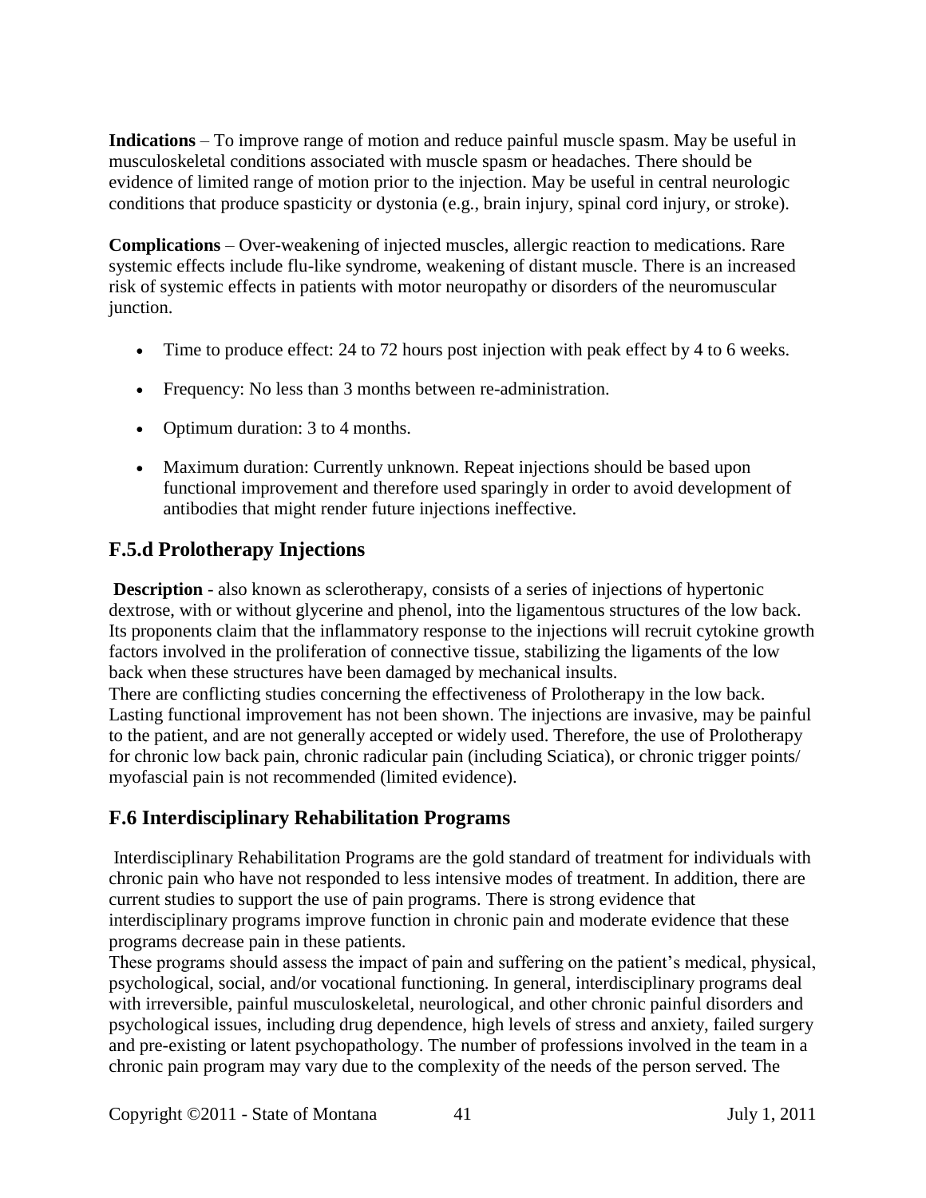**Indications** – To improve range of motion and reduce painful muscle spasm. May be useful in musculoskeletal conditions associated with muscle spasm or headaches. There should be evidence of limited range of motion prior to the injection. May be useful in central neurologic conditions that produce spasticity or dystonia (e.g., brain injury, spinal cord injury, or stroke).

**Complications** – Over-weakening of injected muscles, allergic reaction to medications. Rare systemic effects include flu-like syndrome, weakening of distant muscle. There is an increased risk of systemic effects in patients with motor neuropathy or disorders of the neuromuscular junction.

- Time to produce effect: 24 to 72 hours post injection with peak effect by 4 to 6 weeks.
- Frequency: No less than 3 months between re-administration.
- Optimum duration: 3 to 4 months.
- Maximum duration: Currently unknown. Repeat injections should be based upon functional improvement and therefore used sparingly in order to avoid development of antibodies that might render future injections ineffective.

## F.5.d Prolotherapy Injections

**Description** - also known as sclerotherapy, consists of a series of injections of hypertonic dextrose, with or without glycerine and phenol, into the ligamentous structures of the low back. Its proponents claim that the inflammatory response to the injections will recruit cytokine growth factors involved in the proliferation of connective tissue, stabilizing the ligaments of the low back when these structures have been damaged by mechanical insults.

There are conflicting studies concerning the effectiveness of Prolotherapy in the low back. Lasting functional improvement has not been shown. The injections are invasive, may be painful to the patient, and are not generally accepted or widely used. Therefore, the use of Prolotherapy for chronic low back pain, chronic radicular pain (including Sciatica), or chronic trigger points/ myofascial pain is not recommended (limited evidence).

## F.6 Interdisciplinary Rehabilitation Programs

Interdisciplinary Rehabilitation Programs are the gold standard of treatment for individuals with chronic pain who have not responded to less intensive modes of treatment. In addition, there are current studies to support the use of pain programs. There is strong evidence that interdisciplinary programs improve function in chronic pain and moderate evidence that these programs decrease pain in these patients.

These programs should assess the impact of pain and suffering on the patient's medical, physical, psychological, social, and/or vocational functioning. In general, interdisciplinary programs deal with irreversible, painful musculoskeletal, neurological, and other chronic painful disorders and psychological issues, including drug dependence, high levels of stress and anxiety, failed surgery and pre-existing or latent psychopathology. The number of professions involved in the team in a chronic pain program may vary due to the complexity of the needs of the person served. The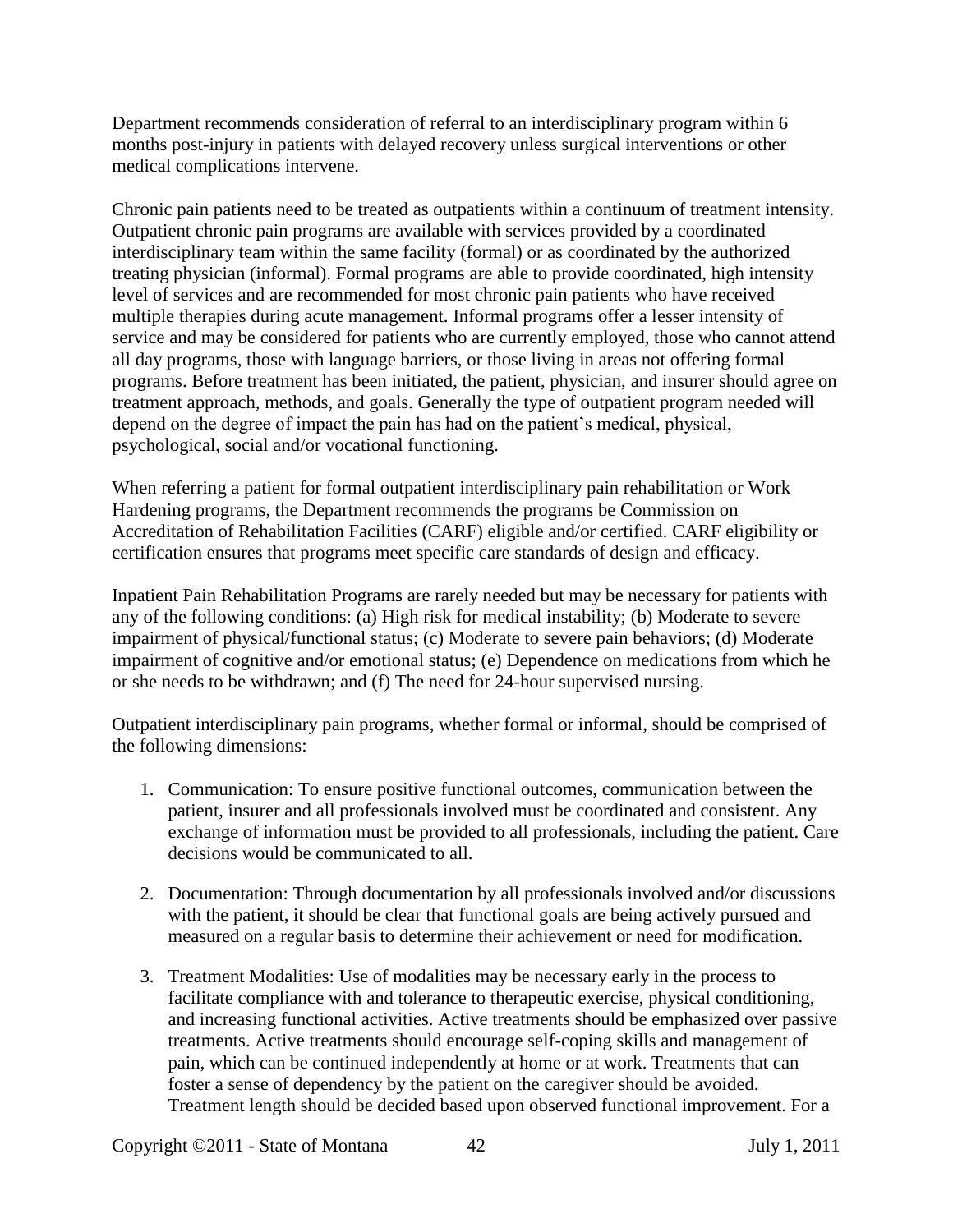Department recommends consideration of referral to an interdisciplinary program within 6 months post-injury in patients with delayed recovery unless surgical interventions or other medical complications intervene.

Chronic pain patients need to be treated as outpatients within a continuum of treatment intensity. Outpatient chronic pain programs are available with services provided by a coordinated interdisciplinary team within the same facility (formal) or as coordinated by the authorized treating physician (informal). Formal programs are able to provide coordinated, high intensity level of services and are recommended for most chronic pain patients who have received multiple therapies during acute management. Informal programs offer a lesser intensity of service and may be considered for patients who are currently employed, those who cannot attend all day programs, those with language barriers, or those living in areas not offering formal programs. Before treatment has been initiated, the patient, physician, and insurer should agree on treatment approach, methods, and goals. Generally the type of outpatient program needed will depend on the degree of impact the pain has had on the patient's medical, physical, psychological, social and/or vocational functioning.

When referring a patient for formal outpatient interdisciplinary pain rehabilitation or Work Hardening programs, the Department recommends the programs be Commission on Accreditation of Rehabilitation Facilities (CARF) eligible and/or certified. CARF eligibility or certification ensures that programs meet specific care standards of design and efficacy.

Inpatient Pain Rehabilitation Programs are rarely needed but may be necessary for patients with any of the following conditions: (a) High risk for medical instability; (b) Moderate to severe impairment of physical/functional status; (c) Moderate to severe pain behaviors; (d) Moderate impairment of cognitive and/or emotional status; (e) Dependence on medications from which he or she needs to be withdrawn; and (f) The need for 24-hour supervised nursing.

Outpatient interdisciplinary pain programs, whether formal or informal, should be comprised of the following dimensions:

1. Communication: To ensure positive functional outcomes, communication between the patient, insurer and all professionals involved must be coordinated and consistent. Any exchange of information must be provided to all professionals, including the patient. Care decisions would be communicated to all.

2. Documentation: Through documentation by all professionals involved and/or discussions with the patient, it should be clear that functional goals are being actively pursued and measured on a regular basis to determine their achievement or need for modification.

3. Treatment Modalities: Use of modalities may be necessary early in the process to facilitate compliance with and tolerance to therapeutic exercise, physical conditioning, and increasing functional activities. Active treatments should be emphasized over passive treatments. Active treatments should encourage self-coping skills and management of pain, which can be continued independently at home or at work. Treatments that can foster a sense of dependency by the patient on the caregiver should be avoided. Treatment length should be decided based upon observed functional improvement. For a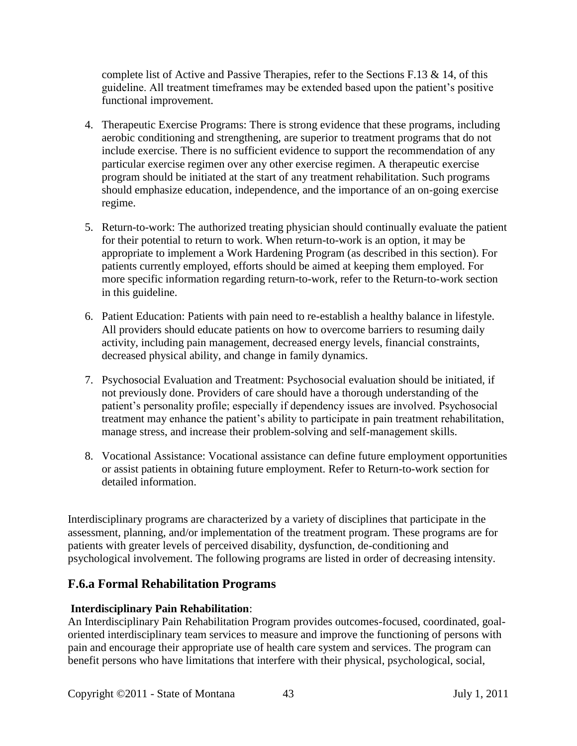complete list of Active and Passive Therapies, refer to the Sections F.13 & 14, of this guideline. All treatment timeframes may be extended based upon the patient's positive functional improvement.

4. Therapeutic Exercise Programs: There is strong evidence that these programs, including aerobic conditioning and strengthening, are superior to treatment programs that do not include exercise. There is no sufficient evidence to support the recommendation of any particular exercise regimen over any other exercise regimen. A therapeutic exercise program should be initiated at the start of any treatment rehabilitation. Such programs should emphasize education, independence, and the importance of an on-going exercise regime.

5. Return-to-work: The authorized treating physician should continually evaluate the patient for their potential to return to work. When return-to-work is an option, it may be appropriate to implement a Work Hardening Program (as described in this section). For patients currently employed, efforts should be aimed at keeping them employed. For more specific information regarding return-to-work, refer to the Return-to-work section in this guideline.

6. Patient Education: Patients with pain need to re-establish a healthy balance in lifestyle. All providers should educate patients on how to overcome barriers to resuming daily activity, including pain management, decreased energy levels, financial constraints, decreased physical ability, and change in family dynamics.

7. Psychosocial Evaluation and Treatment: Psychosocial evaluation should be initiated, if not previously done. Providers of care should have a thorough understanding of the patient's personality profile; especially if dependency issues are involved. Psychosocial treatment may enhance the patient's ability to participate in pain treatment rehabilitation, manage stress, and increase their problem-solving and self-management skills.

8. Vocational Assistance: Vocational assistance can define future employment opportunities or assist patients in obtaining future employment. Refer to Return-to-work section for detailed information.

Interdisciplinary programs are characterized by a variety of disciplines that participate in the assessment, planning, and/or implementation of the treatment program. These programs are for patients with greater levels of perceived disability, dysfunction, de-conditioning and psychological involvement. The following programs are listed in order of decreasing intensity.

## F.6.a Formal Rehabilitation Programs

**Interdisciplinary Pain Rehabilitation**:
An Interdisciplinary Pain Rehabilitation Program provides outcomes-focused, coordinated, goal-oriented interdisciplinary team services to measure and improve the functioning of persons with pain and encourage their appropriate use of health care system and services. The program can benefit persons who have limitations that interfere with their physical, psychological, social,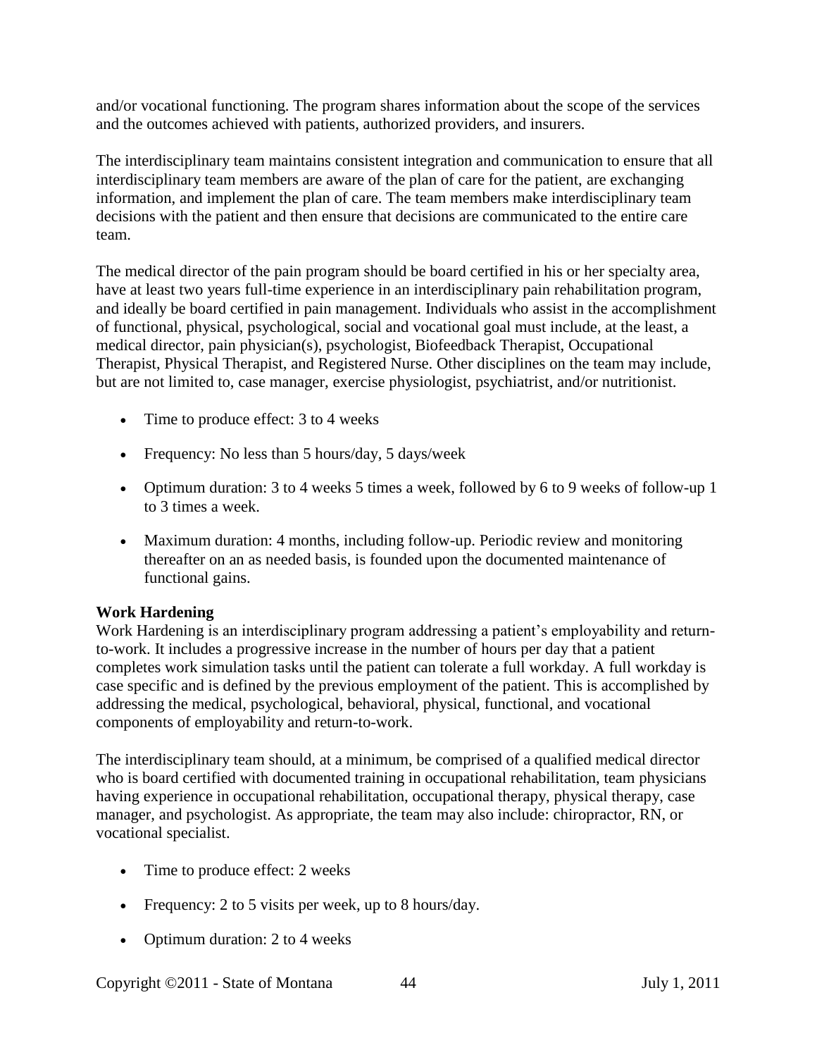and/or vocational functioning. The program shares information about the scope of the services and the outcomes achieved with patients, authorized providers, and insurers.

The interdisciplinary team maintains consistent integration and communication to ensure that all interdisciplinary team members are aware of the plan of care for the patient, are exchanging information, and implement the plan of care. The team members make interdisciplinary team decisions with the patient and then ensure that decisions are communicated to the entire care team.

The medical director of the pain program should be board certified in his or her specialty area, have at least two years full-time experience in an interdisciplinary pain rehabilitation program, and ideally be board certified in pain management. Individuals who assist in the accomplishment of functional, physical, psychological, social and vocational goal must include, at the least, a medical director, pain physician(s), psychologist, Biofeedback Therapist, Occupational Therapist, Physical Therapist, and Registered Nurse. Other disciplines on the team may include, but are not limited to, case manager, exercise physiologist, psychiatrist, and/or nutritionist.

- Time to produce effect: 3 to 4 weeks
- Frequency: No less than 5 hours/day, 5 days/week
- Optimum duration: 3 to 4 weeks 5 times a week, followed by 6 to 9 weeks of follow-up 1 to 3 times a week.
- Maximum duration: 4 months, including follow-up. Periodic review and monitoring thereafter on an as needed basis, is founded upon the documented maintenance of functional gains.

**Work Hardening**

Work Hardening is an interdisciplinary program addressing a patient's employability and return-to-work. It includes a progressive increase in the number of hours per day that a patient completes work simulation tasks until the patient can tolerate a full workday. A full workday is case specific and is defined by the previous employment of the patient. This is accomplished by addressing the medical, psychological, behavioral, physical, functional, and vocational components of employability and return-to-work.

The interdisciplinary team should, at a minimum, be comprised of a qualified medical director who is board certified with documented training in occupational rehabilitation, team physicians having experience in occupational rehabilitation, occupational therapy, physical therapy, case manager, and psychologist. As appropriate, the team may also include: chiropractor, RN, or vocational specialist.

- Time to produce effect: 2 weeks
- Frequency: 2 to 5 visits per week, up to 8 hours/day.
- Optimum duration: 2 to 4 weeks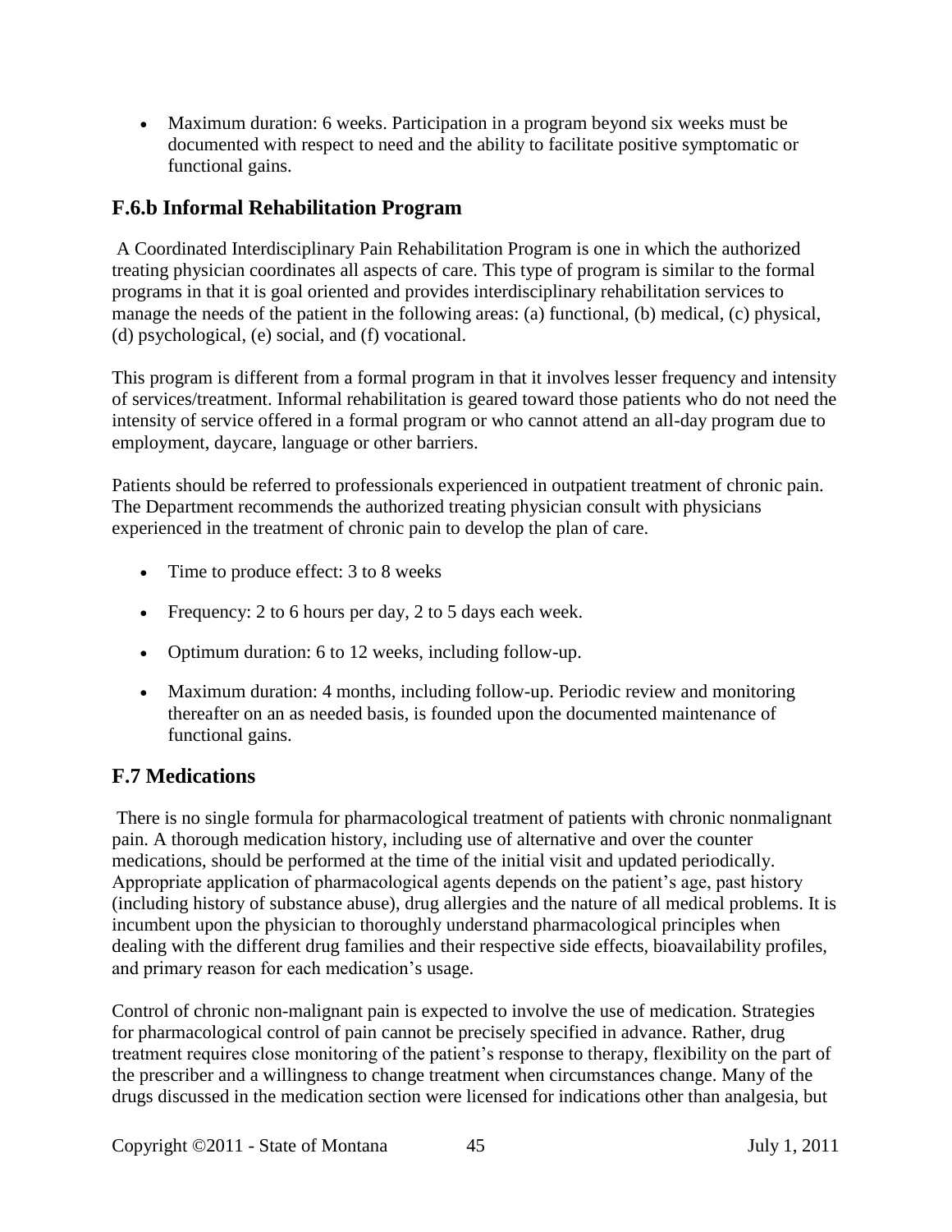- Maximum duration: 6 weeks. Participation in a program beyond six weeks must be documented with respect to need and the ability to facilitate positive symptomatic or functional gains.

## F.6.b Informal Rehabilitation Program

A Coordinated Interdisciplinary Pain Rehabilitation Program is one in which the authorized treating physician coordinates all aspects of care. This type of program is similar to the formal programs in that it is goal oriented and provides interdisciplinary rehabilitation services to manage the needs of the patient in the following areas: (a) functional, (b) medical, (c) physical, (d) psychological, (e) social, and (f) vocational.

This program is different from a formal program in that it involves lesser frequency and intensity of services/treatment. Informal rehabilitation is geared toward those patients who do not need the intensity of service offered in a formal program or who cannot attend an all-day program due to employment, daycare, language or other barriers.

Patients should be referred to professionals experienced in outpatient treatment of chronic pain. The Department recommends the authorized treating physician consult with physicians experienced in the treatment of chronic pain to develop the plan of care.

- Time to produce effect: 3 to 8 weeks
- Frequency: 2 to 6 hours per day, 2 to 5 days each week.
- Optimum duration: 6 to 12 weeks, including follow-up.
- Maximum duration: 4 months, including follow-up. Periodic review and monitoring thereafter on an as needed basis, is founded upon the documented maintenance of functional gains.

## F.7 Medications

There is no single formula for pharmacological treatment of patients with chronic nonmalignant pain. A thorough medication history, including use of alternative and over the counter medications, should be performed at the time of the initial visit and updated periodically. Appropriate application of pharmacological agents depends on the patient's age, past history (including history of substance abuse), drug allergies and the nature of all medical problems. It is incumbent upon the physician to thoroughly understand pharmacological principles when dealing with the different drug families and their respective side effects, bioavailability profiles, and primary reason for each medication's usage.

Control of chronic non-malignant pain is expected to involve the use of medication. Strategies for pharmacological control of pain cannot be precisely specified in advance. Rather, drug treatment requires close monitoring of the patient's response to therapy, flexibility on the part of the prescriber and a willingness to change treatment when circumstances change. Many of the drugs discussed in the medication section were licensed for indications other than analgesia, but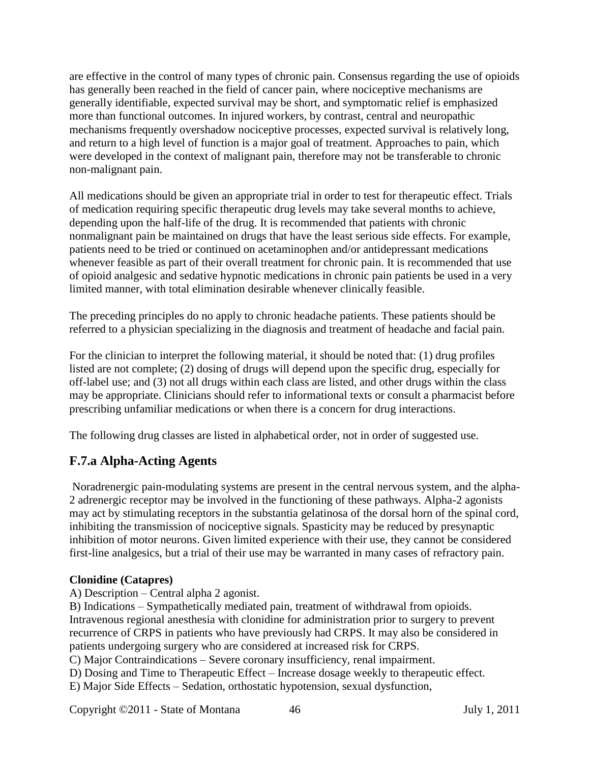are effective in the control of many types of chronic pain. Consensus regarding the use of opioids has generally been reached in the field of cancer pain, where nociceptive mechanisms are generally identifiable, expected survival may be short, and symptomatic relief is emphasized more than functional outcomes. In injured workers, by contrast, central and neuropathic mechanisms frequently overshadow nociceptive processes, expected survival is relatively long, and return to a high level of function is a major goal of treatment. Approaches to pain, which were developed in the context of malignant pain, therefore may not be transferable to chronic non-malignant pain.

All medications should be given an appropriate trial in order to test for therapeutic effect. Trials of medication requiring specific therapeutic drug levels may take several months to achieve, depending upon the half-life of the drug. It is recommended that patients with chronic nonmalignant pain be maintained on drugs that have the least serious side effects. For example, patients need to be tried or continued on acetaminophen and/or antidepressant medications whenever feasible as part of their overall treatment for chronic pain. It is recommended that use of opioid analgesic and sedative hypnotic medications in chronic pain patients be used in a very limited manner, with total elimination desirable whenever clinically feasible.

The preceding principles do no apply to chronic headache patients. These patients should be referred to a physician specializing in the diagnosis and treatment of headache and facial pain.

For the clinician to interpret the following material, it should be noted that: (1) drug profiles listed are not complete; (2) dosing of drugs will depend upon the specific drug, especially for off-label use; and (3) not all drugs within each class are listed, and other drugs within the class may be appropriate. Clinicians should refer to informational texts or consult a pharmacist before prescribing unfamiliar medications or when there is a concern for drug interactions.

The following drug classes are listed in alphabetical order, not in order of suggested use.

## F.7.a Alpha-Acting Agents

Noradrenergic pain-modulating systems are present in the central nervous system, and the alpha-2 adrenergic receptor may be involved in the functioning of these pathways. Alpha-2 agonists may act by stimulating receptors in the substantia gelatinosa of the dorsal horn of the spinal cord, inhibiting the transmission of nociceptive signals. Spasticity may be reduced by presynaptic inhibition of motor neurons. Given limited experience with their use, they cannot be considered first-line analgesics, but a trial of their use may be warranted in many cases of refractory pain.

**Clonidine (Catapres)**

A) Description – Central alpha 2 agonist.

B) Indications – Sympathetically mediated pain, treatment of withdrawal from opioids. Intravenous regional anesthesia with clonidine for administration prior to surgery to prevent recurrence of CRPS in patients who have previously had CRPS. It may also be considered in patients undergoing surgery who are considered at increased risk for CRPS.

C) Major Contraindications – Severe coronary insufficiency, renal impairment.

D) Dosing and Time to Therapeutic Effect – Increase dosage weekly to therapeutic effect.

E) Major Side Effects – Sedation, orthostatic hypotension, sexual dysfunction,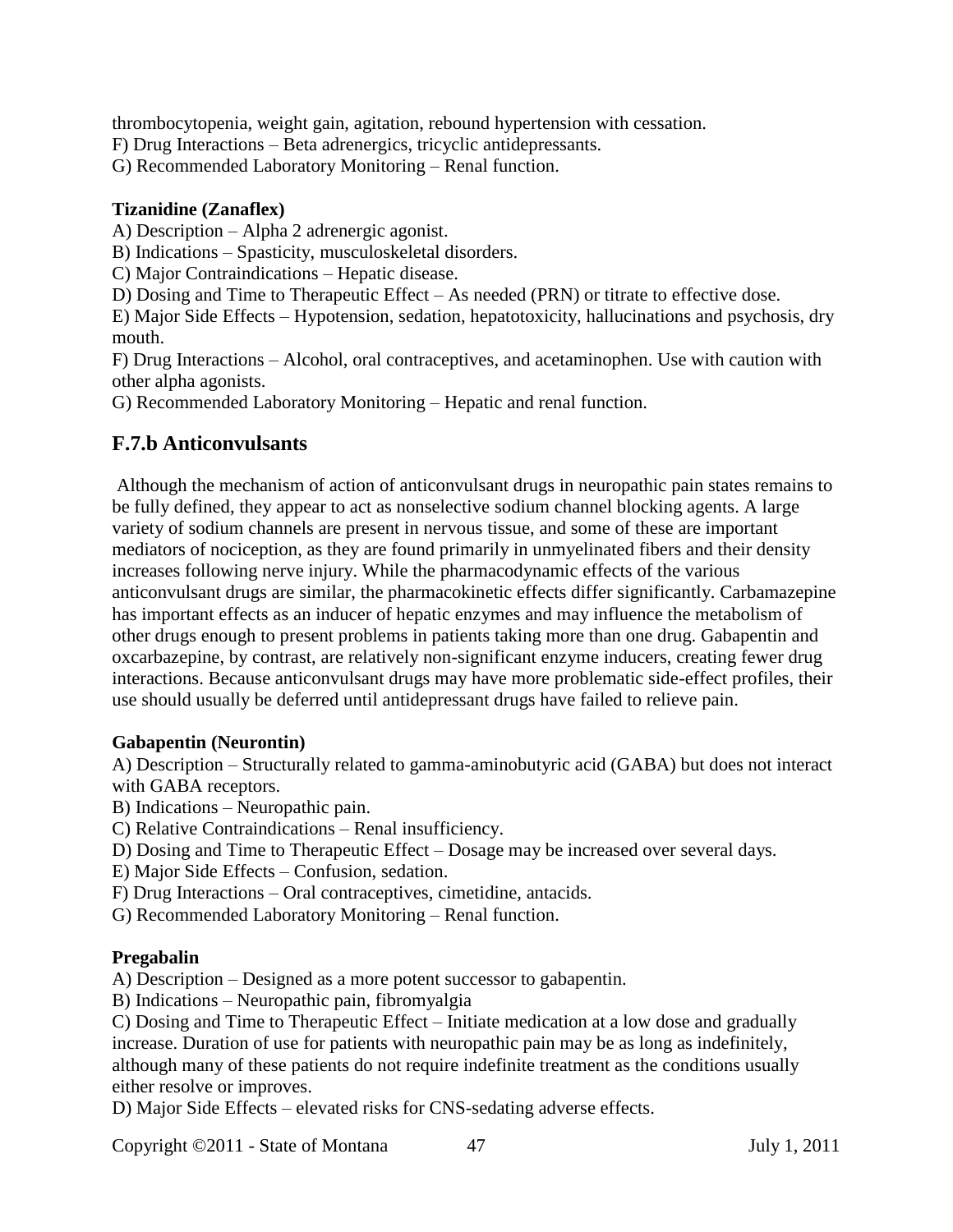thrombocytopenia, weight gain, agitation, rebound hypertension with cessation.

F) Drug Interactions – Beta adrenergics, tricyclic antidepressants.

G) Recommended Laboratory Monitoring – Renal function.

**Tizanidine (Zanaflex)**

A) Description – Alpha 2 adrenergic agonist.

B) Indications – Spasticity, musculoskeletal disorders.

C) Major Contraindications – Hepatic disease.

D) Dosing and Time to Therapeutic Effect – As needed (PRN) or titrate to effective dose.

E) Major Side Effects – Hypotension, sedation, hepatotoxicity, hallucinations and psychosis, dry mouth.

F) Drug Interactions – Alcohol, oral contraceptives, and acetaminophen. Use with caution with other alpha agonists.

G) Recommended Laboratory Monitoring – Hepatic and renal function.

## F.7.b Anticonvulsants

Although the mechanism of action of anticonvulsant drugs in neuropathic pain states remains to be fully defined, they appear to act as nonselective sodium channel blocking agents. A large variety of sodium channels are present in nervous tissue, and some of these are important mediators of nociception, as they are found primarily in unmyelinated fibers and their density increases following nerve injury. While the pharmacodynamic effects of the various anticonvulsant drugs are similar, the pharmacokinetic effects differ significantly. Carbamazepine has important effects as an inducer of hepatic enzymes and may influence the metabolism of other drugs enough to present problems in patients taking more than one drug. Gabapentin and oxcarbazepine, by contrast, are relatively non-significant enzyme inducers, creating fewer drug interactions. Because anticonvulsant drugs may have more problematic side-effect profiles, their use should usually be deferred until antidepressant drugs have failed to relieve pain.

**Gabapentin (Neurontin)**

A) Description – Structurally related to gamma-aminobutyric acid (GABA) but does not interact with GABA receptors.

B) Indications – Neuropathic pain.

C) Relative Contraindications – Renal insufficiency.

D) Dosing and Time to Therapeutic Effect – Dosage may be increased over several days.

E) Major Side Effects – Confusion, sedation.

F) Drug Interactions – Oral contraceptives, cimetidine, antacids.

G) Recommended Laboratory Monitoring – Renal function.

**Pregabalin**

A) Description – Designed as a more potent successor to gabapentin.

B) Indications – Neuropathic pain, fibromyalgia

C) Dosing and Time to Therapeutic Effect – Initiate medication at a low dose and gradually increase. Duration of use for patients with neuropathic pain may be as long as indefinitely, although many of these patients do not require indefinite treatment as the conditions usually either resolve or improves.

D) Major Side Effects – elevated risks for CNS-sedating adverse effects.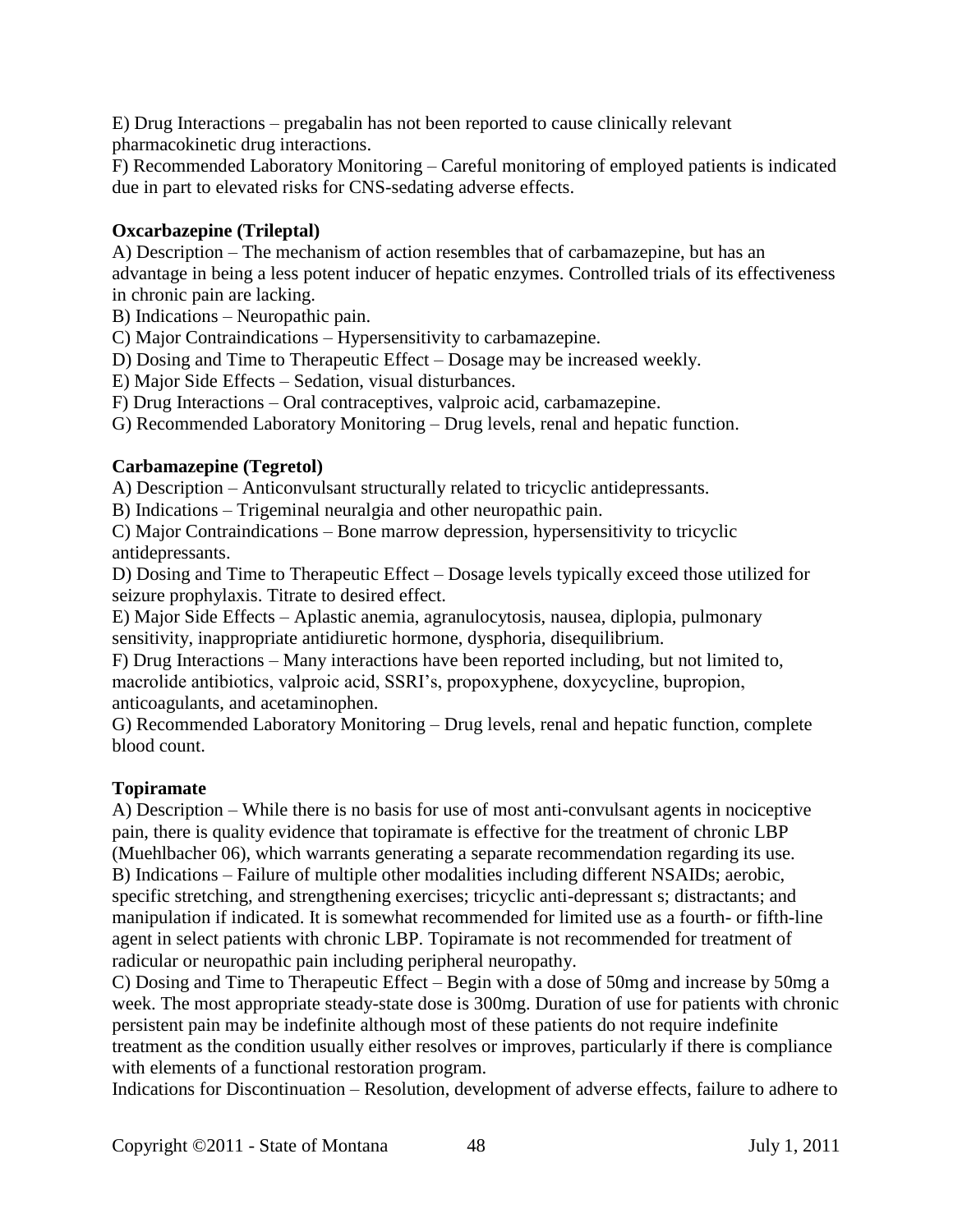E) Drug Interactions – pregabalin has not been reported to cause clinically relevant pharmacokinetic drug interactions.
F) Recommended Laboratory Monitoring – Careful monitoring of employed patients is indicated due in part to elevated risks for CNS-sedating adverse effects.

**Oxcarbazepine (Trileptal)**

A) Description – The mechanism of action resembles that of carbamazepine, but has an advantage in being a less potent inducer of hepatic enzymes. Controlled trials of its effectiveness in chronic pain are lacking.
B) Indications – Neuropathic pain.
C) Major Contraindications – Hypersensitivity to carbamazepine.
D) Dosing and Time to Therapeutic Effect – Dosage may be increased weekly.
E) Major Side Effects – Sedation, visual disturbances.
F) Drug Interactions – Oral contraceptives, valproic acid, carbamazepine.
G) Recommended Laboratory Monitoring – Drug levels, renal and hepatic function.

**Carbamazepine (Tegretol)**

A) Description – Anticonvulsant structurally related to tricyclic antidepressants.
B) Indications – Trigeminal neuralgia and other neuropathic pain.
C) Major Contraindications – Bone marrow depression, hypersensitivity to tricyclic antidepressants.
D) Dosing and Time to Therapeutic Effect – Dosage levels typically exceed those utilized for seizure prophylaxis. Titrate to desired effect.
E) Major Side Effects – Aplastic anemia, agranulocytosis, nausea, diplopia, pulmonary sensitivity, inappropriate antidiuretic hormone, dysphoria, disequilibrium.
F) Drug Interactions – Many interactions have been reported including, but not limited to, macrolide antibiotics, valproic acid, SSRI's, propoxyphene, doxycycline, bupropion, anticoagulants, and acetaminophen.
G) Recommended Laboratory Monitoring – Drug levels, renal and hepatic function, complete blood count.

**Topiramate**

A) Description – While there is no basis for use of most anti-convulsant agents in nociceptive pain, there is quality evidence that topiramate is effective for the treatment of chronic LBP (Muehlbacher 06), which warrants generating a separate recommendation regarding its use.
B) Indications – Failure of multiple other modalities including different NSAIDs; aerobic, specific stretching, and strengthening exercises; tricyclic anti-depressant s; distractants; and manipulation if indicated. It is somewhat recommended for limited use as a fourth- or fifth-line agent in select patients with chronic LBP. Topiramate is not recommended for treatment of radicular or neuropathic pain including peripheral neuropathy.
C) Dosing and Time to Therapeutic Effect – Begin with a dose of 50mg and increase by 50mg a week. The most appropriate steady-state dose is 300mg. Duration of use for patients with chronic persistent pain may be indefinite although most of these patients do not require indefinite treatment as the condition usually either resolves or improves, particularly if there is compliance with elements of a functional restoration program.
Indications for Discontinuation – Resolution, development of adverse effects, failure to adhere to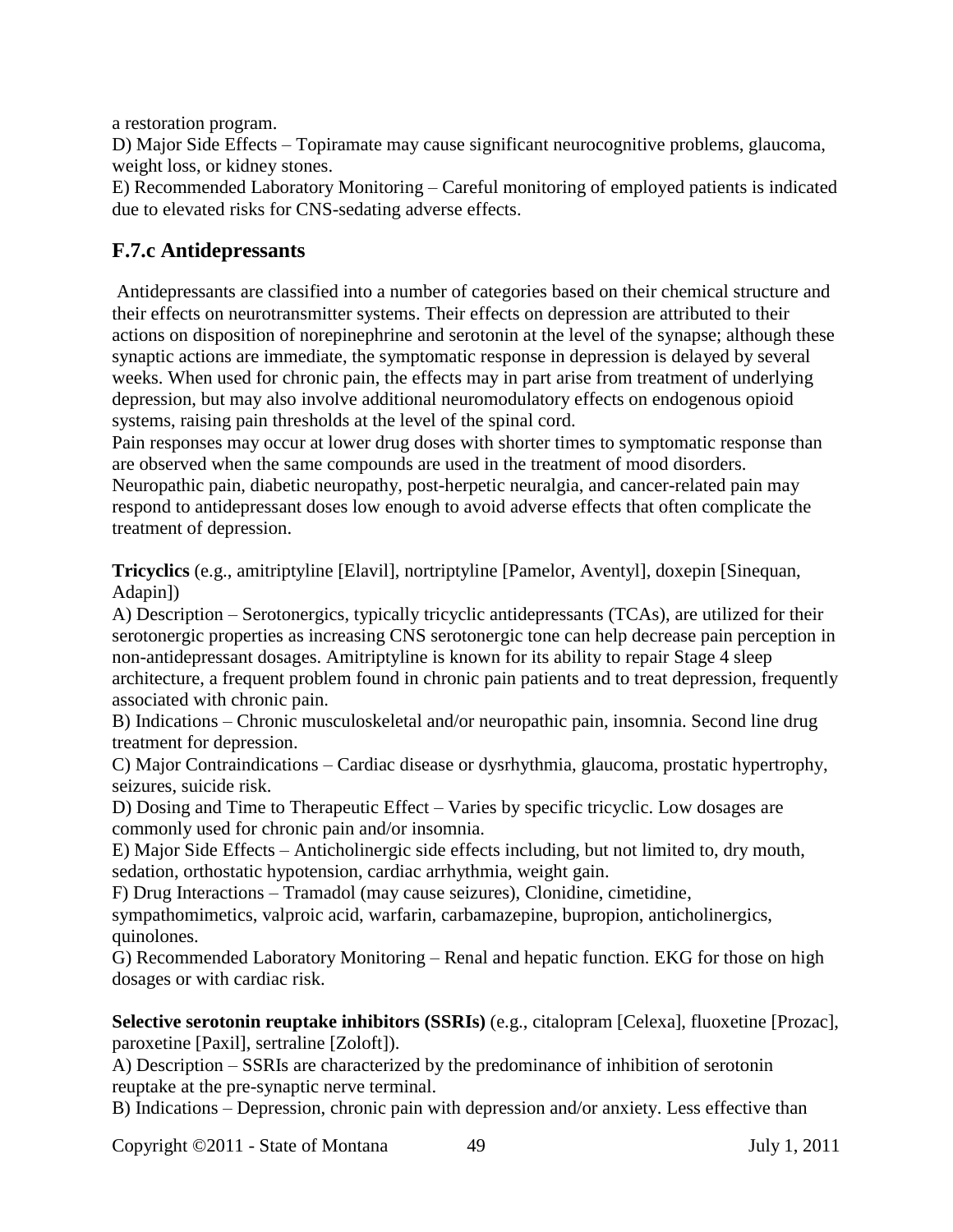a restoration program.

D) Major Side Effects – Topiramate may cause significant neurocognitive problems, glaucoma, weight loss, or kidney stones.

E) Recommended Laboratory Monitoring – Careful monitoring of employed patients is indicated due to elevated risks for CNS-sedating adverse effects.

## F.7.c Antidepressants

Antidepressants are classified into a number of categories based on their chemical structure and their effects on neurotransmitter systems. Their effects on depression are attributed to their actions on disposition of norepinephrine and serotonin at the level of the synapse; although these synaptic actions are immediate, the symptomatic response in depression is delayed by several weeks. When used for chronic pain, the effects may in part arise from treatment of underlying depression, but may also involve additional neuromodulatory effects on endogenous opioid systems, raising pain thresholds at the level of the spinal cord.

Pain responses may occur at lower drug doses with shorter times to symptomatic response than are observed when the same compounds are used in the treatment of mood disorders. Neuropathic pain, diabetic neuropathy, post-herpetic neuralgia, and cancer-related pain may respond to antidepressant doses low enough to avoid adverse effects that often complicate the treatment of depression.

**Tricyclics** (e.g., amitriptyline [Elavil], nortriptyline [Pamelor, Aventyl], doxepin [Sinequan, Adapin])

A) Description – Serotonergics, typically tricyclic antidepressants (TCAs), are utilized for their serotonergic properties as increasing CNS serotonergic tone can help decrease pain perception in non-antidepressant dosages. Amitriptyline is known for its ability to repair Stage 4 sleep architecture, a frequent problem found in chronic pain patients and to treat depression, frequently associated with chronic pain.

B) Indications – Chronic musculoskeletal and/or neuropathic pain, insomnia. Second line drug treatment for depression.

C) Major Contraindications – Cardiac disease or dysrhythmia, glaucoma, prostatic hypertrophy, seizures, suicide risk.

D) Dosing and Time to Therapeutic Effect – Varies by specific tricyclic. Low dosages are commonly used for chronic pain and/or insomnia.

E) Major Side Effects – Anticholinergic side effects including, but not limited to, dry mouth, sedation, orthostatic hypotension, cardiac arrhythmia, weight gain.

F) Drug Interactions – Tramadol (may cause seizures), Clonidine, cimetidine, sympathomimetics, valproic acid, warfarin, carbamazepine, bupropion, anticholinergics, quinolones.

G) Recommended Laboratory Monitoring – Renal and hepatic function. EKG for those on high dosages or with cardiac risk.

**Selective serotonin reuptake inhibitors (SSRIs)** (e.g., citalopram [Celexa], fluoxetine [Prozac], paroxetine [Paxil], sertraline [Zoloft]).

A) Description – SSRIs are characterized by the predominance of inhibition of serotonin reuptake at the pre-synaptic nerve terminal.

B) Indications – Depression, chronic pain with depression and/or anxiety. Less effective than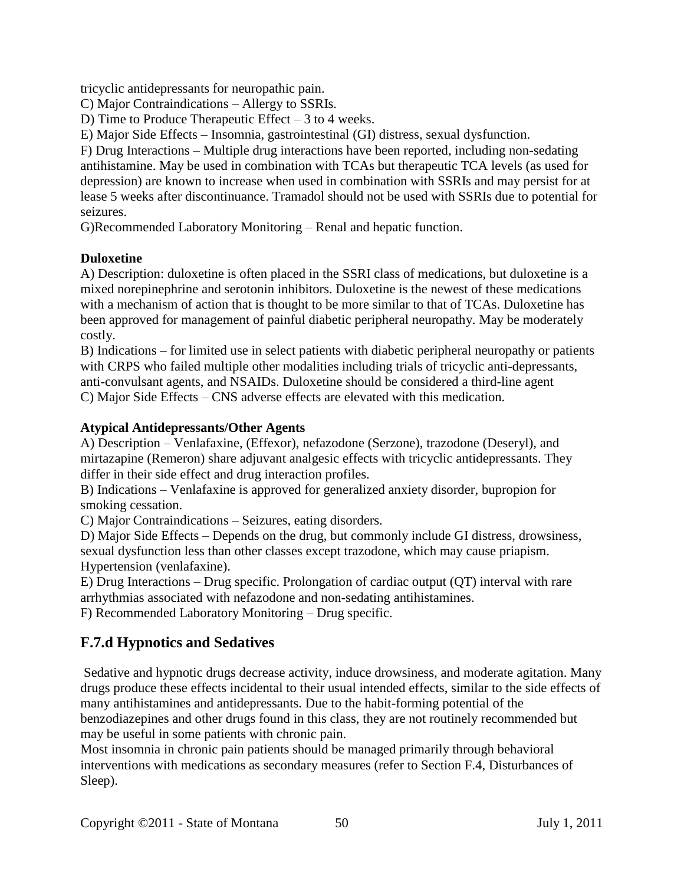tricyclic antidepressants for neuropathic pain.

C) Major Contraindications – Allergy to SSRIs.

D) Time to Produce Therapeutic Effect – 3 to 4 weeks.

E) Major Side Effects – Insomnia, gastrointestinal (GI) distress, sexual dysfunction.

F) Drug Interactions – Multiple drug interactions have been reported, including non-sedating antihistamine. May be used in combination with TCAs but therapeutic TCA levels (as used for depression) are known to increase when used in combination with SSRIs and may persist for at lease 5 weeks after discontinuance. Tramadol should not be used with SSRIs due to potential for seizures.

G)Recommended Laboratory Monitoring – Renal and hepatic function.

**Duloxetine**

A) Description: duloxetine is often placed in the SSRI class of medications, but duloxetine is a mixed norepinephrine and serotonin inhibitors. Duloxetine is the newest of these medications with a mechanism of action that is thought to be more similar to that of TCAs. Duloxetine has been approved for management of painful diabetic peripheral neuropathy. May be moderately costly.

B) Indications – for limited use in select patients with diabetic peripheral neuropathy or patients with CRPS who failed multiple other modalities including trials of tricyclic anti-depressants, anti-convulsant agents, and NSAIDs. Duloxetine should be considered a third-line agent

C) Major Side Effects – CNS adverse effects are elevated with this medication.

**Atypical Antidepressants/Other Agents**

A) Description – Venlafaxine, (Effexor), nefazodone (Serzone), trazodone (Deseryl), and mirtazapine (Remeron) share adjuvant analgesic effects with tricyclic antidepressants. They differ in their side effect and drug interaction profiles.

B) Indications – Venlafaxine is approved for generalized anxiety disorder, bupropion for smoking cessation.

C) Major Contraindications – Seizures, eating disorders.

D) Major Side Effects – Depends on the drug, but commonly include GI distress, drowsiness, sexual dysfunction less than other classes except trazodone, which may cause priapism. Hypertension (venlafaxine).

E) Drug Interactions – Drug specific. Prolongation of cardiac output (QT) interval with rare arrhythmias associated with nefazodone and non-sedating antihistamines.

F) Recommended Laboratory Monitoring – Drug specific.

## F.7.d Hypnotics and Sedatives

Sedative and hypnotic drugs decrease activity, induce drowsiness, and moderate agitation. Many drugs produce these effects incidental to their usual intended effects, similar to the side effects of many antihistamines and antidepressants. Due to the habit-forming potential of the benzodiazepines and other drugs found in this class, they are not routinely recommended but may be useful in some patients with chronic pain.

Most insomnia in chronic pain patients should be managed primarily through behavioral interventions with medications as secondary measures (refer to Section F.4, Disturbances of Sleep).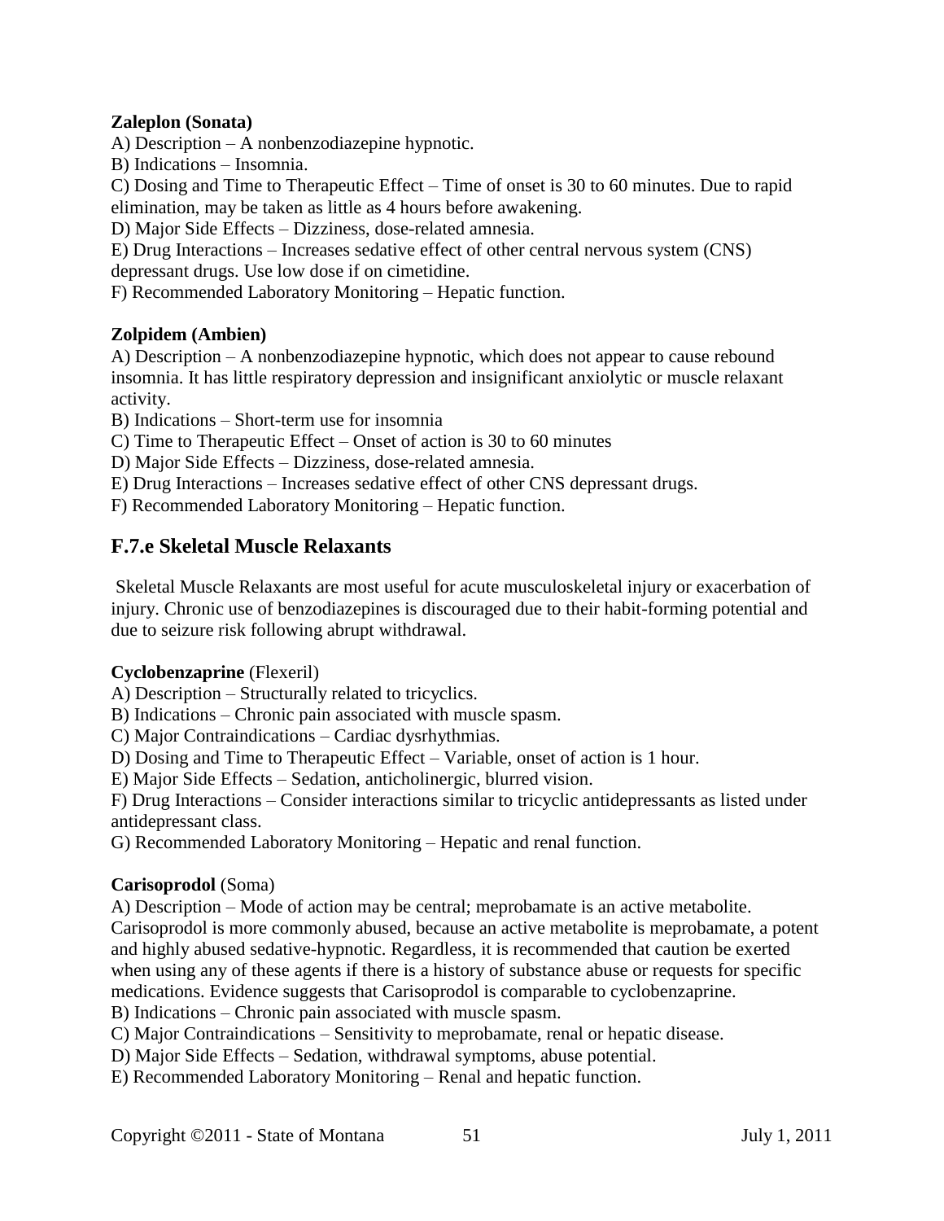**Zaleplon (Sonata)**

A) Description – A nonbenzodiazepine hypnotic.  
B) Indications – Insomnia.  
C) Dosing and Time to Therapeutic Effect – Time of onset is 30 to 60 minutes. Due to rapid elimination, may be taken as little as 4 hours before awakening.  
D) Major Side Effects – Dizziness, dose-related amnesia.  
E) Drug Interactions – Increases sedative effect of other central nervous system (CNS) depressant drugs. Use low dose if on cimetidine.  
F) Recommended Laboratory Monitoring – Hepatic function.

**Zolpidem (Ambien)**

A) Description – A nonbenzodiazepine hypnotic, which does not appear to cause rebound insomnia. It has little respiratory depression and insignificant anxiolytic or muscle relaxant activity.  
B) Indications – Short-term use for insomnia  
C) Time to Therapeutic Effect – Onset of action is 30 to 60 minutes  
D) Major Side Effects – Dizziness, dose-related amnesia.  
E) Drug Interactions – Increases sedative effect of other CNS depressant drugs.  
F) Recommended Laboratory Monitoring – Hepatic function.

## F.7.e Skeletal Muscle Relaxants

Skeletal Muscle Relaxants are most useful for acute musculoskeletal injury or exacerbation of injury. Chronic use of benzodiazepines is discouraged due to their habit-forming potential and due to seizure risk following abrupt withdrawal.

**Cyclobenzaprine** (Flexeril)

A) Description – Structurally related to tricyclics.  
B) Indications – Chronic pain associated with muscle spasm.  
C) Major Contraindications – Cardiac dysrhythmias.  
D) Dosing and Time to Therapeutic Effect – Variable, onset of action is 1 hour.  
E) Major Side Effects – Sedation, anticholinergic, blurred vision.  
F) Drug Interactions – Consider interactions similar to tricyclic antidepressants as listed under antidepressant class.  
G) Recommended Laboratory Monitoring – Hepatic and renal function.

**Carisoprodol** (Soma)

A) Description – Mode of action may be central; meprobamate is an active metabolite. Carisoprodol is more commonly abused, because an active metabolite is meprobamate, a potent and highly abused sedative-hypnotic. Regardless, it is recommended that caution be exerted when using any of these agents if there is a history of substance abuse or requests for specific medications. Evidence suggests that Carisoprodol is comparable to cyclobenzaprine.  
B) Indications – Chronic pain associated with muscle spasm.  
C) Major Contraindications – Sensitivity to meprobamate, renal or hepatic disease.  
D) Major Side Effects – Sedation, withdrawal symptoms, abuse potential.  
E) Recommended Laboratory Monitoring – Renal and hepatic function.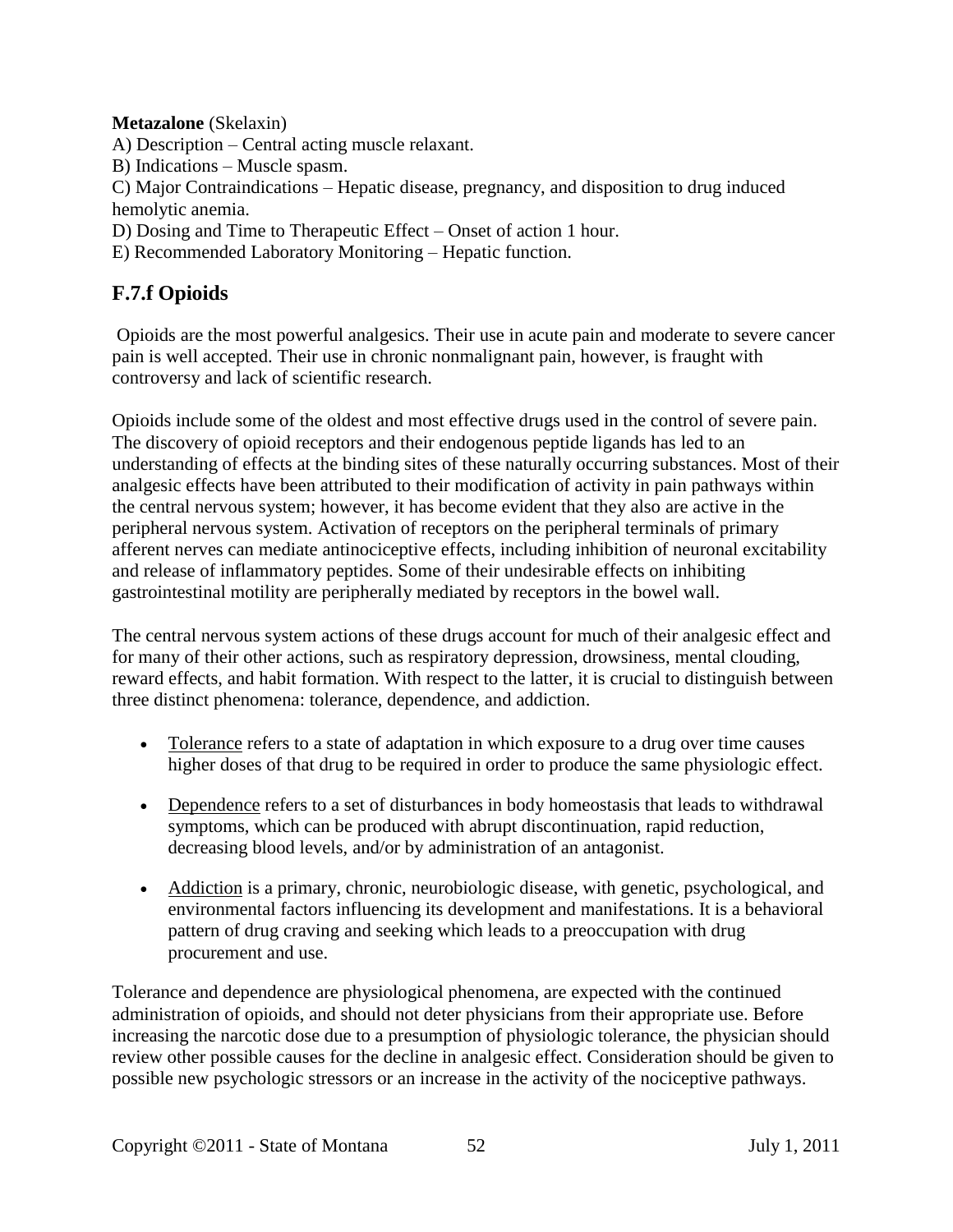**Metazalone** (Skelaxin)

A) Description – Central acting muscle relaxant.

B) Indications – Muscle spasm.

C) Major Contraindications – Hepatic disease, pregnancy, and disposition to drug induced hemolytic anemia.

D) Dosing and Time to Therapeutic Effect – Onset of action 1 hour.

E) Recommended Laboratory Monitoring – Hepatic function.

## F.7.f Opioids

Opioids are the most powerful analgesics. Their use in acute pain and moderate to severe cancer pain is well accepted. Their use in chronic nonmalignant pain, however, is fraught with controversy and lack of scientific research.

Opioids include some of the oldest and most effective drugs used in the control of severe pain. The discovery of opioid receptors and their endogenous peptide ligands has led to an understanding of effects at the binding sites of these naturally occurring substances. Most of their analgesic effects have been attributed to their modification of activity in pain pathways within the central nervous system; however, it has become evident that they also are active in the peripheral nervous system. Activation of receptors on the peripheral terminals of primary afferent nerves can mediate antinociceptive effects, including inhibition of neuronal excitability and release of inflammatory peptides. Some of their undesirable effects on inhibiting gastrointestinal motility are peripherally mediated by receptors in the bowel wall.

The central nervous system actions of these drugs account for much of their analgesic effect and for many of their other actions, such as respiratory depression, drowsiness, mental clouding, reward effects, and habit formation. With respect to the latter, it is crucial to distinguish between three distinct phenomena: tolerance, dependence, and addiction.

- Tolerance refers to a state of adaptation in which exposure to a drug over time causes higher doses of that drug to be required in order to produce the same physiologic effect.
- Dependence refers to a set of disturbances in body homeostasis that leads to withdrawal symptoms, which can be produced with abrupt discontinuation, rapid reduction, decreasing blood levels, and/or by administration of an antagonist.
- Addiction is a primary, chronic, neurobiologic disease, with genetic, psychological, and environmental factors influencing its development and manifestations. It is a behavioral pattern of drug craving and seeking which leads to a preoccupation with drug procurement and use.

Tolerance and dependence are physiological phenomena, are expected with the continued administration of opioids, and should not deter physicians from their appropriate use. Before increasing the narcotic dose due to a presumption of physiologic tolerance, the physician should review other possible causes for the decline in analgesic effect. Consideration should be given to possible new psychologic stressors or an increase in the activity of the nociceptive pathways.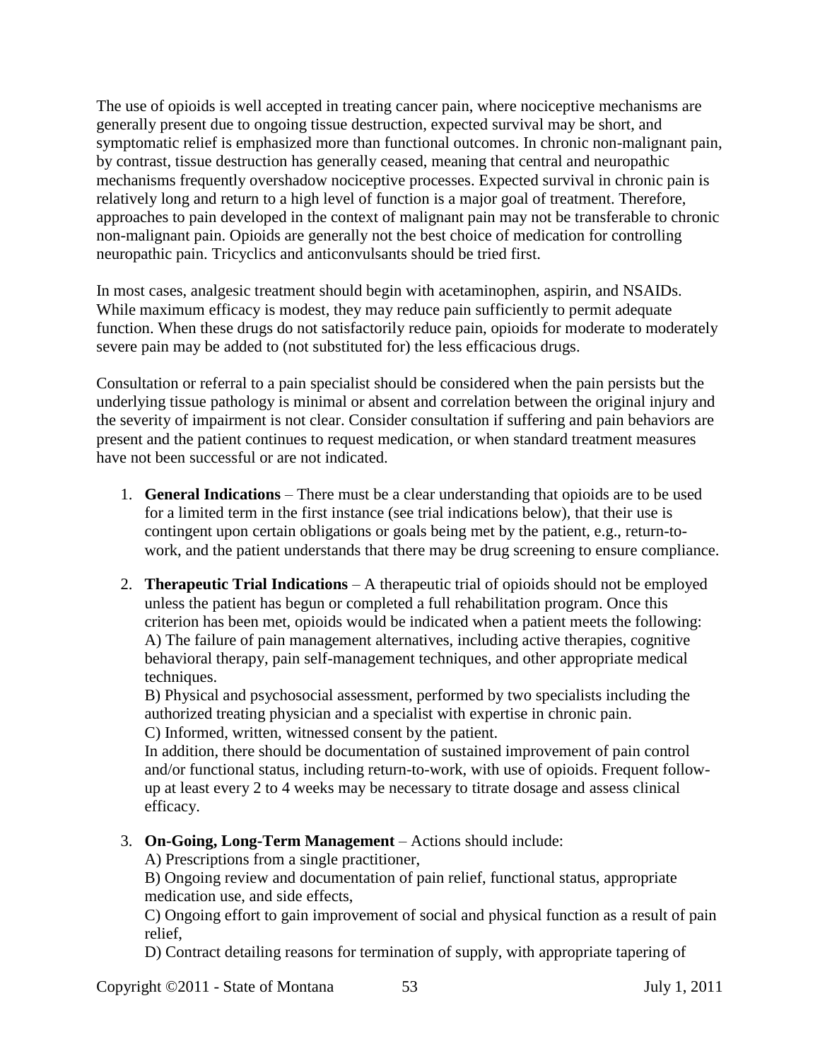The use of opioids is well accepted in treating cancer pain, where nociceptive mechanisms are generally present due to ongoing tissue destruction, expected survival may be short, and symptomatic relief is emphasized more than functional outcomes. In chronic non-malignant pain, by contrast, tissue destruction has generally ceased, meaning that central and neuropathic mechanisms frequently overshadow nociceptive processes. Expected survival in chronic pain is relatively long and return to a high level of function is a major goal of treatment. Therefore, approaches to pain developed in the context of malignant pain may not be transferable to chronic non-malignant pain. Opioids are generally not the best choice of medication for controlling neuropathic pain. Tricyclics and anticonvulsants should be tried first.

In most cases, analgesic treatment should begin with acetaminophen, aspirin, and NSAIDs. While maximum efficacy is modest, they may reduce pain sufficiently to permit adequate function. When these drugs do not satisfactorily reduce pain, opioids for moderate to moderately severe pain may be added to (not substituted for) the less efficacious drugs.

Consultation or referral to a pain specialist should be considered when the pain persists but the underlying tissue pathology is minimal or absent and correlation between the original injury and the severity of impairment is not clear. Consider consultation if suffering and pain behaviors are present and the patient continues to request medication, or when standard treatment measures have not been successful or are not indicated.

1. **General Indications** – There must be a clear understanding that opioids are to be used for a limited term in the first instance (see trial indications below), that their use is contingent upon certain obligations or goals being met by the patient, e.g., return-to-work, and the patient understands that there may be drug screening to ensure compliance.

2. **Therapeutic Trial Indications** – A therapeutic trial of opioids should not be employed unless the patient has begun or completed a full rehabilitation program. Once this criterion has been met, opioids would be indicated when a patient meets the following:
   A) The failure of pain management alternatives, including active therapies, cognitive behavioral therapy, pain self-management techniques, and other appropriate medical techniques.
   B) Physical and psychosocial assessment, performed by two specialists including the authorized treating physician and a specialist with expertise in chronic pain.
   C) Informed, written, witnessed consent by the patient.
   In addition, there should be documentation of sustained improvement of pain control and/or functional status, including return-to-work, with use of opioids. Frequent follow-up at least every 2 to 4 weeks may be necessary to titrate dosage and assess clinical efficacy.

3. **On-Going, Long-Term Management** – Actions should include:
   A) Prescriptions from a single practitioner,
   B) Ongoing review and documentation of pain relief, functional status, appropriate medication use, and side effects,
   C) Ongoing effort to gain improvement of social and physical function as a result of pain relief,
   D) Contract detailing reasons for termination of supply, with appropriate tapering of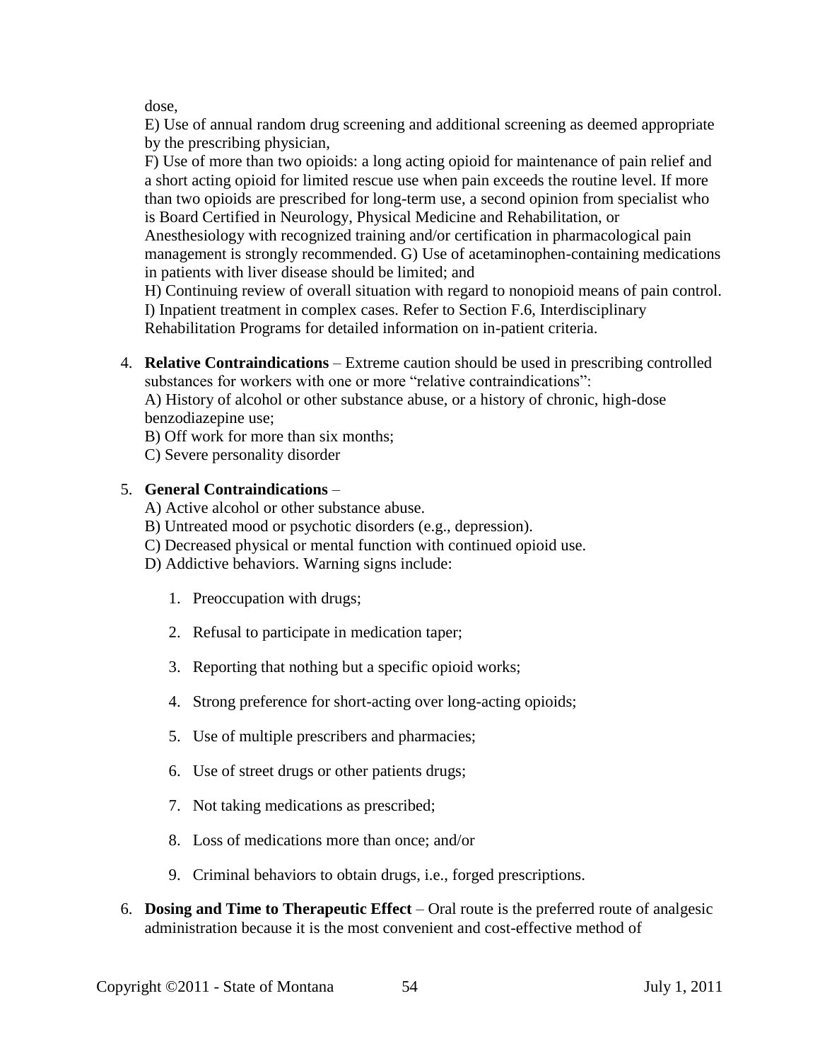dose,

E) Use of annual random drug screening and additional screening as deemed appropriate by the prescribing physician,

F) Use of more than two opioids: a long acting opioid for maintenance of pain relief and a short acting opioid for limited rescue use when pain exceeds the routine level. If more than two opioids are prescribed for long-term use, a second opinion from specialist who is Board Certified in Neurology, Physical Medicine and Rehabilitation, or Anesthesiology with recognized training and/or certification in pharmacological pain management is strongly recommended. G) Use of acetaminophen-containing medications in patients with liver disease should be limited; and

H) Continuing review of overall situation with regard to nonopioid means of pain control.

I) Inpatient treatment in complex cases. Refer to Section F.6, Interdisciplinary Rehabilitation Programs for detailed information on in-patient criteria.

4. **Relative Contraindications** – Extreme caution should be used in prescribing controlled substances for workers with one or more "relative contraindications":
   A) History of alcohol or other substance abuse, or a history of chronic, high-dose benzodiazepine use;
   B) Off work for more than six months;
   C) Severe personality disorder

5. **General Contraindications** –
   A) Active alcohol or other substance abuse.
   B) Untreated mood or psychotic disorders (e.g., depression).
   C) Decreased physical or mental function with continued opioid use.
   D) Addictive behaviors. Warning signs include:

      1. Preoccupation with drugs;
      2. Refusal to participate in medication taper;
      3. Reporting that nothing but a specific opioid works;
      4. Strong preference for short-acting over long-acting opioids;
      5. Use of multiple prescribers and pharmacies;
      6. Use of street drugs or other patients drugs;
      7. Not taking medications as prescribed;
      8. Loss of medications more than once; and/or
      9. Criminal behaviors to obtain drugs, i.e., forged prescriptions.

6. **Dosing and Time to Therapeutic Effect** – Oral route is the preferred route of analgesic administration because it is the most convenient and cost-effective method of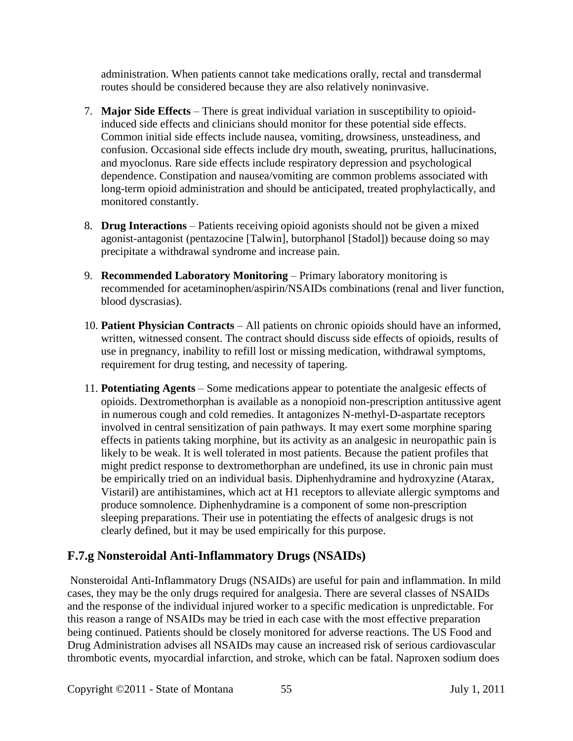administration. When patients cannot take medications orally, rectal and transdermal routes should be considered because they are also relatively noninvasive.

7. **Major Side Effects** – There is great individual variation in susceptibility to opioid-induced side effects and clinicians should monitor for these potential side effects. Common initial side effects include nausea, vomiting, drowsiness, unsteadiness, and confusion. Occasional side effects include dry mouth, sweating, pruritus, hallucinations, and myoclonus. Rare side effects include respiratory depression and psychological dependence. Constipation and nausea/vomiting are common problems associated with long-term opioid administration and should be anticipated, treated prophylactically, and monitored constantly.

8. **Drug Interactions** – Patients receiving opioid agonists should not be given a mixed agonist-antagonist (pentazocine [Talwin], butorphanol [Stadol]) because doing so may precipitate a withdrawal syndrome and increase pain.

9. **Recommended Laboratory Monitoring** – Primary laboratory monitoring is recommended for acetaminophen/aspirin/NSAIDs combinations (renal and liver function, blood dyscrasias).

10. **Patient Physician Contracts** – All patients on chronic opioids should have an informed, written, witnessed consent. The contract should discuss side effects of opioids, results of use in pregnancy, inability to refill lost or missing medication, withdrawal symptoms, requirement for drug testing, and necessity of tapering.

11. **Potentiating Agents** – Some medications appear to potentiate the analgesic effects of opioids. Dextromethorphan is available as a nonopioid non-prescription antitussive agent in numerous cough and cold remedies. It antagonizes N-methyl-D-aspartate receptors involved in central sensitization of pain pathways. It may exert some morphine sparing effects in patients taking morphine, but its activity as an analgesic in neuropathic pain is likely to be weak. It is well tolerated in most patients. Because the patient profiles that might predict response to dextromethorphan are undefined, its use in chronic pain must be empirically tried on an individual basis. Diphenhydramine and hydroxyzine (Atarax, Vistaril) are antihistamines, which act at H1 receptors to alleviate allergic symptoms and produce somnolence. Diphenhydramine is a component of some non-prescription sleeping preparations. Their use in potentiating the effects of analgesic drugs is not clearly defined, but it may be used empirically for this purpose.

## F.7.g Nonsteroidal Anti-Inflammatory Drugs (NSAIDs)

Nonsteroidal Anti-Inflammatory Drugs (NSAIDs) are useful for pain and inflammation. In mild cases, they may be the only drugs required for analgesia. There are several classes of NSAIDs and the response of the individual injured worker to a specific medication is unpredictable. For this reason a range of NSAIDs may be tried in each case with the most effective preparation being continued. Patients should be closely monitored for adverse reactions. The US Food and Drug Administration advises all NSAIDs may cause an increased risk of serious cardiovascular thrombotic events, myocardial infarction, and stroke, which can be fatal. Naproxen sodium does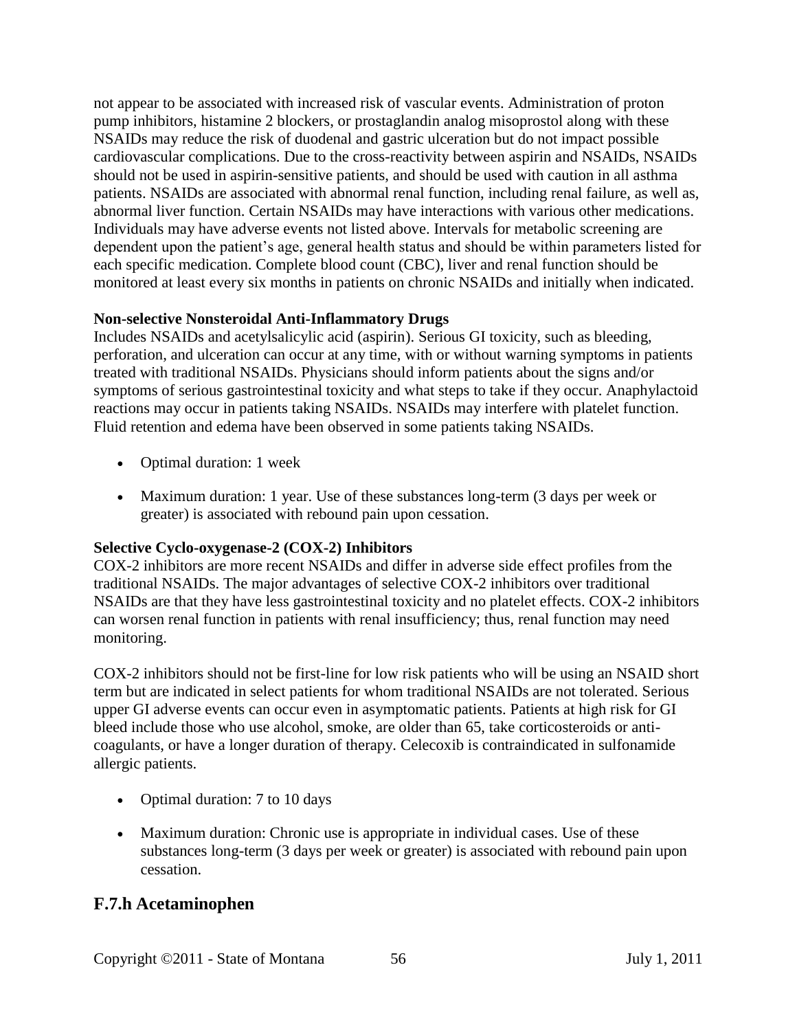not appear to be associated with increased risk of vascular events. Administration of proton pump inhibitors, histamine 2 blockers, or prostaglandin analog misoprostol along with these NSAIDs may reduce the risk of duodenal and gastric ulceration but do not impact possible cardiovascular complications. Due to the cross-reactivity between aspirin and NSAIDs, NSAIDs should not be used in aspirin-sensitive patients, and should be used with caution in all asthma patients. NSAIDs are associated with abnormal renal function, including renal failure, as well as, abnormal liver function. Certain NSAIDs may have interactions with various other medications. Individuals may have adverse events not listed above. Intervals for metabolic screening are dependent upon the patient's age, general health status and should be within parameters listed for each specific medication. Complete blood count (CBC), liver and renal function should be monitored at least every six months in patients on chronic NSAIDs and initially when indicated.

**Non-selective Nonsteroidal Anti-Inflammatory Drugs**

Includes NSAIDs and acetylsalicylic acid (aspirin). Serious GI toxicity, such as bleeding, perforation, and ulceration can occur at any time, with or without warning symptoms in patients treated with traditional NSAIDs. Physicians should inform patients about the signs and/or symptoms of serious gastrointestinal toxicity and what steps to take if they occur. Anaphylactoid reactions may occur in patients taking NSAIDs. NSAIDs may interfere with platelet function. Fluid retention and edema have been observed in some patients taking NSAIDs.

- Optimal duration: 1 week
- Maximum duration: 1 year. Use of these substances long-term (3 days per week or greater) is associated with rebound pain upon cessation.

**Selective Cyclo-oxygenase-2 (COX-2) Inhibitors**

COX-2 inhibitors are more recent NSAIDs and differ in adverse side effect profiles from the traditional NSAIDs. The major advantages of selective COX-2 inhibitors over traditional NSAIDs are that they have less gastrointestinal toxicity and no platelet effects. COX-2 inhibitors can worsen renal function in patients with renal insufficiency; thus, renal function may need monitoring.

COX-2 inhibitors should not be first-line for low risk patients who will be using an NSAID short term but are indicated in select patients for whom traditional NSAIDs are not tolerated. Serious upper GI adverse events can occur even in asymptomatic patients. Patients at high risk for GI bleed include those who use alcohol, smoke, are older than 65, take corticosteroids or anti-coagulants, or have a longer duration of therapy. Celecoxib is contraindicated in sulfonamide allergic patients.

- Optimal duration: 7 to 10 days
- Maximum duration: Chronic use is appropriate in individual cases. Use of these substances long-term (3 days per week or greater) is associated with rebound pain upon cessation.

## F.7.h Acetaminophen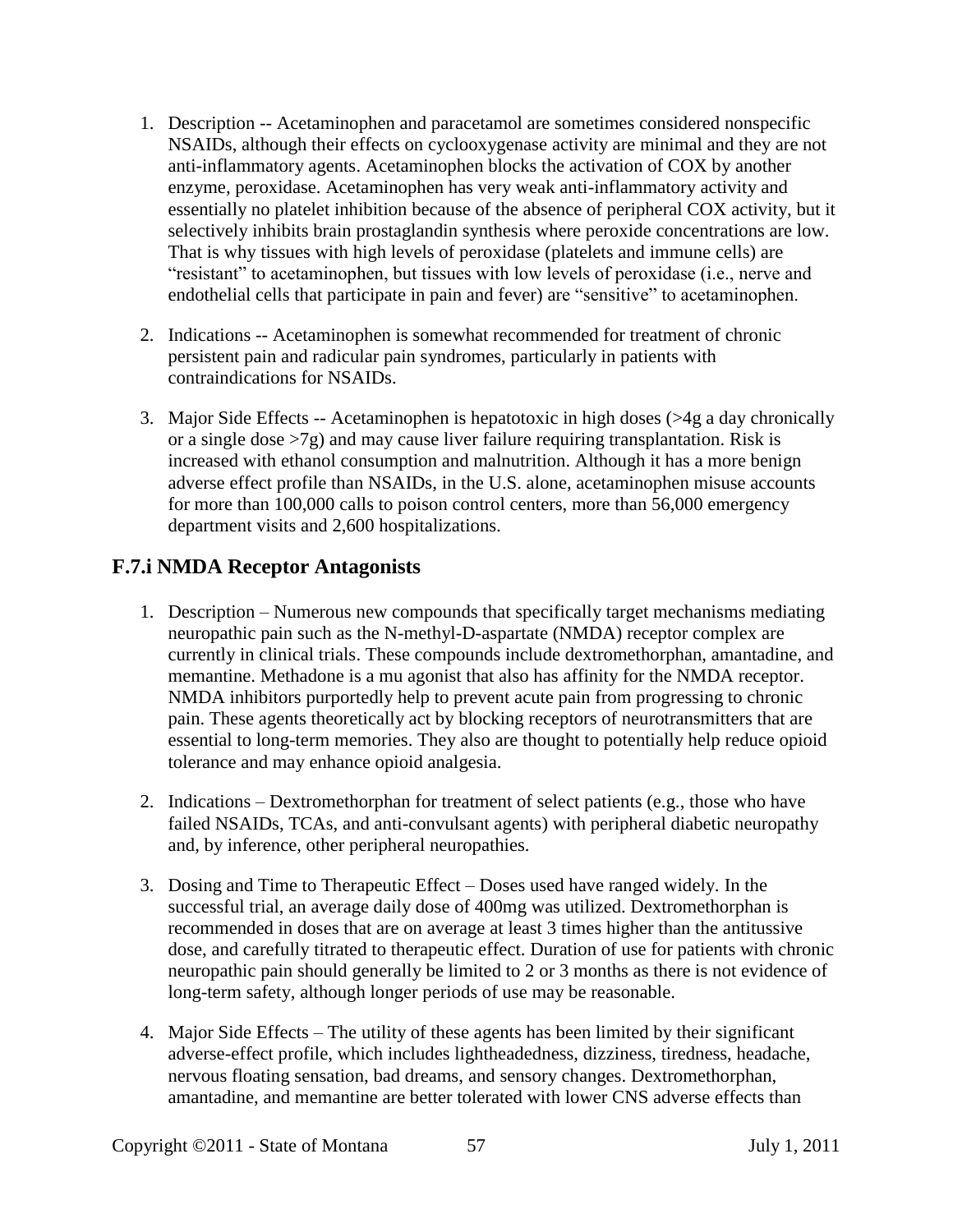1. Description -- Acetaminophen and paracetamol are sometimes considered nonspecific NSAIDs, although their effects on cyclooxygenase activity are minimal and they are not anti-inflammatory agents. Acetaminophen blocks the activation of COX by another enzyme, peroxidase. Acetaminophen has very weak anti-inflammatory activity and essentially no platelet inhibition because of the absence of peripheral COX activity, but it selectively inhibits brain prostaglandin synthesis where peroxide concentrations are low. That is why tissues with high levels of peroxidase (platelets and immune cells) are "resistant" to acetaminophen, but tissues with low levels of peroxidase (i.e., nerve and endothelial cells that participate in pain and fever) are "sensitive" to acetaminophen.

2. Indications -- Acetaminophen is somewhat recommended for treatment of chronic persistent pain and radicular pain syndromes, particularly in patients with contraindications for NSAIDs.

3. Major Side Effects -- Acetaminophen is hepatotoxic in high doses (>4g a day chronically or a single dose >7g) and may cause liver failure requiring transplantation. Risk is increased with ethanol consumption and malnutrition. Although it has a more benign adverse effect profile than NSAIDs, in the U.S. alone, acetaminophen misuse accounts for more than 100,000 calls to poison control centers, more than 56,000 emergency department visits and 2,600 hospitalizations.

## F.7.i NMDA Receptor Antagonists

1. Description – Numerous new compounds that specifically target mechanisms mediating neuropathic pain such as the N-methyl-D-aspartate (NMDA) receptor complex are currently in clinical trials. These compounds include dextromethorphan, amantadine, and memantine. Methadone is a mu agonist that also has affinity for the NMDA receptor. NMDA inhibitors purportedly help to prevent acute pain from progressing to chronic pain. These agents theoretically act by blocking receptors of neurotransmitters that are essential to long-term memories. They also are thought to potentially help reduce opioid tolerance and may enhance opioid analgesia.

2. Indications – Dextromethorphan for treatment of select patients (e.g., those who have failed NSAIDs, TCAs, and anti-convulsant agents) with peripheral diabetic neuropathy and, by inference, other peripheral neuropathies.

3. Dosing and Time to Therapeutic Effect – Doses used have ranged widely. In the successful trial, an average daily dose of 400mg was utilized. Dextromethorphan is recommended in doses that are on average at least 3 times higher than the antitussive dose, and carefully titrated to therapeutic effect. Duration of use for patients with chronic neuropathic pain should generally be limited to 2 or 3 months as there is not evidence of long-term safety, although longer periods of use may be reasonable.

4. Major Side Effects – The utility of these agents has been limited by their significant adverse-effect profile, which includes lightheadedness, dizziness, tiredness, headache, nervous floating sensation, bad dreams, and sensory changes. Dextromethorphan, amantadine, and memantine are better tolerated with lower CNS adverse effects than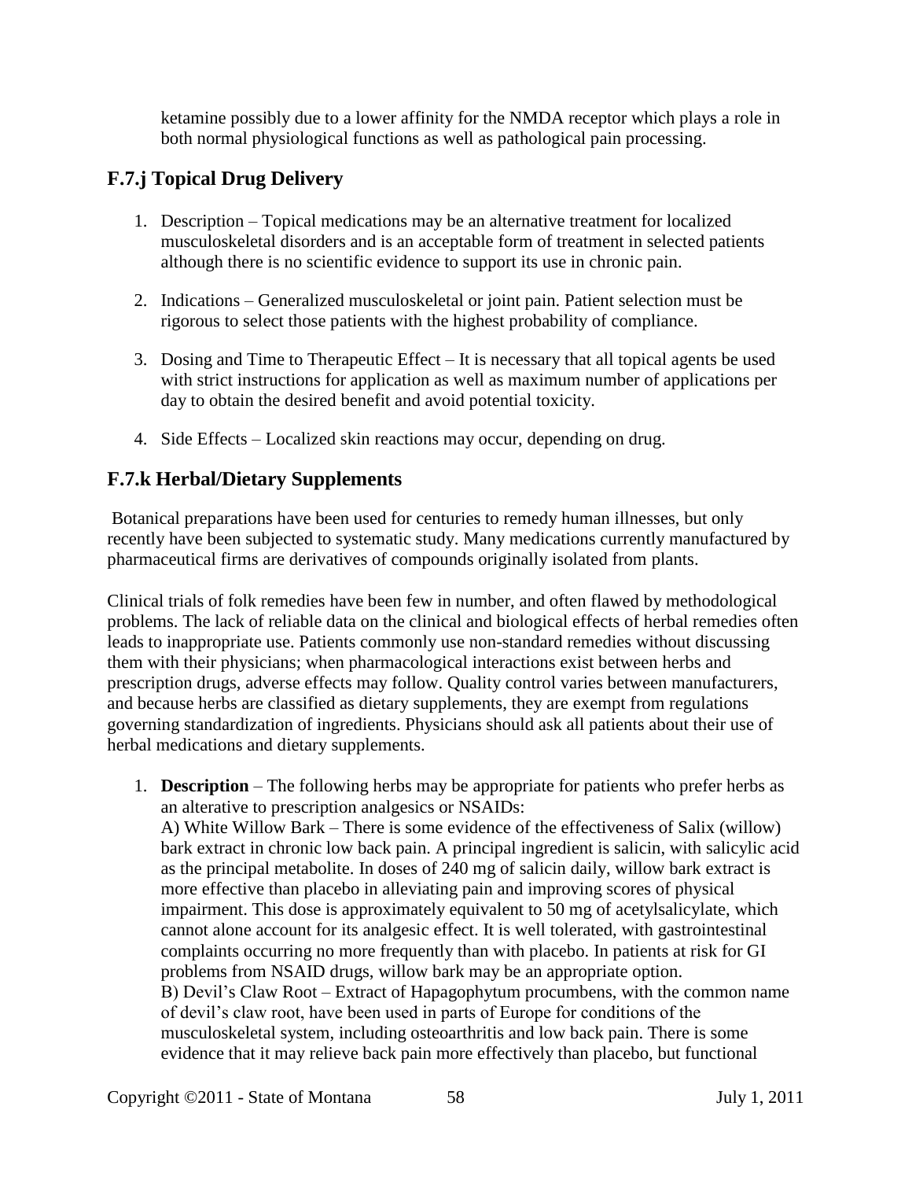ketamine possibly due to a lower affinity for the NMDA receptor which plays a role in both normal physiological functions as well as pathological pain processing.

## F.7.j Topical Drug Delivery

1. Description – Topical medications may be an alternative treatment for localized musculoskeletal disorders and is an acceptable form of treatment in selected patients although there is no scientific evidence to support its use in chronic pain.

2. Indications – Generalized musculoskeletal or joint pain. Patient selection must be rigorous to select those patients with the highest probability of compliance.

3. Dosing and Time to Therapeutic Effect – It is necessary that all topical agents be used with strict instructions for application as well as maximum number of applications per day to obtain the desired benefit and avoid potential toxicity.

4. Side Effects – Localized skin reactions may occur, depending on drug.

## F.7.k Herbal/Dietary Supplements

Botanical preparations have been used for centuries to remedy human illnesses, but only recently have been subjected to systematic study. Many medications currently manufactured by pharmaceutical firms are derivatives of compounds originally isolated from plants.

Clinical trials of folk remedies have been few in number, and often flawed by methodological problems. The lack of reliable data on the clinical and biological effects of herbal remedies often leads to inappropriate use. Patients commonly use non-standard remedies without discussing them with their physicians; when pharmacological interactions exist between herbs and prescription drugs, adverse effects may follow. Quality control varies between manufacturers, and because herbs are classified as dietary supplements, they are exempt from regulations governing standardization of ingredients. Physicians should ask all patients about their use of herbal medications and dietary supplements.

1. **Description** – The following herbs may be appropriate for patients who prefer herbs as an alterative to prescription analgesics or NSAIDs:
   A) White Willow Bark – There is some evidence of the effectiveness of Salix (willow) bark extract in chronic low back pain. A principal ingredient is salicin, with salicylic acid as the principal metabolite. In doses of 240 mg of salicin daily, willow bark extract is more effective than placebo in alleviating pain and improving scores of physical impairment. This dose is approximately equivalent to 50 mg of acetylsalicylate, which cannot alone account for its analgesic effect. It is well tolerated, with gastrointestinal complaints occurring no more frequently than with placebo. In patients at risk for GI problems from NSAID drugs, willow bark may be an appropriate option.
   B) Devil's Claw Root – Extract of Hapagophytum procumbens, with the common name of devil's claw root, have been used in parts of Europe for conditions of the musculoskeletal system, including osteoarthritis and low back pain. There is some evidence that it may relieve back pain more effectively than placebo, but functional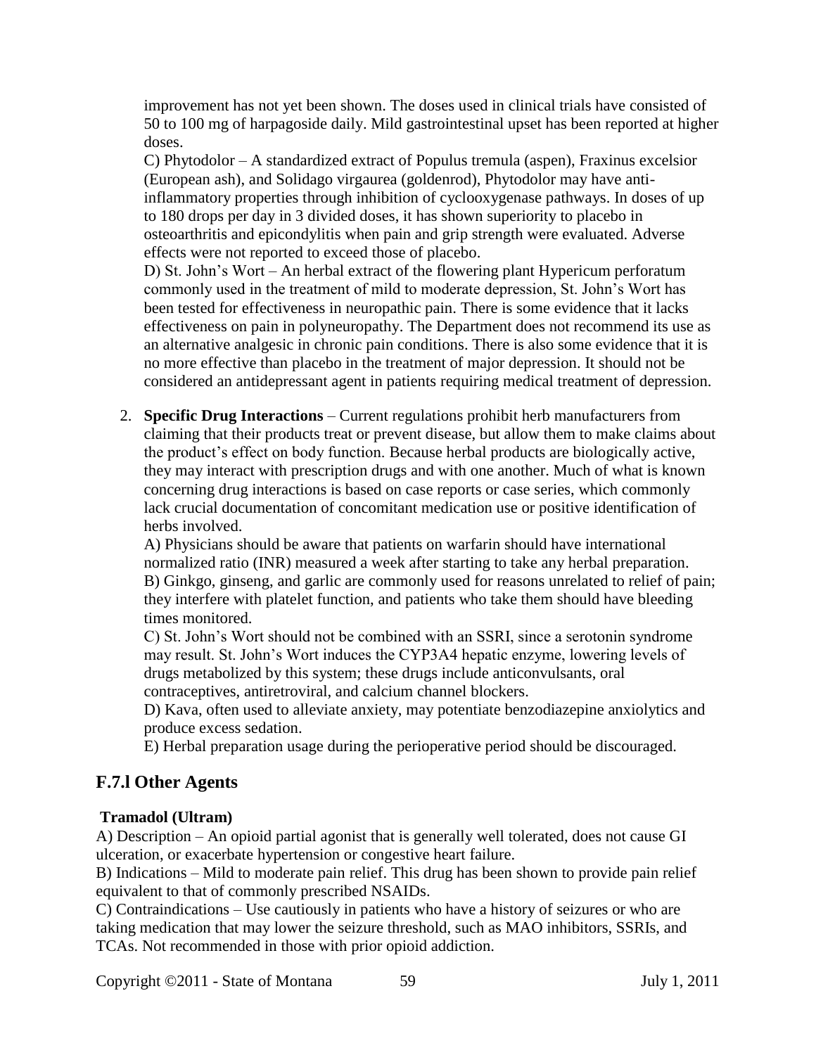improvement has not yet been shown. The doses used in clinical trials have consisted of 50 to 100 mg of harpagoside daily. Mild gastrointestinal upset has been reported at higher doses.

C) Phytodolor – A standardized extract of Populus tremula (aspen), Fraxinus excelsior (European ash), and Solidago virgaurea (goldenrod), Phytodolor may have anti-inflammatory properties through inhibition of cyclooxygenase pathways. In doses of up to 180 drops per day in 3 divided doses, it has shown superiority to placebo in osteoarthritis and epicondylitis when pain and grip strength were evaluated. Adverse effects were not reported to exceed those of placebo.

D) St. John's Wort – An herbal extract of the flowering plant Hypericum perforatum commonly used in the treatment of mild to moderate depression, St. John's Wort has been tested for effectiveness in neuropathic pain. There is some evidence that it lacks effectiveness on pain in polyneuropathy. The Department does not recommend its use as an alternative analgesic in chronic pain conditions. There is also some evidence that it is no more effective than placebo in the treatment of major depression. It should not be considered an antidepressant agent in patients requiring medical treatment of depression.

2. **Specific Drug Interactions** – Current regulations prohibit herb manufacturers from claiming that their products treat or prevent disease, but allow them to make claims about the product's effect on body function. Because herbal products are biologically active, they may interact with prescription drugs and with one another. Much of what is known concerning drug interactions is based on case reports or case series, which commonly lack crucial documentation of concomitant medication use or positive identification of herbs involved.

   A) Physicians should be aware that patients on warfarin should have international normalized ratio (INR) measured a week after starting to take any herbal preparation.
   B) Ginkgo, ginseng, and garlic are commonly used for reasons unrelated to relief of pain; they interfere with platelet function, and patients who take them should have bleeding times monitored.
   C) St. John's Wort should not be combined with an SSRI, since a serotonin syndrome may result. St. John's Wort induces the CYP3A4 hepatic enzyme, lowering levels of drugs metabolized by this system; these drugs include anticonvulsants, oral contraceptives, antiretroviral, and calcium channel blockers.
   D) Kava, often used to alleviate anxiety, may potentiate benzodiazepine anxiolytics and produce excess sedation.
   E) Herbal preparation usage during the perioperative period should be discouraged.

## F.7.l Other Agents

**Tramadol (Ultram)**

A) Description – An opioid partial agonist that is generally well tolerated, does not cause GI ulceration, or exacerbate hypertension or congestive heart failure.
B) Indications – Mild to moderate pain relief. This drug has been shown to provide pain relief equivalent to that of commonly prescribed NSAIDs.
C) Contraindications – Use cautiously in patients who have a history of seizures or who are taking medication that may lower the seizure threshold, such as MAO inhibitors, SSRIs, and TCAs. Not recommended in those with prior opioid addiction.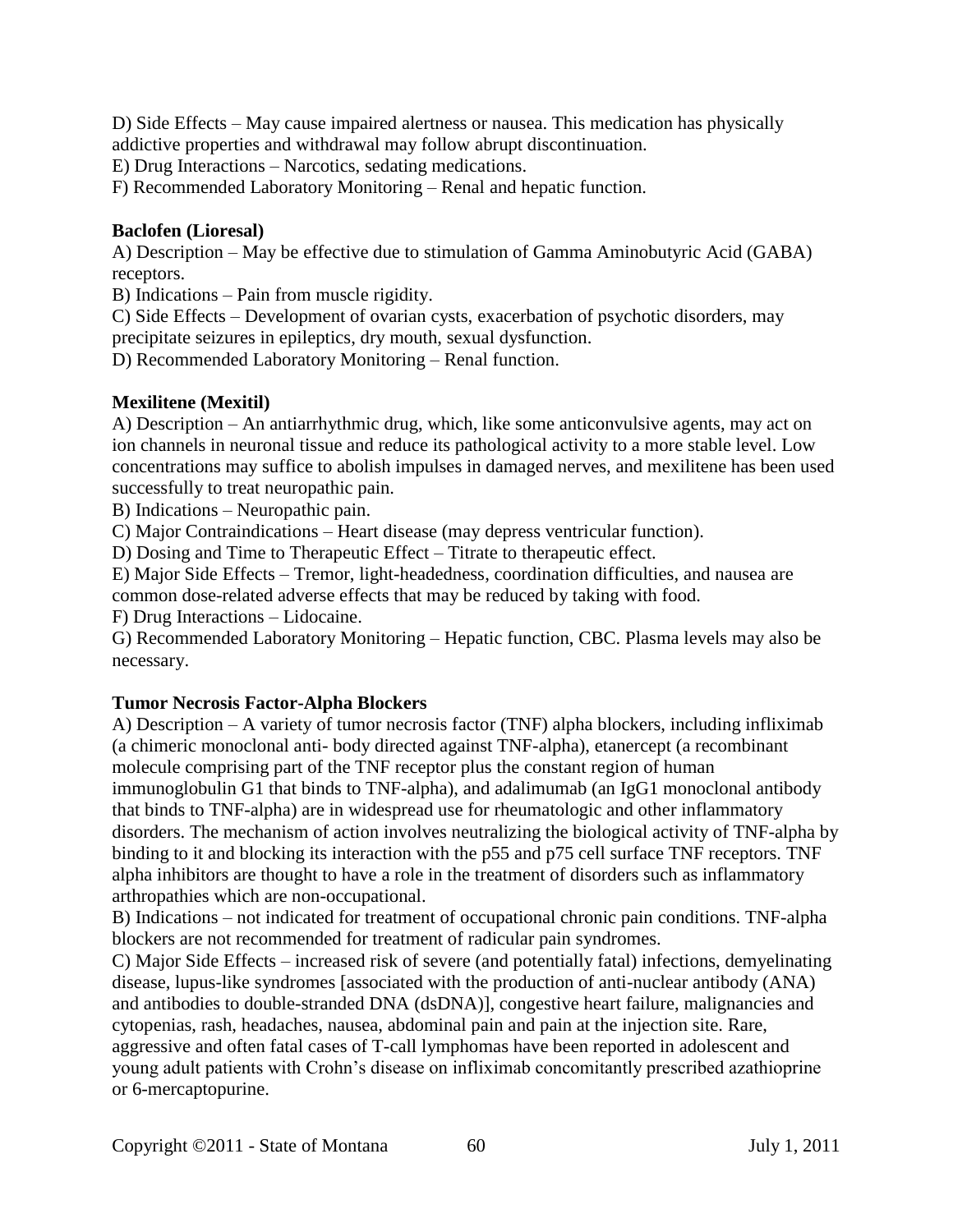D) Side Effects – May cause impaired alertness or nausea. This medication has physically addictive properties and withdrawal may follow abrupt discontinuation.
E) Drug Interactions – Narcotics, sedating medications.
F) Recommended Laboratory Monitoring – Renal and hepatic function.

**Baclofen (Lioresal)**
A) Description – May be effective due to stimulation of Gamma Aminobutyric Acid (GABA) receptors.
B) Indications – Pain from muscle rigidity.
C) Side Effects – Development of ovarian cysts, exacerbation of psychotic disorders, may precipitate seizures in epileptics, dry mouth, sexual dysfunction.
D) Recommended Laboratory Monitoring – Renal function.

**Mexilitene (Mexitil)**
A) Description – An antiarrhythmic drug, which, like some anticonvulsive agents, may act on ion channels in neuronal tissue and reduce its pathological activity to a more stable level. Low concentrations may suffice to abolish impulses in damaged nerves, and mexilitene has been used successfully to treat neuropathic pain.
B) Indications – Neuropathic pain.
C) Major Contraindications – Heart disease (may depress ventricular function).
D) Dosing and Time to Therapeutic Effect – Titrate to therapeutic effect.
E) Major Side Effects – Tremor, light-headedness, coordination difficulties, and nausea are common dose-related adverse effects that may be reduced by taking with food.
F) Drug Interactions – Lidocaine.
G) Recommended Laboratory Monitoring – Hepatic function, CBC. Plasma levels may also be necessary.

**Tumor Necrosis Factor-Alpha Blockers**
A) Description – A variety of tumor necrosis factor (TNF) alpha blockers, including infliximab (a chimeric monoclonal anti- body directed against TNF-alpha), etanercept (a recombinant molecule comprising part of the TNF receptor plus the constant region of human immunoglobulin G1 that binds to TNF-alpha), and adalimumab (an IgG1 monoclonal antibody that binds to TNF-alpha) are in widespread use for rheumatologic and other inflammatory disorders. The mechanism of action involves neutralizing the biological activity of TNF-alpha by binding to it and blocking its interaction with the p55 and p75 cell surface TNF receptors. TNF alpha inhibitors are thought to have a role in the treatment of disorders such as inflammatory arthropathies which are non-occupational.
B) Indications – not indicated for treatment of occupational chronic pain conditions. TNF-alpha blockers are not recommended for treatment of radicular pain syndromes.
C) Major Side Effects – increased risk of severe (and potentially fatal) infections, demyelinating disease, lupus-like syndromes [associated with the production of anti-nuclear antibody (ANA) and antibodies to double-stranded DNA (dsDNA)], congestive heart failure, malignancies and cytopenias, rash, headaches, nausea, abdominal pain and pain at the injection site. Rare, aggressive and often fatal cases of T-call lymphomas have been reported in adolescent and young adult patients with Crohn's disease on infliximab concomitantly prescribed azathioprine or 6-mercaptopurine.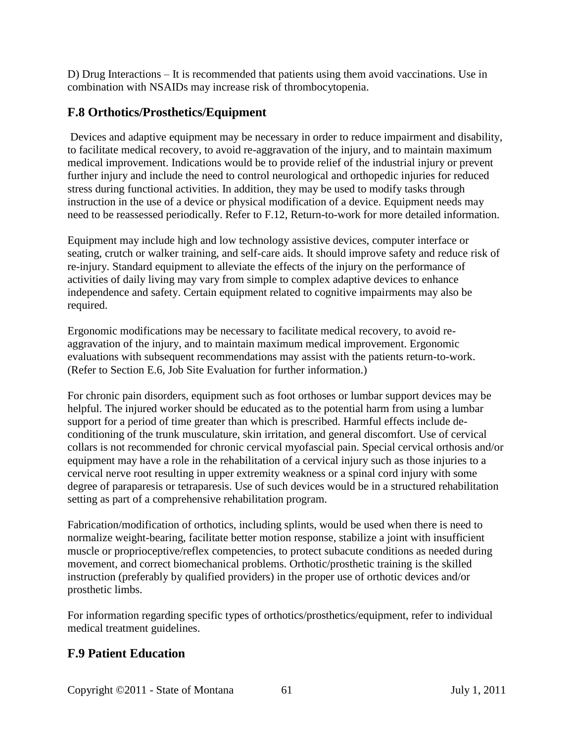D) Drug Interactions – It is recommended that patients using them avoid vaccinations. Use in combination with NSAIDs may increase risk of thrombocytopenia.

## F.8 Orthotics/Prosthetics/Equipment

Devices and adaptive equipment may be necessary in order to reduce impairment and disability, to facilitate medical recovery, to avoid re-aggravation of the injury, and to maintain maximum medical improvement. Indications would be to provide relief of the industrial injury or prevent further injury and include the need to control neurological and orthopedic injuries for reduced stress during functional activities. In addition, they may be used to modify tasks through instruction in the use of a device or physical modification of a device. Equipment needs may need to be reassessed periodically. Refer to F.12, Return-to-work for more detailed information.

Equipment may include high and low technology assistive devices, computer interface or seating, crutch or walker training, and self-care aids. It should improve safety and reduce risk of re-injury. Standard equipment to alleviate the effects of the injury on the performance of activities of daily living may vary from simple to complex adaptive devices to enhance independence and safety. Certain equipment related to cognitive impairments may also be required.

Ergonomic modifications may be necessary to facilitate medical recovery, to avoid re-aggravation of the injury, and to maintain maximum medical improvement. Ergonomic evaluations with subsequent recommendations may assist with the patients return-to-work. (Refer to Section E.6, Job Site Evaluation for further information.)

For chronic pain disorders, equipment such as foot orthoses or lumbar support devices may be helpful. The injured worker should be educated as to the potential harm from using a lumbar support for a period of time greater than which is prescribed. Harmful effects include de-conditioning of the trunk musculature, skin irritation, and general discomfort. Use of cervical collars is not recommended for chronic cervical myofascial pain. Special cervical orthosis and/or equipment may have a role in the rehabilitation of a cervical injury such as those injuries to a cervical nerve root resulting in upper extremity weakness or a spinal cord injury with some degree of paraparesis or tetraparesis. Use of such devices would be in a structured rehabilitation setting as part of a comprehensive rehabilitation program.

Fabrication/modification of orthotics, including splints, would be used when there is need to normalize weight-bearing, facilitate better motion response, stabilize a joint with insufficient muscle or proprioceptive/reflex competencies, to protect subacute conditions as needed during movement, and correct biomechanical problems. Orthotic/prosthetic training is the skilled instruction (preferably by qualified providers) in the proper use of orthotic devices and/or prosthetic limbs.

For information regarding specific types of orthotics/prosthetics/equipment, refer to individual medical treatment guidelines.

## F.9 Patient Education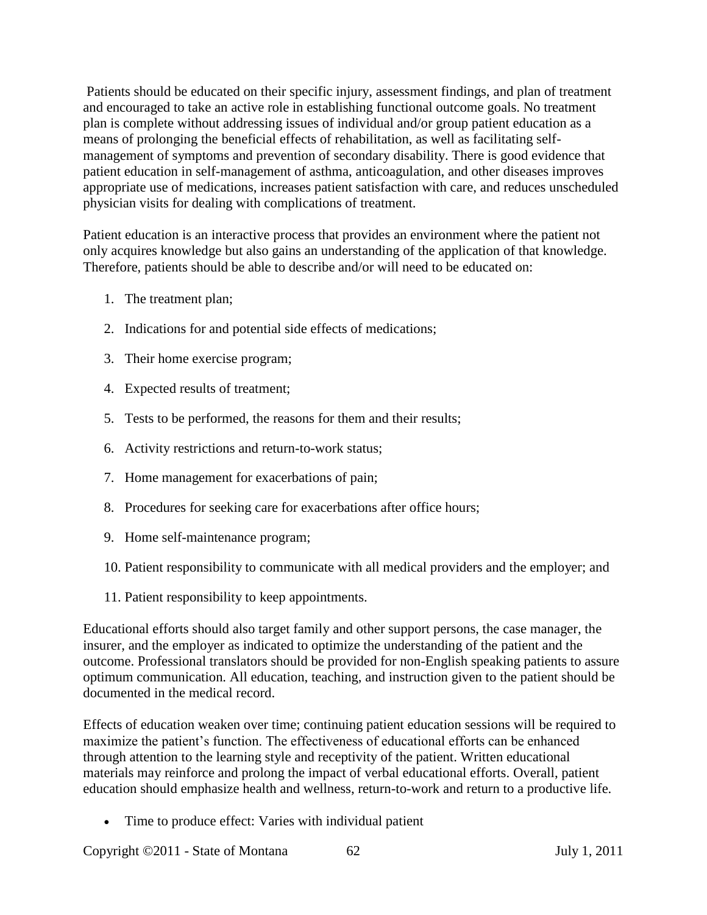Patients should be educated on their specific injury, assessment findings, and plan of treatment and encouraged to take an active role in establishing functional outcome goals. No treatment plan is complete without addressing issues of individual and/or group patient education as a means of prolonging the beneficial effects of rehabilitation, as well as facilitating self-management of symptoms and prevention of secondary disability. There is good evidence that patient education in self-management of asthma, anticoagulation, and other diseases improves appropriate use of medications, increases patient satisfaction with care, and reduces unscheduled physician visits for dealing with complications of treatment.

Patient education is an interactive process that provides an environment where the patient not only acquires knowledge but also gains an understanding of the application of that knowledge. Therefore, patients should be able to describe and/or will need to be educated on:

1. The treatment plan;
2. Indications for and potential side effects of medications;
3. Their home exercise program;
4. Expected results of treatment;
5. Tests to be performed, the reasons for them and their results;
6. Activity restrictions and return-to-work status;
7. Home management for exacerbations of pain;
8. Procedures for seeking care for exacerbations after office hours;
9. Home self-maintenance program;
10. Patient responsibility to communicate with all medical providers and the employer; and
11. Patient responsibility to keep appointments.

Educational efforts should also target family and other support persons, the case manager, the insurer, and the employer as indicated to optimize the understanding of the patient and the outcome. Professional translators should be provided for non-English speaking patients to assure optimum communication. All education, teaching, and instruction given to the patient should be documented in the medical record.

Effects of education weaken over time; continuing patient education sessions will be required to maximize the patient's function. The effectiveness of educational efforts can be enhanced through attention to the learning style and receptivity of the patient. Written educational materials may reinforce and prolong the impact of verbal educational efforts. Overall, patient education should emphasize health and wellness, return-to-work and return to a productive life.

- Time to produce effect: Varies with individual patient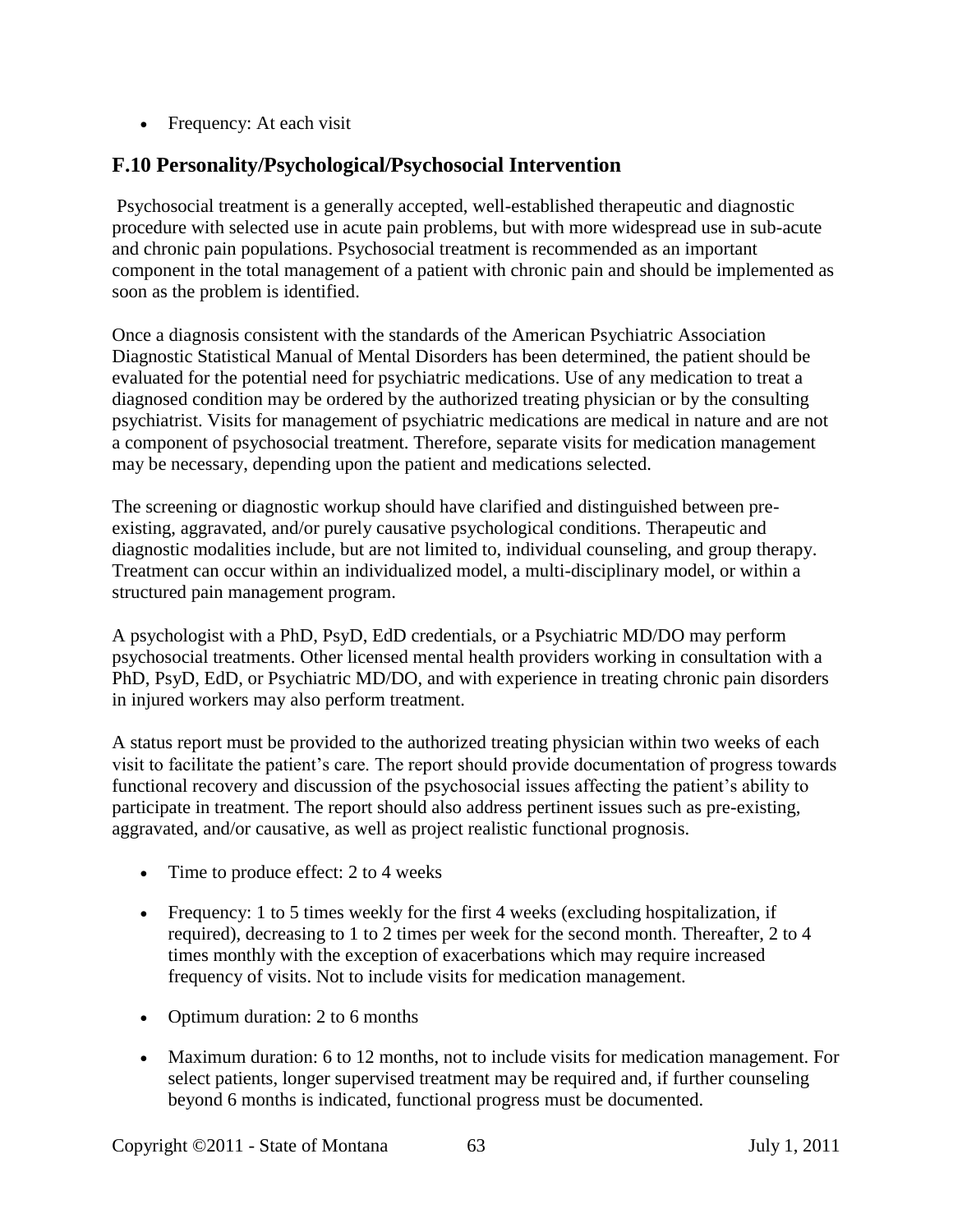- Frequency: At each visit

## F.10 Personality/Psychological/Psychosocial Intervention

Psychosocial treatment is a generally accepted, well-established therapeutic and diagnostic procedure with selected use in acute pain problems, but with more widespread use in sub-acute and chronic pain populations. Psychosocial treatment is recommended as an important component in the total management of a patient with chronic pain and should be implemented as soon as the problem is identified.

Once a diagnosis consistent with the standards of the American Psychiatric Association Diagnostic Statistical Manual of Mental Disorders has been determined, the patient should be evaluated for the potential need for psychiatric medications. Use of any medication to treat a diagnosed condition may be ordered by the authorized treating physician or by the consulting psychiatrist. Visits for management of psychiatric medications are medical in nature and are not a component of psychosocial treatment. Therefore, separate visits for medication management may be necessary, depending upon the patient and medications selected.

The screening or diagnostic workup should have clarified and distinguished between pre-existing, aggravated, and/or purely causative psychological conditions. Therapeutic and diagnostic modalities include, but are not limited to, individual counseling, and group therapy. Treatment can occur within an individualized model, a multi-disciplinary model, or within a structured pain management program.

A psychologist with a PhD, PsyD, EdD credentials, or a Psychiatric MD/DO may perform psychosocial treatments. Other licensed mental health providers working in consultation with a PhD, PsyD, EdD, or Psychiatric MD/DO, and with experience in treating chronic pain disorders in injured workers may also perform treatment.

A status report must be provided to the authorized treating physician within two weeks of each visit to facilitate the patient's care. The report should provide documentation of progress towards functional recovery and discussion of the psychosocial issues affecting the patient's ability to participate in treatment. The report should also address pertinent issues such as pre-existing, aggravated, and/or causative, as well as project realistic functional prognosis.

- Time to produce effect: 2 to 4 weeks
- Frequency: 1 to 5 times weekly for the first 4 weeks (excluding hospitalization, if required), decreasing to 1 to 2 times per week for the second month. Thereafter, 2 to 4 times monthly with the exception of exacerbations which may require increased frequency of visits. Not to include visits for medication management.
- Optimum duration: 2 to 6 months
- Maximum duration: 6 to 12 months, not to include visits for medication management. For select patients, longer supervised treatment may be required and, if further counseling beyond 6 months is indicated, functional progress must be documented.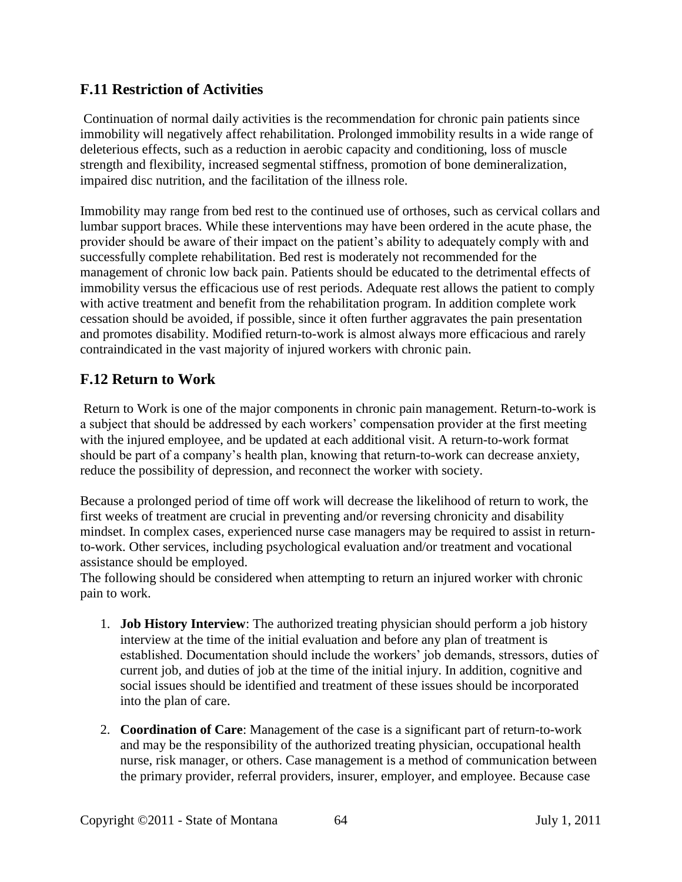## F.11 Restriction of Activities

Continuation of normal daily activities is the recommendation for chronic pain patients since immobility will negatively affect rehabilitation. Prolonged immobility results in a wide range of deleterious effects, such as a reduction in aerobic capacity and conditioning, loss of muscle strength and flexibility, increased segmental stiffness, promotion of bone demineralization, impaired disc nutrition, and the facilitation of the illness role.

Immobility may range from bed rest to the continued use of orthoses, such as cervical collars and lumbar support braces. While these interventions may have been ordered in the acute phase, the provider should be aware of their impact on the patient's ability to adequately comply with and successfully complete rehabilitation. Bed rest is moderately not recommended for the management of chronic low back pain. Patients should be educated to the detrimental effects of immobility versus the efficacious use of rest periods. Adequate rest allows the patient to comply with active treatment and benefit from the rehabilitation program. In addition complete work cessation should be avoided, if possible, since it often further aggravates the pain presentation and promotes disability. Modified return-to-work is almost always more efficacious and rarely contraindicated in the vast majority of injured workers with chronic pain.

## F.12 Return to Work

Return to Work is one of the major components in chronic pain management. Return-to-work is a subject that should be addressed by each workers' compensation provider at the first meeting with the injured employee, and be updated at each additional visit. A return-to-work format should be part of a company's health plan, knowing that return-to-work can decrease anxiety, reduce the possibility of depression, and reconnect the worker with society.

Because a prolonged period of time off work will decrease the likelihood of return to work, the first weeks of treatment are crucial in preventing and/or reversing chronicity and disability mindset. In complex cases, experienced nurse case managers may be required to assist in return-to-work. Other services, including psychological evaluation and/or treatment and vocational assistance should be employed.

The following should be considered when attempting to return an injured worker with chronic pain to work.

1. **Job History Interview**: The authorized treating physician should perform a job history interview at the time of the initial evaluation and before any plan of treatment is established. Documentation should include the workers' job demands, stressors, duties of current job, and duties of job at the time of the initial injury. In addition, cognitive and social issues should be identified and treatment of these issues should be incorporated into the plan of care.

2. **Coordination of Care**: Management of the case is a significant part of return-to-work and may be the responsibility of the authorized treating physician, occupational health nurse, risk manager, or others. Case management is a method of communication between the primary provider, referral providers, insurer, employer, and employee. Because case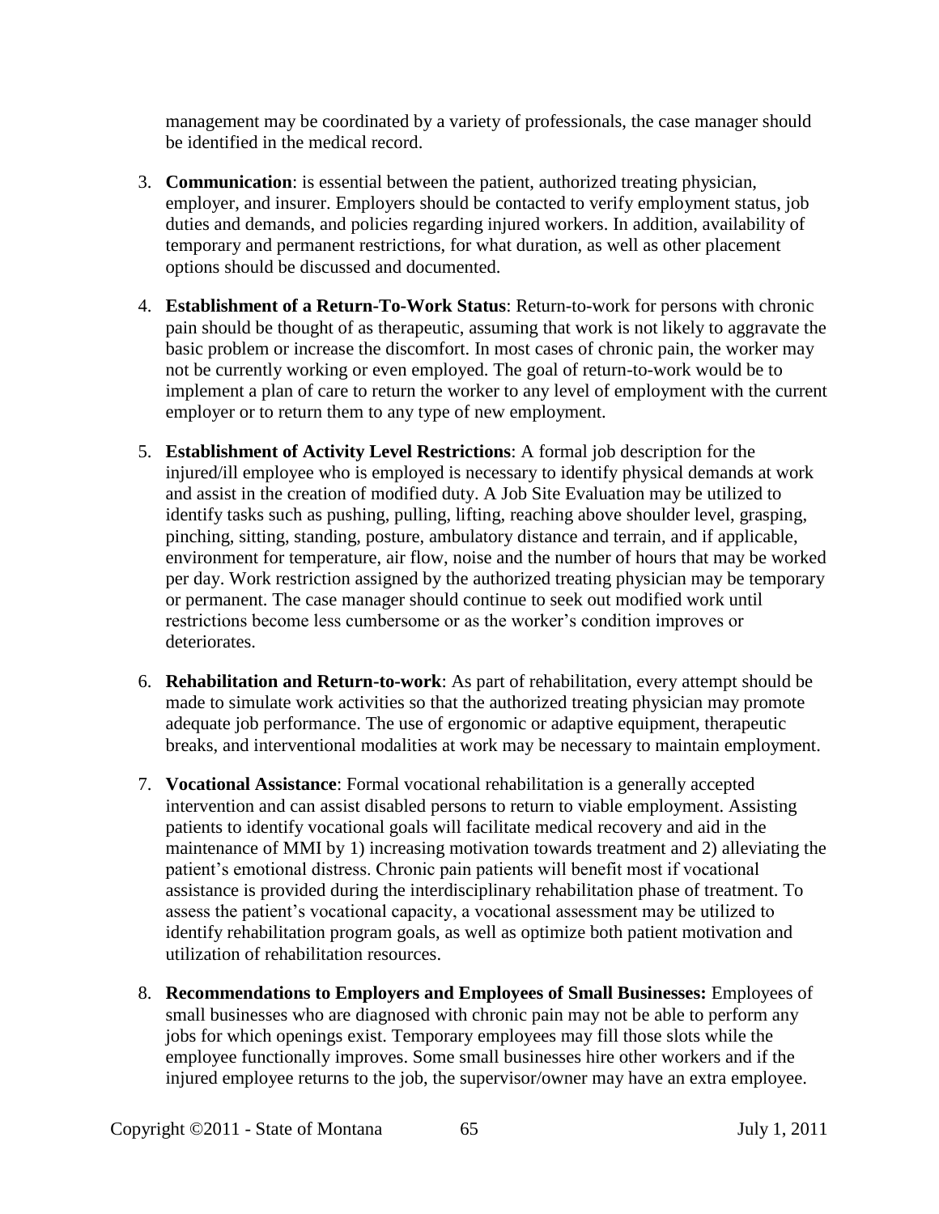management may be coordinated by a variety of professionals, the case manager should be identified in the medical record.

3. **Communication**: is essential between the patient, authorized treating physician, employer, and insurer. Employers should be contacted to verify employment status, job duties and demands, and policies regarding injured workers. In addition, availability of temporary and permanent restrictions, for what duration, as well as other placement options should be discussed and documented.

4. **Establishment of a Return-To-Work Status**: Return-to-work for persons with chronic pain should be thought of as therapeutic, assuming that work is not likely to aggravate the basic problem or increase the discomfort. In most cases of chronic pain, the worker may not be currently working or even employed. The goal of return-to-work would be to implement a plan of care to return the worker to any level of employment with the current employer or to return them to any type of new employment.

5. **Establishment of Activity Level Restrictions**: A formal job description for the injured/ill employee who is employed is necessary to identify physical demands at work and assist in the creation of modified duty. A Job Site Evaluation may be utilized to identify tasks such as pushing, pulling, lifting, reaching above shoulder level, grasping, pinching, sitting, standing, posture, ambulatory distance and terrain, and if applicable, environment for temperature, air flow, noise and the number of hours that may be worked per day. Work restriction assigned by the authorized treating physician may be temporary or permanent. The case manager should continue to seek out modified work until restrictions become less cumbersome or as the worker's condition improves or deteriorates.

6. **Rehabilitation and Return-to-work**: As part of rehabilitation, every attempt should be made to simulate work activities so that the authorized treating physician may promote adequate job performance. The use of ergonomic or adaptive equipment, therapeutic breaks, and interventional modalities at work may be necessary to maintain employment.

7. **Vocational Assistance**: Formal vocational rehabilitation is a generally accepted intervention and can assist disabled persons to return to viable employment. Assisting patients to identify vocational goals will facilitate medical recovery and aid in the maintenance of MMI by 1) increasing motivation towards treatment and 2) alleviating the patient's emotional distress. Chronic pain patients will benefit most if vocational assistance is provided during the interdisciplinary rehabilitation phase of treatment. To assess the patient's vocational capacity, a vocational assessment may be utilized to identify rehabilitation program goals, as well as optimize both patient motivation and utilization of rehabilitation resources.

8. **Recommendations to Employers and Employees of Small Businesses:** Employees of small businesses who are diagnosed with chronic pain may not be able to perform any jobs for which openings exist. Temporary employees may fill those slots while the employee functionally improves. Some small businesses hire other workers and if the injured employee returns to the job, the supervisor/owner may have an extra employee.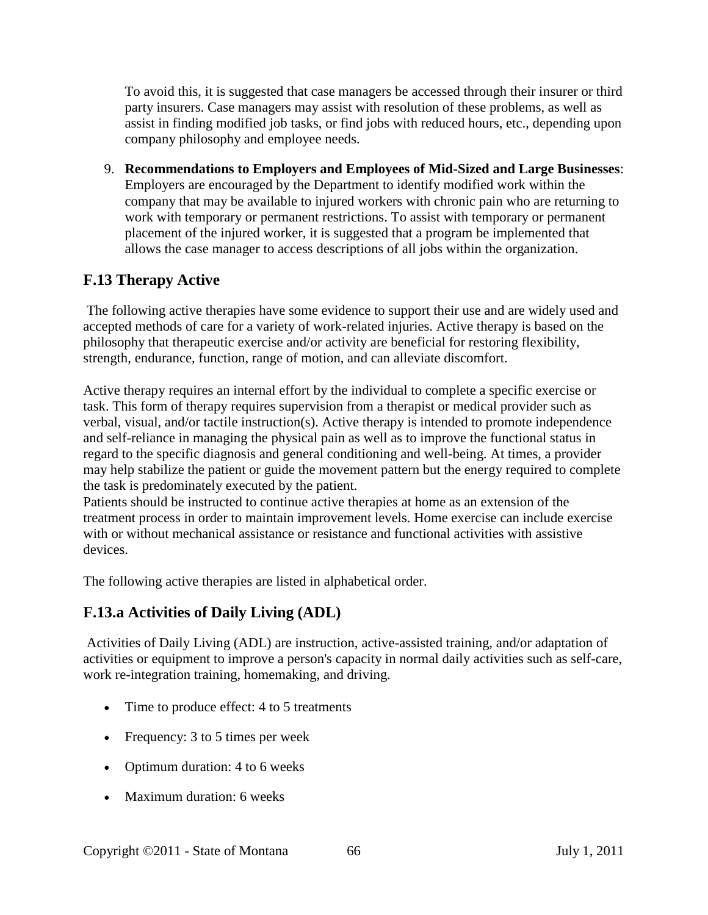To avoid this, it is suggested that case managers be accessed through their insurer or third party insurers. Case managers may assist with resolution of these problems, as well as assist in finding modified job tasks, or find jobs with reduced hours, etc., depending upon company philosophy and employee needs.

9. **Recommendations to Employers and Employees of Mid-Sized and Large Businesses**: Employers are encouraged by the Department to identify modified work within the company that may be available to injured workers with chronic pain who are returning to work with temporary or permanent restrictions. To assist with temporary or permanent placement of the injured worker, it is suggested that a program be implemented that allows the case manager to access descriptions of all jobs within the organization.

## F.13 Therapy Active

The following active therapies have some evidence to support their use and are widely used and accepted methods of care for a variety of work-related injuries. Active therapy is based on the philosophy that therapeutic exercise and/or activity are beneficial for restoring flexibility, strength, endurance, function, range of motion, and can alleviate discomfort.

Active therapy requires an internal effort by the individual to complete a specific exercise or task. This form of therapy requires supervision from a therapist or medical provider such as verbal, visual, and/or tactile instruction(s). Active therapy is intended to promote independence and self-reliance in managing the physical pain as well as to improve the functional status in regard to the specific diagnosis and general conditioning and well-being. At times, a provider may help stabilize the patient or guide the movement pattern but the energy required to complete the task is predominately executed by the patient.
Patients should be instructed to continue active therapies at home as an extension of the treatment process in order to maintain improvement levels. Home exercise can include exercise with or without mechanical assistance or resistance and functional activities with assistive devices.

The following active therapies are listed in alphabetical order.

## F.13.a Activities of Daily Living (ADL)

Activities of Daily Living (ADL) are instruction, active-assisted training, and/or adaptation of activities or equipment to improve a person's capacity in normal daily activities such as self-care, work re-integration training, homemaking, and driving.

- Time to produce effect: 4 to 5 treatments
- Frequency: 3 to 5 times per week
- Optimum duration: 4 to 6 weeks
- Maximum duration: 6 weeks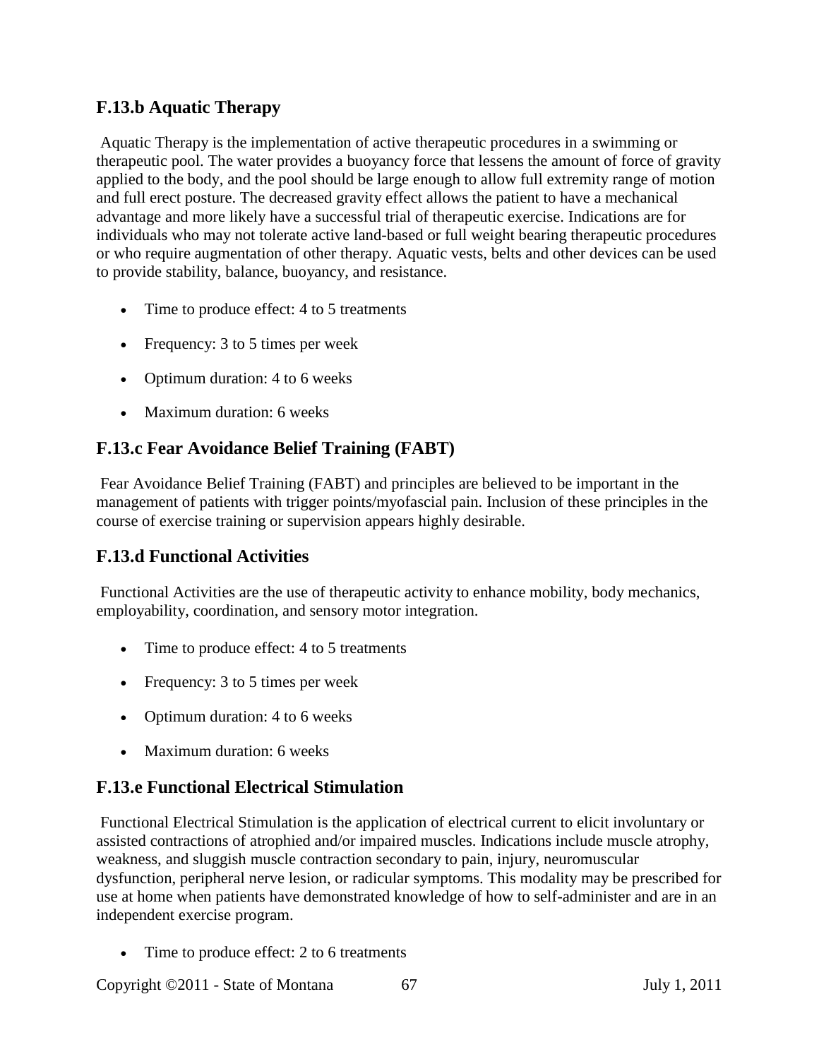## F.13.b Aquatic Therapy

Aquatic Therapy is the implementation of active therapeutic procedures in a swimming or therapeutic pool. The water provides a buoyancy force that lessens the amount of force of gravity applied to the body, and the pool should be large enough to allow full extremity range of motion and full erect posture. The decreased gravity effect allows the patient to have a mechanical advantage and more likely have a successful trial of therapeutic exercise. Indications are for individuals who may not tolerate active land-based or full weight bearing therapeutic procedures or who require augmentation of other therapy. Aquatic vests, belts and other devices can be used to provide stability, balance, buoyancy, and resistance.

- Time to produce effect: 4 to 5 treatments
- Frequency: 3 to 5 times per week
- Optimum duration: 4 to 6 weeks
- Maximum duration: 6 weeks

## F.13.c Fear Avoidance Belief Training (FABT)

Fear Avoidance Belief Training (FABT) and principles are believed to be important in the management of patients with trigger points/myofascial pain. Inclusion of these principles in the course of exercise training or supervision appears highly desirable.

## F.13.d Functional Activities

Functional Activities are the use of therapeutic activity to enhance mobility, body mechanics, employability, coordination, and sensory motor integration.

- Time to produce effect: 4 to 5 treatments
- Frequency: 3 to 5 times per week
- Optimum duration: 4 to 6 weeks
- Maximum duration: 6 weeks

## F.13.e Functional Electrical Stimulation

Functional Electrical Stimulation is the application of electrical current to elicit involuntary or assisted contractions of atrophied and/or impaired muscles. Indications include muscle atrophy, weakness, and sluggish muscle contraction secondary to pain, injury, neuromuscular dysfunction, peripheral nerve lesion, or radicular symptoms. This modality may be prescribed for use at home when patients have demonstrated knowledge of how to self-administer and are in an independent exercise program.

- Time to produce effect: 2 to 6 treatments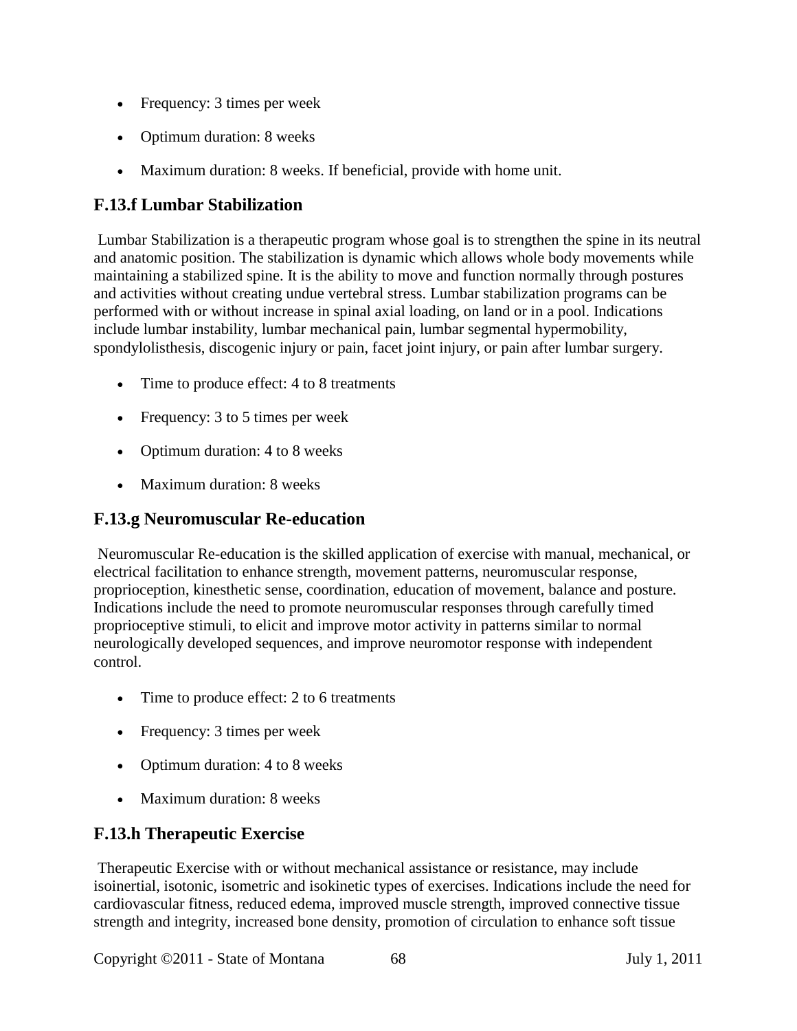- Frequency: 3 times per week
- Optimum duration: 8 weeks
- Maximum duration: 8 weeks. If beneficial, provide with home unit.

## F.13.f Lumbar Stabilization

Lumbar Stabilization is a therapeutic program whose goal is to strengthen the spine in its neutral and anatomic position. The stabilization is dynamic which allows whole body movements while maintaining a stabilized spine. It is the ability to move and function normally through postures and activities without creating undue vertebral stress. Lumbar stabilization programs can be performed with or without increase in spinal axial loading, on land or in a pool. Indications include lumbar instability, lumbar mechanical pain, lumbar segmental hypermobility, spondylolisthesis, discogenic injury or pain, facet joint injury, or pain after lumbar surgery.

- Time to produce effect: 4 to 8 treatments
- Frequency: 3 to 5 times per week
- Optimum duration: 4 to 8 weeks
- Maximum duration: 8 weeks

## F.13.g Neuromuscular Re-education

Neuromuscular Re-education is the skilled application of exercise with manual, mechanical, or electrical facilitation to enhance strength, movement patterns, neuromuscular response, proprioception, kinesthetic sense, coordination, education of movement, balance and posture. Indications include the need to promote neuromuscular responses through carefully timed proprioceptive stimuli, to elicit and improve motor activity in patterns similar to normal neurologically developed sequences, and improve neuromotor response with independent control.

- Time to produce effect: 2 to 6 treatments
- Frequency: 3 times per week
- Optimum duration: 4 to 8 weeks
- Maximum duration: 8 weeks

## F.13.h Therapeutic Exercise

Therapeutic Exercise with or without mechanical assistance or resistance, may include isoinertial, isotonic, isometric and isokinetic types of exercises. Indications include the need for cardiovascular fitness, reduced edema, improved muscle strength, improved connective tissue strength and integrity, increased bone density, promotion of circulation to enhance soft tissue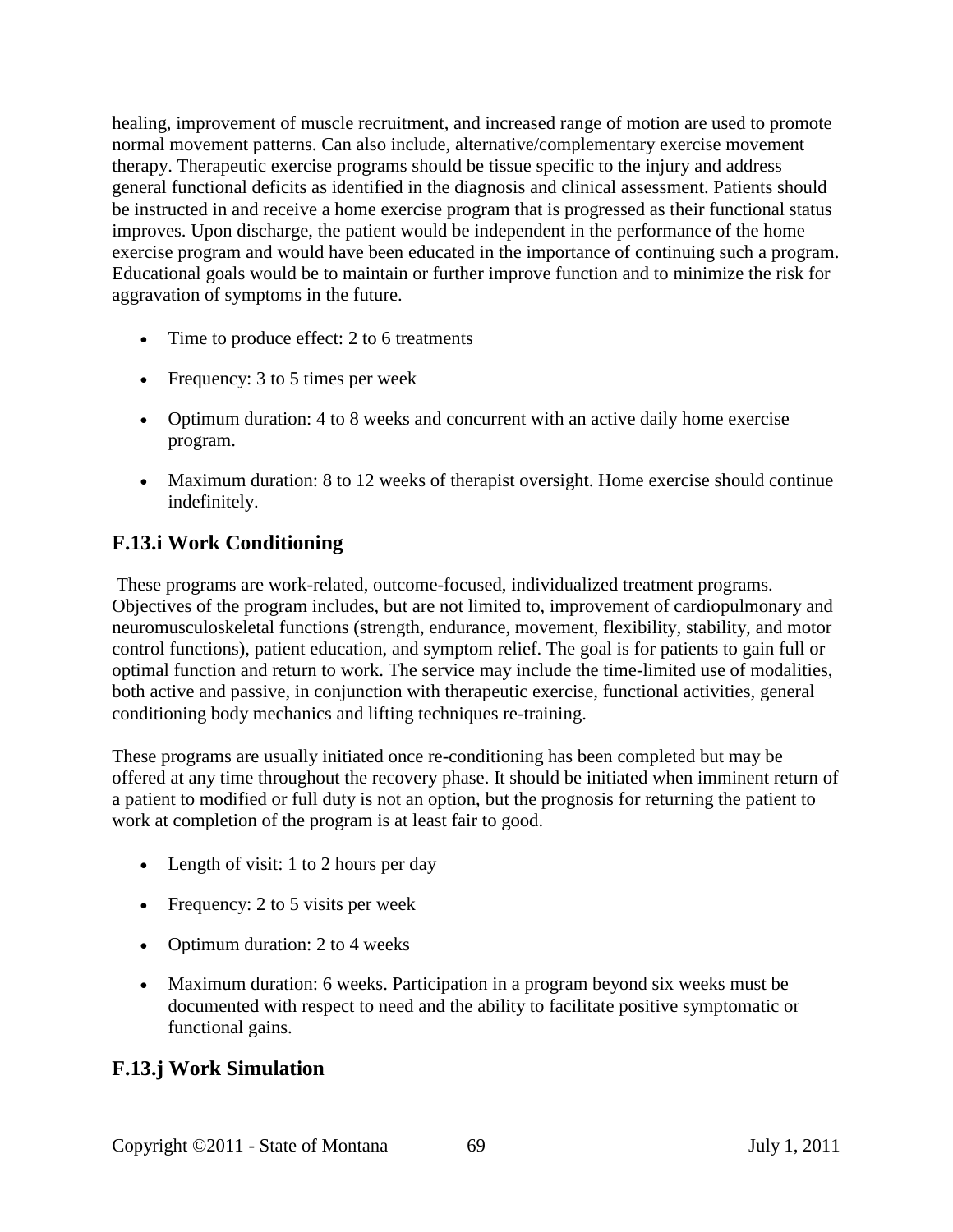healing, improvement of muscle recruitment, and increased range of motion are used to promote normal movement patterns. Can also include, alternative/complementary exercise movement therapy. Therapeutic exercise programs should be tissue specific to the injury and address general functional deficits as identified in the diagnosis and clinical assessment. Patients should be instructed in and receive a home exercise program that is progressed as their functional status improves. Upon discharge, the patient would be independent in the performance of the home exercise program and would have been educated in the importance of continuing such a program. Educational goals would be to maintain or further improve function and to minimize the risk for aggravation of symptoms in the future.

- Time to produce effect: 2 to 6 treatments
- Frequency: 3 to 5 times per week
- Optimum duration: 4 to 8 weeks and concurrent with an active daily home exercise program.
- Maximum duration: 8 to 12 weeks of therapist oversight. Home exercise should continue indefinitely.

## F.13.i Work Conditioning

These programs are work-related, outcome-focused, individualized treatment programs. Objectives of the program includes, but are not limited to, improvement of cardiopulmonary and neuromusculoskeletal functions (strength, endurance, movement, flexibility, stability, and motor control functions), patient education, and symptom relief. The goal is for patients to gain full or optimal function and return to work. The service may include the time-limited use of modalities, both active and passive, in conjunction with therapeutic exercise, functional activities, general conditioning body mechanics and lifting techniques re-training.

These programs are usually initiated once re-conditioning has been completed but may be offered at any time throughout the recovery phase. It should be initiated when imminent return of a patient to modified or full duty is not an option, but the prognosis for returning the patient to work at completion of the program is at least fair to good.

- Length of visit: 1 to 2 hours per day
- Frequency: 2 to 5 visits per week
- Optimum duration: 2 to 4 weeks
- Maximum duration: 6 weeks. Participation in a program beyond six weeks must be documented with respect to need and the ability to facilitate positive symptomatic or functional gains.

## F.13.j Work Simulation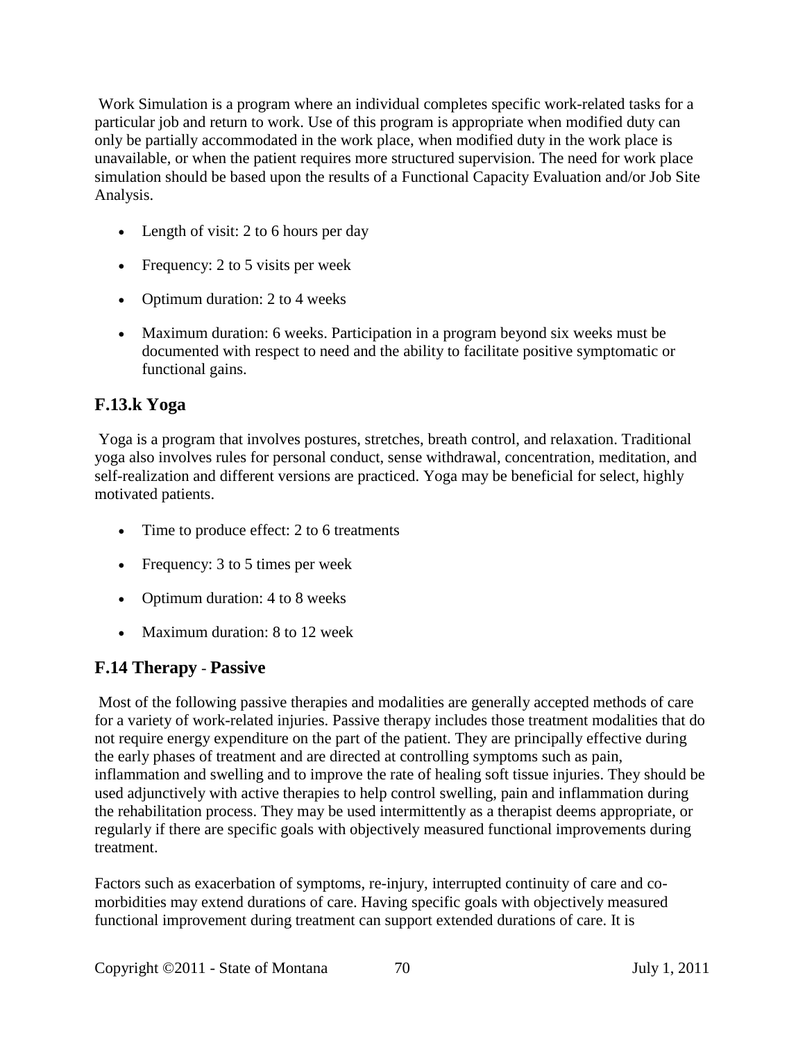Work Simulation is a program where an individual completes specific work-related tasks for a particular job and return to work. Use of this program is appropriate when modified duty can only be partially accommodated in the work place, when modified duty in the work place is unavailable, or when the patient requires more structured supervision. The need for work place simulation should be based upon the results of a Functional Capacity Evaluation and/or Job Site Analysis.

- Length of visit: 2 to 6 hours per day
- Frequency: 2 to 5 visits per week
- Optimum duration: 2 to 4 weeks
- Maximum duration: 6 weeks. Participation in a program beyond six weeks must be documented with respect to need and the ability to facilitate positive symptomatic or functional gains.

### F.13.k Yoga

Yoga is a program that involves postures, stretches, breath control, and relaxation. Traditional yoga also involves rules for personal conduct, sense withdrawal, concentration, meditation, and self-realization and different versions are practiced. Yoga may be beneficial for select, highly motivated patients.

- Time to produce effect: 2 to 6 treatments
- Frequency: 3 to 5 times per week
- Optimum duration: 4 to 8 weeks
- Maximum duration: 8 to 12 week

### F.14 Therapy - Passive

Most of the following passive therapies and modalities are generally accepted methods of care for a variety of work-related injuries. Passive therapy includes those treatment modalities that do not require energy expenditure on the part of the patient. They are principally effective during the early phases of treatment and are directed at controlling symptoms such as pain, inflammation and swelling and to improve the rate of healing soft tissue injuries. They should be used adjunctively with active therapies to help control swelling, pain and inflammation during the rehabilitation process. They may be used intermittently as a therapist deems appropriate, or regularly if there are specific goals with objectively measured functional improvements during treatment.

Factors such as exacerbation of symptoms, re-injury, interrupted continuity of care and co-morbidities may extend durations of care. Having specific goals with objectively measured functional improvement during treatment can support extended durations of care. It is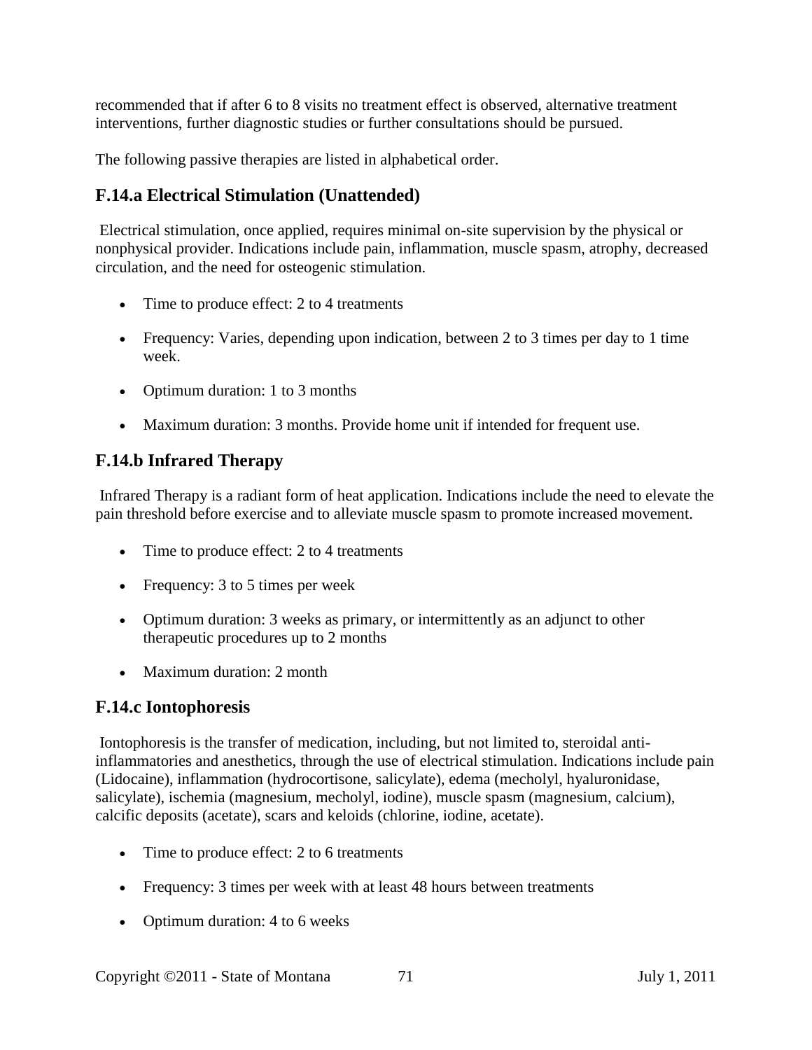recommended that if after 6 to 8 visits no treatment effect is observed, alternative treatment interventions, further diagnostic studies or further consultations should be pursued.

The following passive therapies are listed in alphabetical order.

### F.14.a Electrical Stimulation (Unattended)

Electrical stimulation, once applied, requires minimal on-site supervision by the physical or nonphysical provider. Indications include pain, inflammation, muscle spasm, atrophy, decreased circulation, and the need for osteogenic stimulation.

- Time to produce effect: 2 to 4 treatments
- Frequency: Varies, depending upon indication, between 2 to 3 times per day to 1 time week.
- Optimum duration: 1 to 3 months
- Maximum duration: 3 months. Provide home unit if intended for frequent use.

### F.14.b Infrared Therapy

Infrared Therapy is a radiant form of heat application. Indications include the need to elevate the pain threshold before exercise and to alleviate muscle spasm to promote increased movement.

- Time to produce effect: 2 to 4 treatments
- Frequency: 3 to 5 times per week
- Optimum duration: 3 weeks as primary, or intermittently as an adjunct to other therapeutic procedures up to 2 months
- Maximum duration: 2 month

### F.14.c Iontophoresis

Iontophoresis is the transfer of medication, including, but not limited to, steroidal anti-inflammatories and anesthetics, through the use of electrical stimulation. Indications include pain (Lidocaine), inflammation (hydrocortisone, salicylate), edema (mecholyl, hyaluronidase, salicylate), ischemia (magnesium, mecholyl, iodine), muscle spasm (magnesium, calcium), calcific deposits (acetate), scars and keloids (chlorine, iodine, acetate).

- Time to produce effect: 2 to 6 treatments
- Frequency: 3 times per week with at least 48 hours between treatments
- Optimum duration: 4 to 6 weeks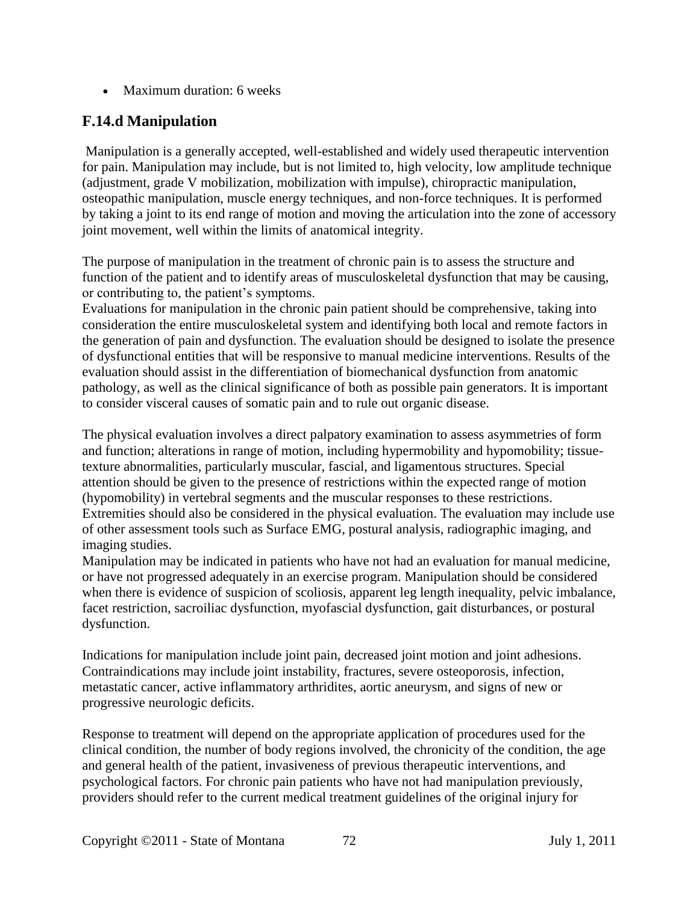- Maximum duration: 6 weeks

## F.14.d Manipulation

Manipulation is a generally accepted, well-established and widely used therapeutic intervention for pain. Manipulation may include, but is not limited to, high velocity, low amplitude technique (adjustment, grade V mobilization, mobilization with impulse), chiropractic manipulation, osteopathic manipulation, muscle energy techniques, and non-force techniques. It is performed by taking a joint to its end range of motion and moving the articulation into the zone of accessory joint movement, well within the limits of anatomical integrity.

The purpose of manipulation in the treatment of chronic pain is to assess the structure and function of the patient and to identify areas of musculoskeletal dysfunction that may be causing, or contributing to, the patient's symptoms.

Evaluations for manipulation in the chronic pain patient should be comprehensive, taking into consideration the entire musculoskeletal system and identifying both local and remote factors in the generation of pain and dysfunction. The evaluation should be designed to isolate the presence of dysfunctional entities that will be responsive to manual medicine interventions. Results of the evaluation should assist in the differentiation of biomechanical dysfunction from anatomic pathology, as well as the clinical significance of both as possible pain generators. It is important to consider visceral causes of somatic pain and to rule out organic disease.

The physical evaluation involves a direct palpatory examination to assess asymmetries of form and function; alterations in range of motion, including hypermobility and hypomobility; tissue-texture abnormalities, particularly muscular, fascial, and ligamentous structures. Special attention should be given to the presence of restrictions within the expected range of motion (hypomobility) in vertebral segments and the muscular responses to these restrictions. Extremities should also be considered in the physical evaluation. The evaluation may include use of other assessment tools such as Surface EMG, postural analysis, radiographic imaging, and imaging studies.

Manipulation may be indicated in patients who have not had an evaluation for manual medicine, or have not progressed adequately in an exercise program. Manipulation should be considered when there is evidence of suspicion of scoliosis, apparent leg length inequality, pelvic imbalance, facet restriction, sacroiliac dysfunction, myofascial dysfunction, gait disturbances, or postural dysfunction.

Indications for manipulation include joint pain, decreased joint motion and joint adhesions. Contraindications may include joint instability, fractures, severe osteoporosis, infection, metastatic cancer, active inflammatory arthridites, aortic aneurysm, and signs of new or progressive neurologic deficits.

Response to treatment will depend on the appropriate application of procedures used for the clinical condition, the number of body regions involved, the chronicity of the condition, the age and general health of the patient, invasiveness of previous therapeutic interventions, and psychological factors. For chronic pain patients who have not had manipulation previously, providers should refer to the current medical treatment guidelines of the original injury for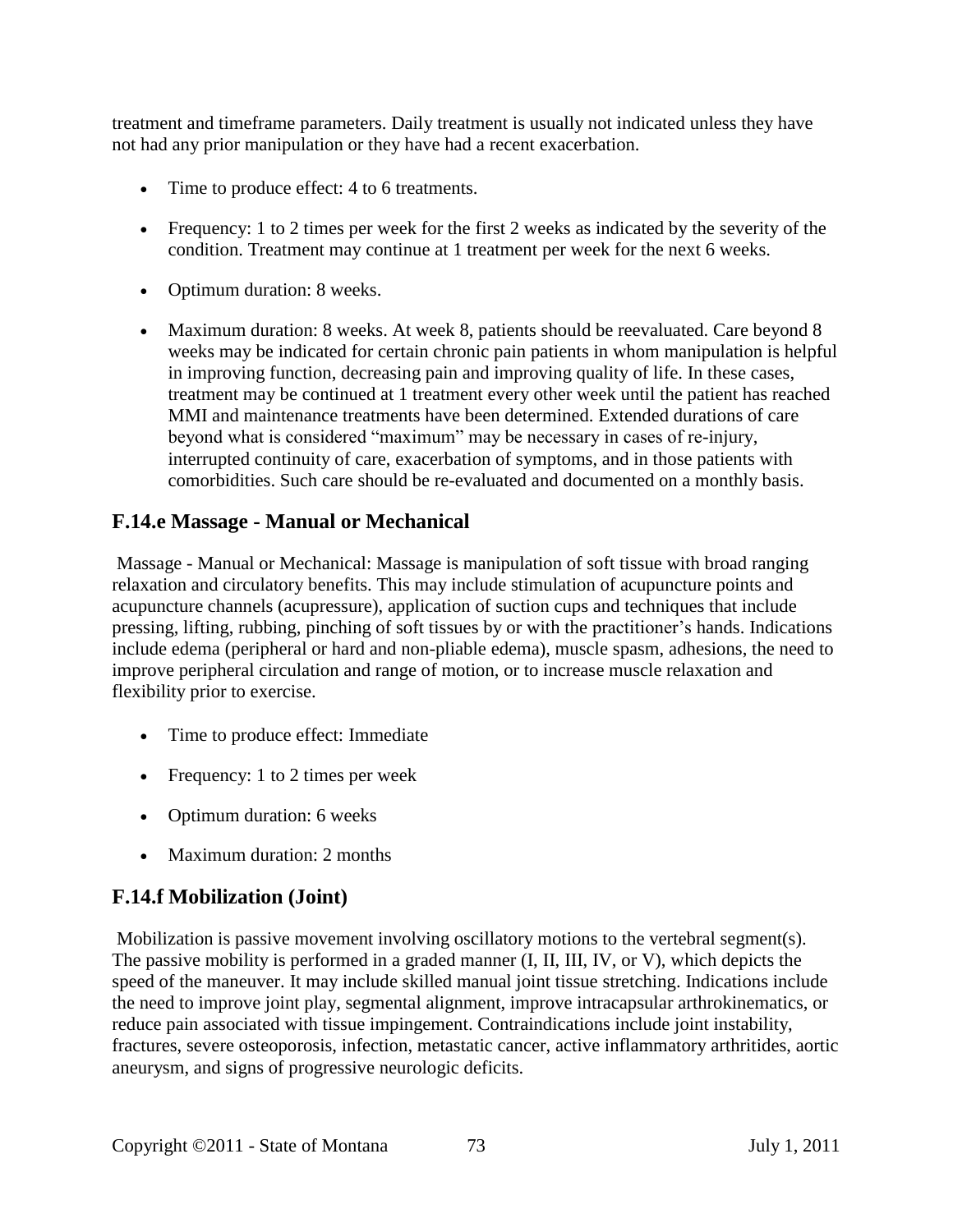treatment and timeframe parameters. Daily treatment is usually not indicated unless they have not had any prior manipulation or they have had a recent exacerbation.

- Time to produce effect: 4 to 6 treatments.
- Frequency: 1 to 2 times per week for the first 2 weeks as indicated by the severity of the condition. Treatment may continue at 1 treatment per week for the next 6 weeks.
- Optimum duration: 8 weeks.
- Maximum duration: 8 weeks. At week 8, patients should be reevaluated. Care beyond 8 weeks may be indicated for certain chronic pain patients in whom manipulation is helpful in improving function, decreasing pain and improving quality of life. In these cases, treatment may be continued at 1 treatment every other week until the patient has reached MMI and maintenance treatments have been determined. Extended durations of care beyond what is considered "maximum" may be necessary in cases of re-injury, interrupted continuity of care, exacerbation of symptoms, and in those patients with comorbidities. Such care should be re-evaluated and documented on a monthly basis.

## F.14.e Massage - Manual or Mechanical

Massage - Manual or Mechanical: Massage is manipulation of soft tissue with broad ranging relaxation and circulatory benefits. This may include stimulation of acupuncture points and acupuncture channels (acupressure), application of suction cups and techniques that include pressing, lifting, rubbing, pinching of soft tissues by or with the practitioner's hands. Indications include edema (peripheral or hard and non-pliable edema), muscle spasm, adhesions, the need to improve peripheral circulation and range of motion, or to increase muscle relaxation and flexibility prior to exercise.

- Time to produce effect: Immediate
- Frequency: 1 to 2 times per week
- Optimum duration: 6 weeks
- Maximum duration: 2 months

## F.14.f Mobilization (Joint)

Mobilization is passive movement involving oscillatory motions to the vertebral segment(s). The passive mobility is performed in a graded manner (I, II, III, IV, or V), which depicts the speed of the maneuver. It may include skilled manual joint tissue stretching. Indications include the need to improve joint play, segmental alignment, improve intracapsular arthrokinematics, or reduce pain associated with tissue impingement. Contraindications include joint instability, fractures, severe osteoporosis, infection, metastatic cancer, active inflammatory arthritides, aortic aneurysm, and signs of progressive neurologic deficits.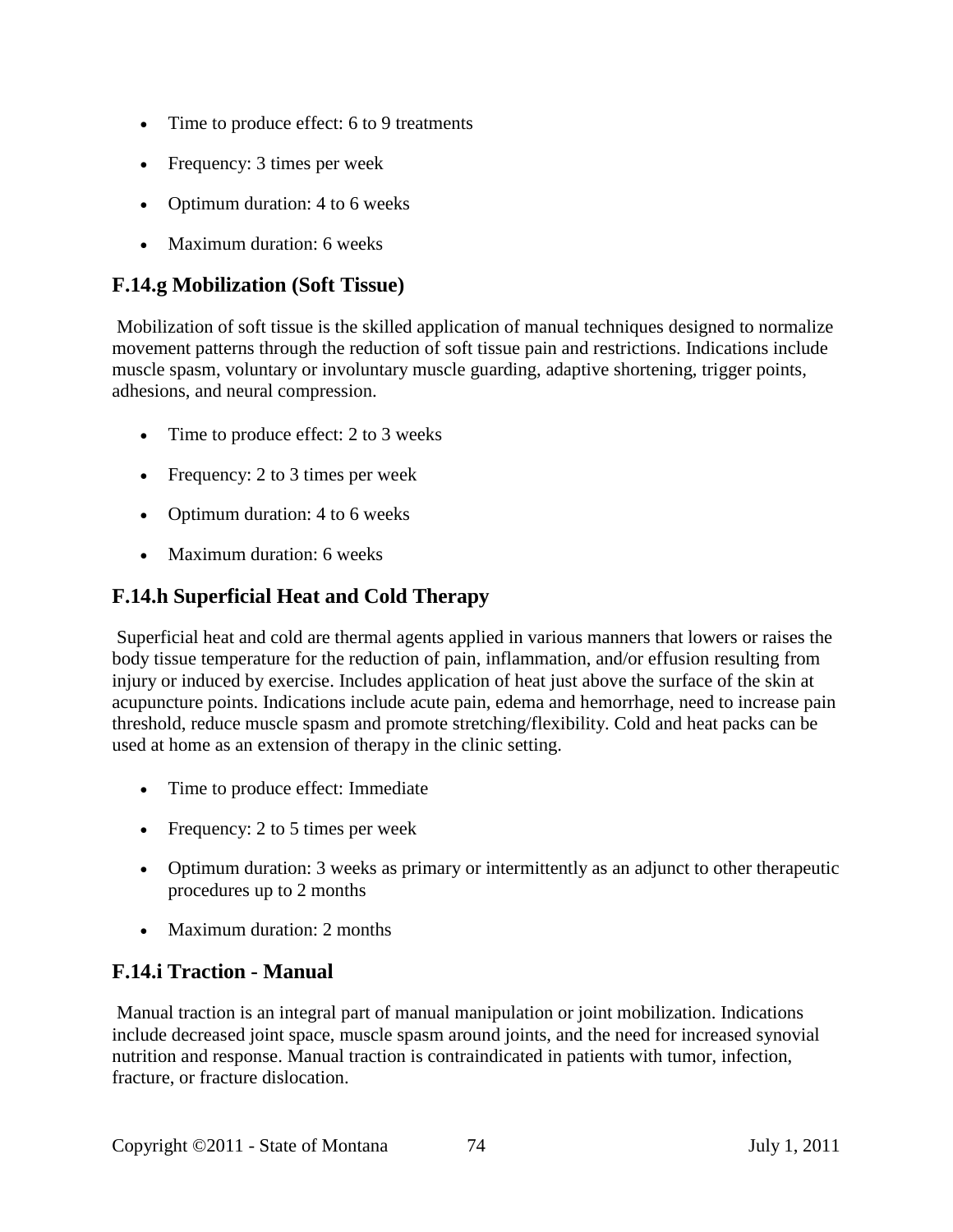- Time to produce effect: 6 to 9 treatments
- Frequency: 3 times per week
- Optimum duration: 4 to 6 weeks
- Maximum duration: 6 weeks

### F.14.g Mobilization (Soft Tissue)

Mobilization of soft tissue is the skilled application of manual techniques designed to normalize movement patterns through the reduction of soft tissue pain and restrictions. Indications include muscle spasm, voluntary or involuntary muscle guarding, adaptive shortening, trigger points, adhesions, and neural compression.

- Time to produce effect: 2 to 3 weeks
- Frequency: 2 to 3 times per week
- Optimum duration: 4 to 6 weeks
- Maximum duration: 6 weeks

### F.14.h Superficial Heat and Cold Therapy

Superficial heat and cold are thermal agents applied in various manners that lowers or raises the body tissue temperature for the reduction of pain, inflammation, and/or effusion resulting from injury or induced by exercise. Includes application of heat just above the surface of the skin at acupuncture points. Indications include acute pain, edema and hemorrhage, need to increase pain threshold, reduce muscle spasm and promote stretching/flexibility. Cold and heat packs can be used at home as an extension of therapy in the clinic setting.

- Time to produce effect: Immediate
- Frequency: 2 to 5 times per week
- Optimum duration: 3 weeks as primary or intermittently as an adjunct to other therapeutic procedures up to 2 months
- Maximum duration: 2 months

### F.14.i Traction - Manual

Manual traction is an integral part of manual manipulation or joint mobilization. Indications include decreased joint space, muscle spasm around joints, and the need for increased synovial nutrition and response. Manual traction is contraindicated in patients with tumor, infection, fracture, or fracture dislocation.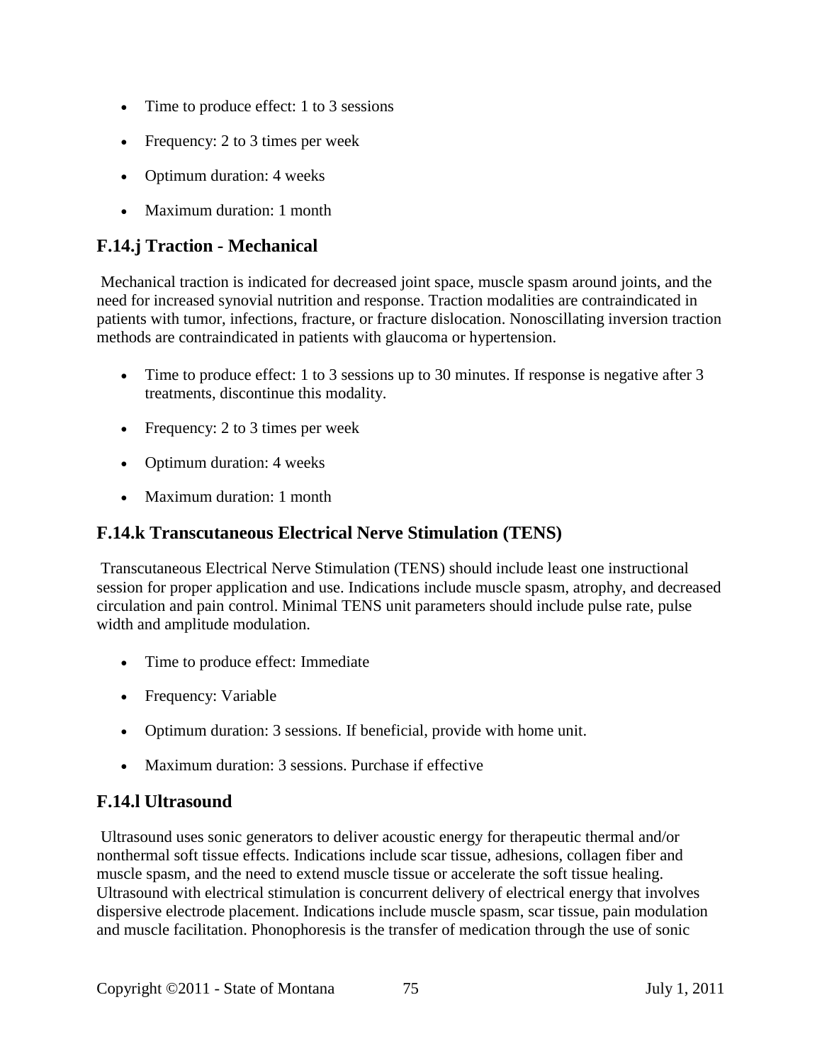- Time to produce effect: 1 to 3 sessions
- Frequency: 2 to 3 times per week
- Optimum duration: 4 weeks
- Maximum duration: 1 month

### F.14.j Traction - Mechanical

Mechanical traction is indicated for decreased joint space, muscle spasm around joints, and the need for increased synovial nutrition and response. Traction modalities are contraindicated in patients with tumor, infections, fracture, or fracture dislocation. Nonoscillating inversion traction methods are contraindicated in patients with glaucoma or hypertension.

- Time to produce effect: 1 to 3 sessions up to 30 minutes. If response is negative after 3 treatments, discontinue this modality.
- Frequency: 2 to 3 times per week
- Optimum duration: 4 weeks
- Maximum duration: 1 month

### F.14.k Transcutaneous Electrical Nerve Stimulation (TENS)

Transcutaneous Electrical Nerve Stimulation (TENS) should include least one instructional session for proper application and use. Indications include muscle spasm, atrophy, and decreased circulation and pain control. Minimal TENS unit parameters should include pulse rate, pulse width and amplitude modulation.

- Time to produce effect: Immediate
- Frequency: Variable
- Optimum duration: 3 sessions. If beneficial, provide with home unit.
- Maximum duration: 3 sessions. Purchase if effective

### F.14.l Ultrasound

Ultrasound uses sonic generators to deliver acoustic energy for therapeutic thermal and/or nonthermal soft tissue effects. Indications include scar tissue, adhesions, collagen fiber and muscle spasm, and the need to extend muscle tissue or accelerate the soft tissue healing. Ultrasound with electrical stimulation is concurrent delivery of electrical energy that involves dispersive electrode placement. Indications include muscle spasm, scar tissue, pain modulation and muscle facilitation. Phonophoresis is the transfer of medication through the use of sonic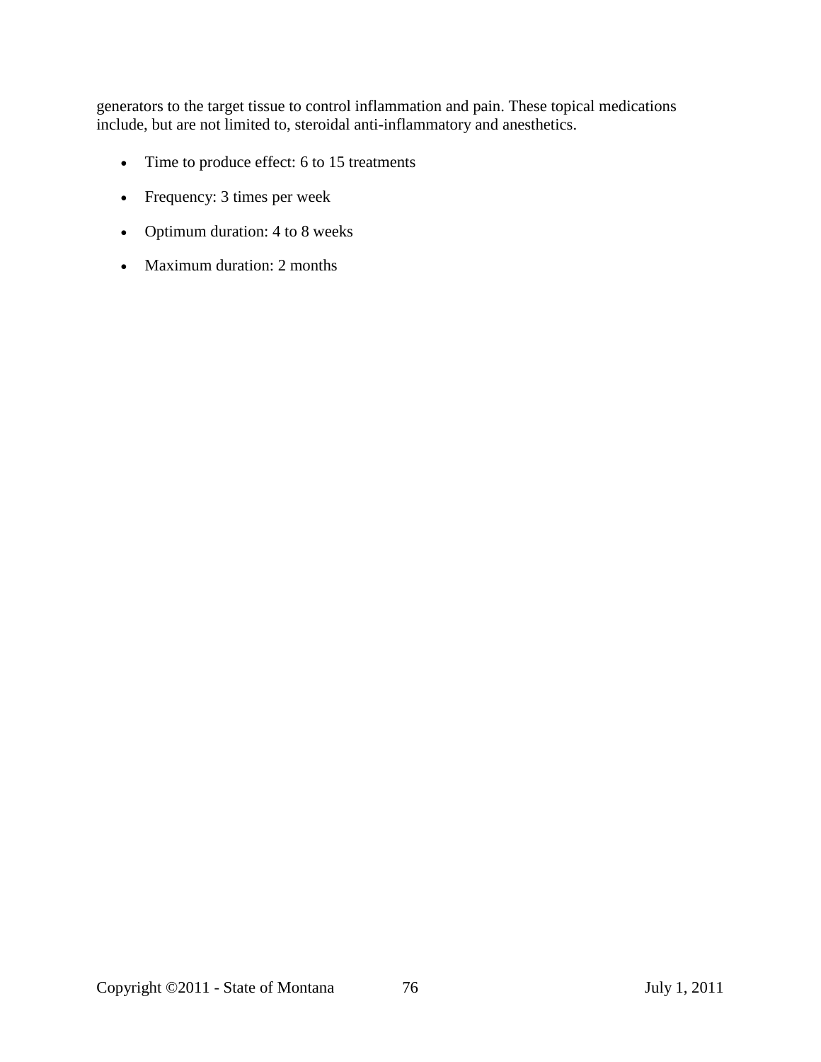generators to the target tissue to control inflammation and pain. These topical medications include, but are not limited to, steroidal anti-inflammatory and anesthetics.

- Time to produce effect: 6 to 15 treatments
- Frequency: 3 times per week
- Optimum duration: 4 to 8 weeks
- Maximum duration: 2 months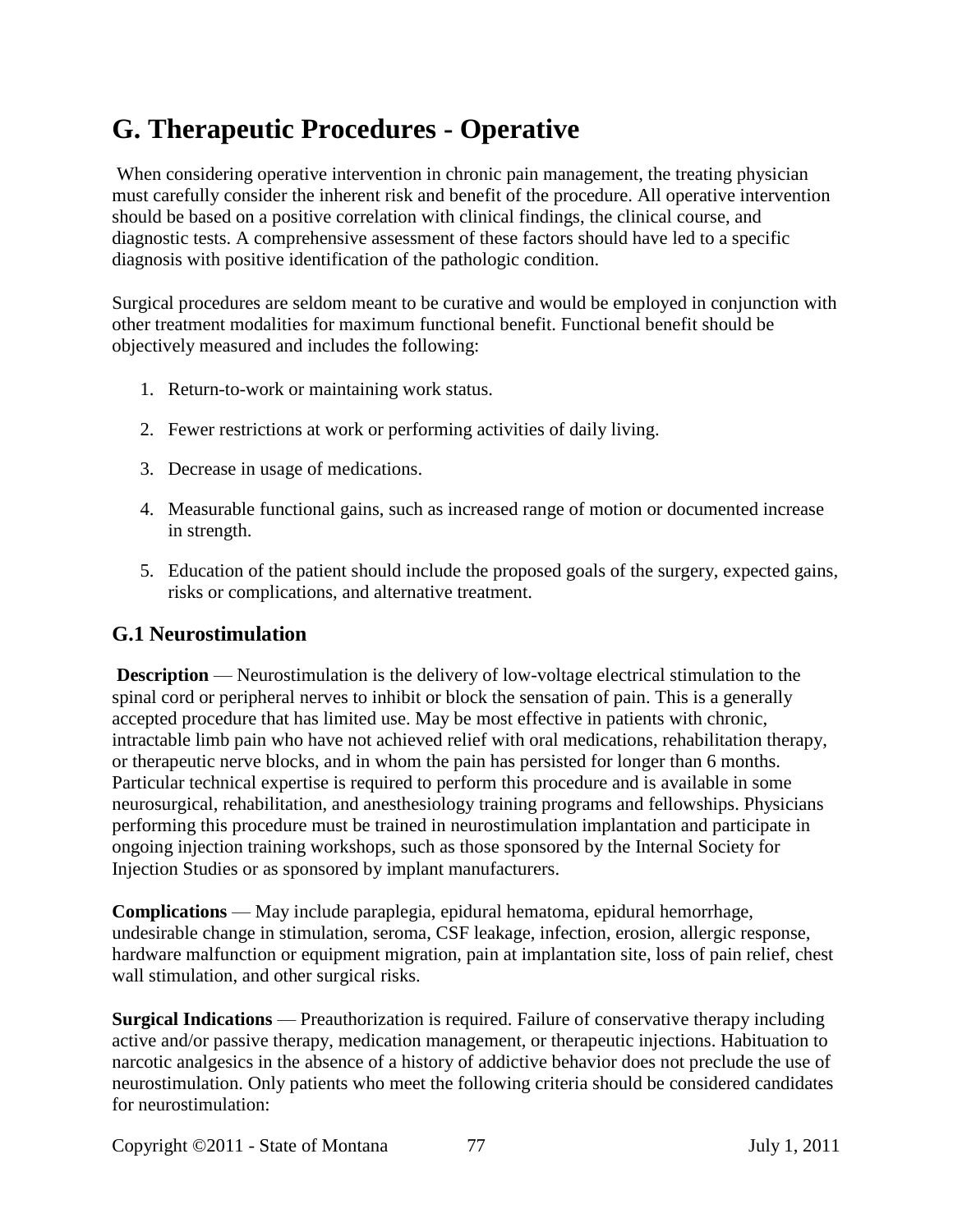# G. Therapeutic Procedures - Operative

When considering operative intervention in chronic pain management, the treating physician must carefully consider the inherent risk and benefit of the procedure. All operative intervention should be based on a positive correlation with clinical findings, the clinical course, and diagnostic tests. A comprehensive assessment of these factors should have led to a specific diagnosis with positive identification of the pathologic condition.

Surgical procedures are seldom meant to be curative and would be employed in conjunction with other treatment modalities for maximum functional benefit. Functional benefit should be objectively measured and includes the following:

1. Return-to-work or maintaining work status.
2. Fewer restrictions at work or performing activities of daily living.
3. Decrease in usage of medications.
4. Measurable functional gains, such as increased range of motion or documented increase in strength.
5. Education of the patient should include the proposed goals of the surgery, expected gains, risks or complications, and alternative treatment.

## G.1 Neurostimulation

**Description** — Neurostimulation is the delivery of low-voltage electrical stimulation to the spinal cord or peripheral nerves to inhibit or block the sensation of pain. This is a generally accepted procedure that has limited use. May be most effective in patients with chronic, intractable limb pain who have not achieved relief with oral medications, rehabilitation therapy, or therapeutic nerve blocks, and in whom the pain has persisted for longer than 6 months. Particular technical expertise is required to perform this procedure and is available in some neurosurgical, rehabilitation, and anesthesiology training programs and fellowships. Physicians performing this procedure must be trained in neurostimulation implantation and participate in ongoing injection training workshops, such as those sponsored by the Internal Society for Injection Studies or as sponsored by implant manufacturers.

**Complications** — May include paraplegia, epidural hematoma, epidural hemorrhage, undesirable change in stimulation, seroma, CSF leakage, infection, erosion, allergic response, hardware malfunction or equipment migration, pain at implantation site, loss of pain relief, chest wall stimulation, and other surgical risks.

**Surgical Indications** — Preauthorization is required. Failure of conservative therapy including active and/or passive therapy, medication management, or therapeutic injections. Habituation to narcotic analgesics in the absence of a history of addictive behavior does not preclude the use of neurostimulation. Only patients who meet the following criteria should be considered candidates for neurostimulation: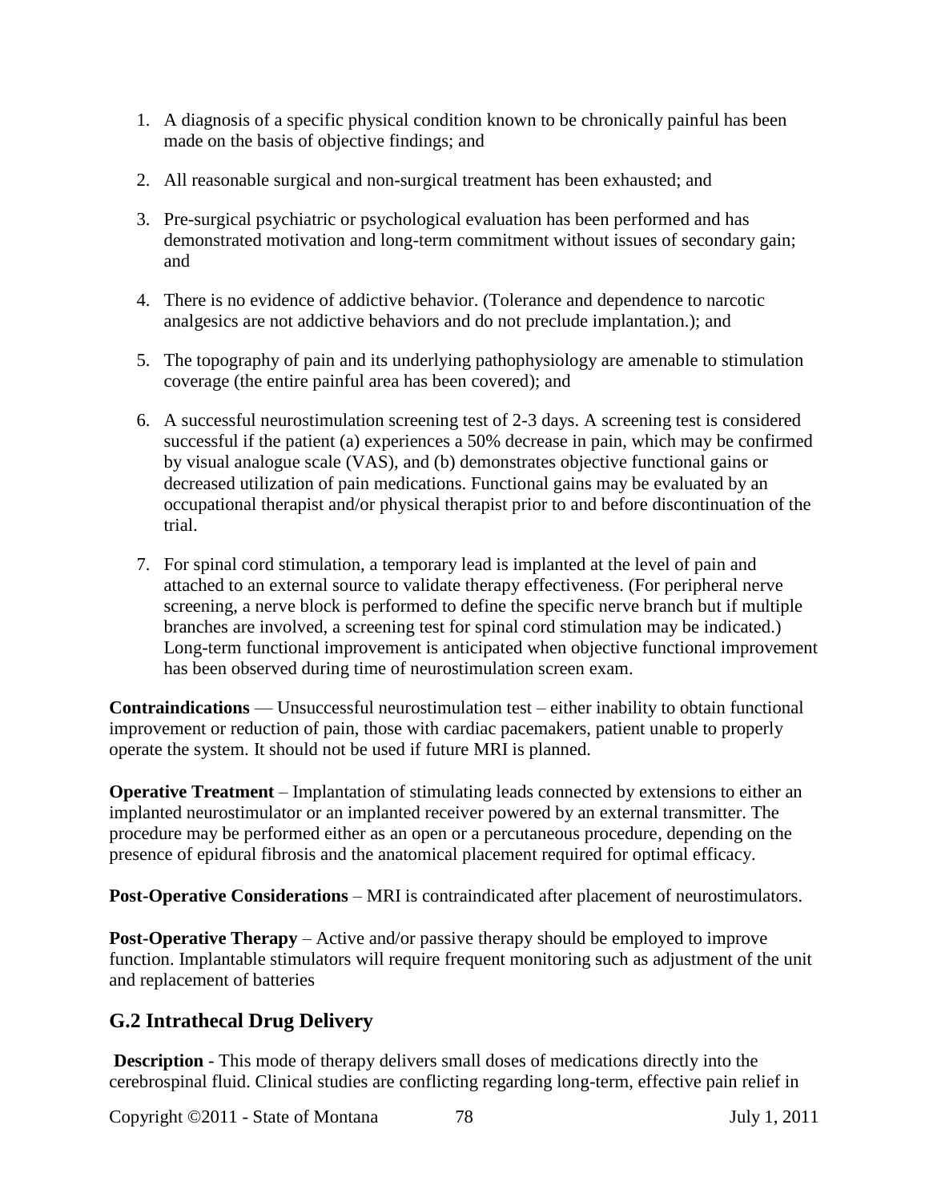1. A diagnosis of a specific physical condition known to be chronically painful has been made on the basis of objective findings; and

2. All reasonable surgical and non-surgical treatment has been exhausted; and

3. Pre-surgical psychiatric or psychological evaluation has been performed and has demonstrated motivation and long-term commitment without issues of secondary gain; and

4. There is no evidence of addictive behavior. (Tolerance and dependence to narcotic analgesics are not addictive behaviors and do not preclude implantation.); and

5. The topography of pain and its underlying pathophysiology are amenable to stimulation coverage (the entire painful area has been covered); and

6. A successful neurostimulation screening test of 2-3 days. A screening test is considered successful if the patient (a) experiences a 50% decrease in pain, which may be confirmed by visual analogue scale (VAS), and (b) demonstrates objective functional gains or decreased utilization of pain medications. Functional gains may be evaluated by an occupational therapist and/or physical therapist prior to and before discontinuation of the trial.

7. For spinal cord stimulation, a temporary lead is implanted at the level of pain and attached to an external source to validate therapy effectiveness. (For peripheral nerve screening, a nerve block is performed to define the specific nerve branch but if multiple branches are involved, a screening test for spinal cord stimulation may be indicated.) Long-term functional improvement is anticipated when objective functional improvement has been observed during time of neurostimulation screen exam.

**Contraindications** — Unsuccessful neurostimulation test – either inability to obtain functional improvement or reduction of pain, those with cardiac pacemakers, patient unable to properly operate the system. It should not be used if future MRI is planned.

**Operative Treatment** – Implantation of stimulating leads connected by extensions to either an implanted neurostimulator or an implanted receiver powered by an external transmitter. The procedure may be performed either as an open or a percutaneous procedure, depending on the presence of epidural fibrosis and the anatomical placement required for optimal efficacy.

**Post-Operative Considerations** – MRI is contraindicated after placement of neurostimulators.

**Post-Operative Therapy** – Active and/or passive therapy should be employed to improve function. Implantable stimulators will require frequent monitoring such as adjustment of the unit and replacement of batteries

## G.2 Intrathecal Drug Delivery

**Description** - This mode of therapy delivers small doses of medications directly into the cerebrospinal fluid. Clinical studies are conflicting regarding long-term, effective pain relief in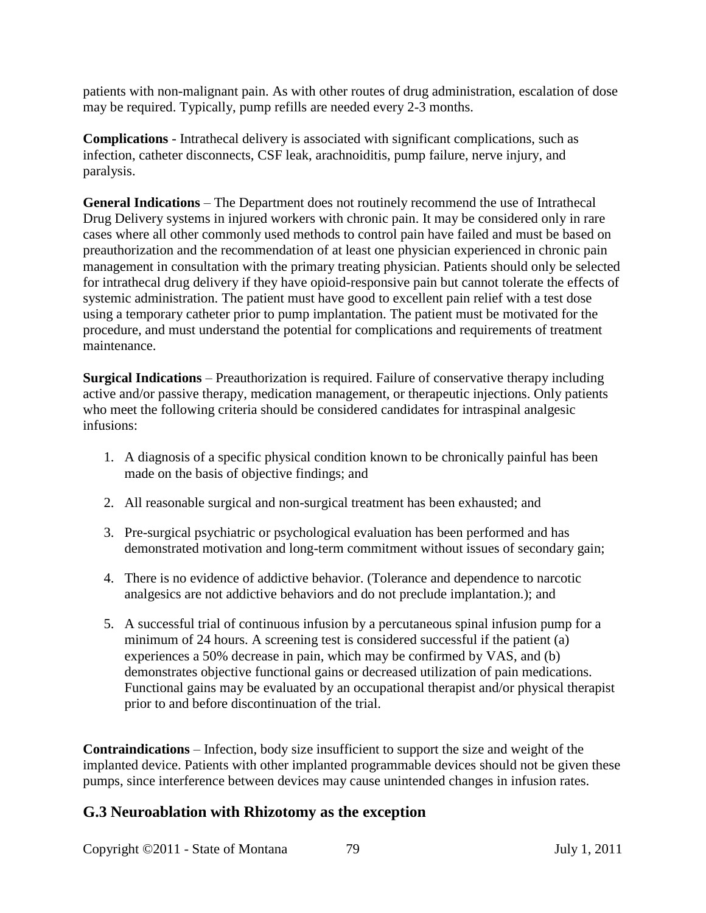patients with non-malignant pain. As with other routes of drug administration, escalation of dose may be required. Typically, pump refills are needed every 2-3 months.

**Complications** - Intrathecal delivery is associated with significant complications, such as infection, catheter disconnects, CSF leak, arachnoiditis, pump failure, nerve injury, and paralysis.

**General Indications** – The Department does not routinely recommend the use of Intrathecal Drug Delivery systems in injured workers with chronic pain. It may be considered only in rare cases where all other commonly used methods to control pain have failed and must be based on preauthorization and the recommendation of at least one physician experienced in chronic pain management in consultation with the primary treating physician. Patients should only be selected for intrathecal drug delivery if they have opioid-responsive pain but cannot tolerate the effects of systemic administration. The patient must have good to excellent pain relief with a test dose using a temporary catheter prior to pump implantation. The patient must be motivated for the procedure, and must understand the potential for complications and requirements of treatment maintenance.

**Surgical Indications** – Preauthorization is required. Failure of conservative therapy including active and/or passive therapy, medication management, or therapeutic injections. Only patients who meet the following criteria should be considered candidates for intraspinal analgesic infusions:

1. A diagnosis of a specific physical condition known to be chronically painful has been made on the basis of objective findings; and
2. All reasonable surgical and non-surgical treatment has been exhausted; and
3. Pre-surgical psychiatric or psychological evaluation has been performed and has demonstrated motivation and long-term commitment without issues of secondary gain;
4. There is no evidence of addictive behavior. (Tolerance and dependence to narcotic analgesics are not addictive behaviors and do not preclude implantation.); and
5. A successful trial of continuous infusion by a percutaneous spinal infusion pump for a minimum of 24 hours. A screening test is considered successful if the patient (a) experiences a 50% decrease in pain, which may be confirmed by VAS, and (b) demonstrates objective functional gains or decreased utilization of pain medications. Functional gains may be evaluated by an occupational therapist and/or physical therapist prior to and before discontinuation of the trial.

**Contraindications** – Infection, body size insufficient to support the size and weight of the implanted device. Patients with other implanted programmable devices should not be given these pumps, since interference between devices may cause unintended changes in infusion rates.

## G.3 Neuroablation with Rhizotomy as the exception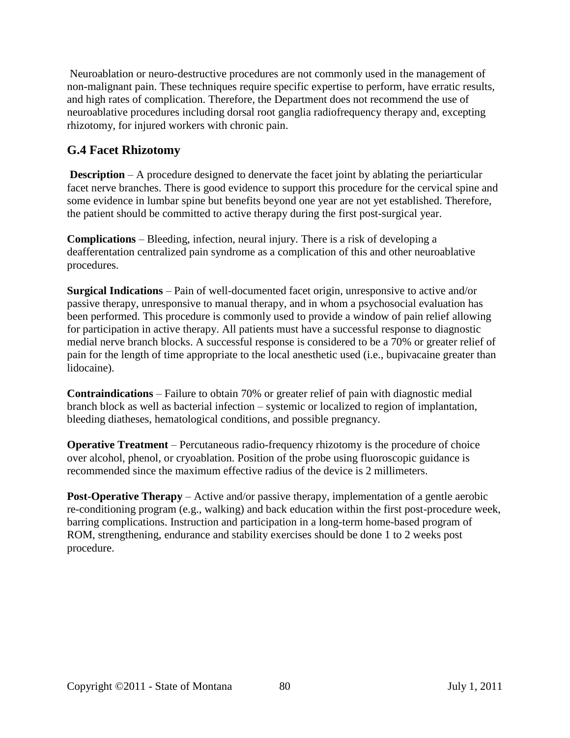Neuroablation or neuro-destructive procedures are not commonly used in the management of non-malignant pain. These techniques require specific expertise to perform, have erratic results, and high rates of complication. Therefore, the Department does not recommend the use of neuroablative procedures including dorsal root ganglia radiofrequency therapy and, excepting rhizotomy, for injured workers with chronic pain.

## G.4 Facet Rhizotomy

**Description** – A procedure designed to denervate the facet joint by ablating the periarticular facet nerve branches. There is good evidence to support this procedure for the cervical spine and some evidence in lumbar spine but benefits beyond one year are not yet established. Therefore, the patient should be committed to active therapy during the first post-surgical year.

**Complications** – Bleeding, infection, neural injury. There is a risk of developing a deafferentation centralized pain syndrome as a complication of this and other neuroablative procedures.

**Surgical Indications** – Pain of well-documented facet origin, unresponsive to active and/or passive therapy, unresponsive to manual therapy, and in whom a psychosocial evaluation has been performed. This procedure is commonly used to provide a window of pain relief allowing for participation in active therapy. All patients must have a successful response to diagnostic medial nerve branch blocks. A successful response is considered to be a 70% or greater relief of pain for the length of time appropriate to the local anesthetic used (i.e., bupivacaine greater than lidocaine).

**Contraindications** – Failure to obtain 70% or greater relief of pain with diagnostic medial branch block as well as bacterial infection – systemic or localized to region of implantation, bleeding diatheses, hematological conditions, and possible pregnancy.

**Operative Treatment** – Percutaneous radio-frequency rhizotomy is the procedure of choice over alcohol, phenol, or cryoablation. Position of the probe using fluoroscopic guidance is recommended since the maximum effective radius of the device is 2 millimeters.

**Post-Operative Therapy** – Active and/or passive therapy, implementation of a gentle aerobic re-conditioning program (e.g., walking) and back education within the first post-procedure week, barring complications. Instruction and participation in a long-term home-based program of ROM, strengthening, endurance and stability exercises should be done 1 to 2 weeks post procedure.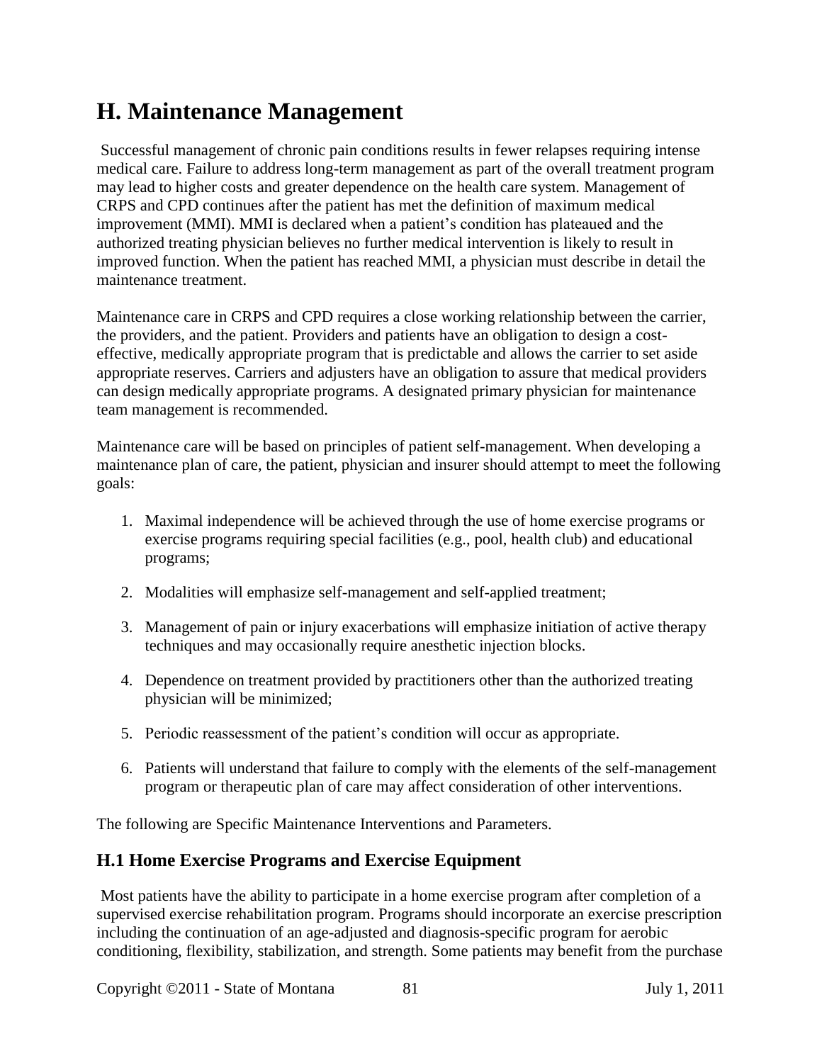# H. Maintenance Management

Successful management of chronic pain conditions results in fewer relapses requiring intense medical care. Failure to address long-term management as part of the overall treatment program may lead to higher costs and greater dependence on the health care system. Management of CRPS and CPD continues after the patient has met the definition of maximum medical improvement (MMI). MMI is declared when a patient's condition has plateaued and the authorized treating physician believes no further medical intervention is likely to result in improved function. When the patient has reached MMI, a physician must describe in detail the maintenance treatment.

Maintenance care in CRPS and CPD requires a close working relationship between the carrier, the providers, and the patient. Providers and patients have an obligation to design a cost-effective, medically appropriate program that is predictable and allows the carrier to set aside appropriate reserves. Carriers and adjusters have an obligation to assure that medical providers can design medically appropriate programs. A designated primary physician for maintenance team management is recommended.

Maintenance care will be based on principles of patient self-management. When developing a maintenance plan of care, the patient, physician and insurer should attempt to meet the following goals:

1. Maximal independence will be achieved through the use of home exercise programs or exercise programs requiring special facilities (e.g., pool, health club) and educational programs;

2. Modalities will emphasize self-management and self-applied treatment;

3. Management of pain or injury exacerbations will emphasize initiation of active therapy techniques and may occasionally require anesthetic injection blocks.

4. Dependence on treatment provided by practitioners other than the authorized treating physician will be minimized;

5. Periodic reassessment of the patient's condition will occur as appropriate.

6. Patients will understand that failure to comply with the elements of the self-management program or therapeutic plan of care may affect consideration of other interventions.

The following are Specific Maintenance Interventions and Parameters.

## H.1 Home Exercise Programs and Exercise Equipment

Most patients have the ability to participate in a home exercise program after completion of a supervised exercise rehabilitation program. Programs should incorporate an exercise prescription including the continuation of an age-adjusted and diagnosis-specific program for aerobic conditioning, flexibility, stabilization, and strength. Some patients may benefit from the purchase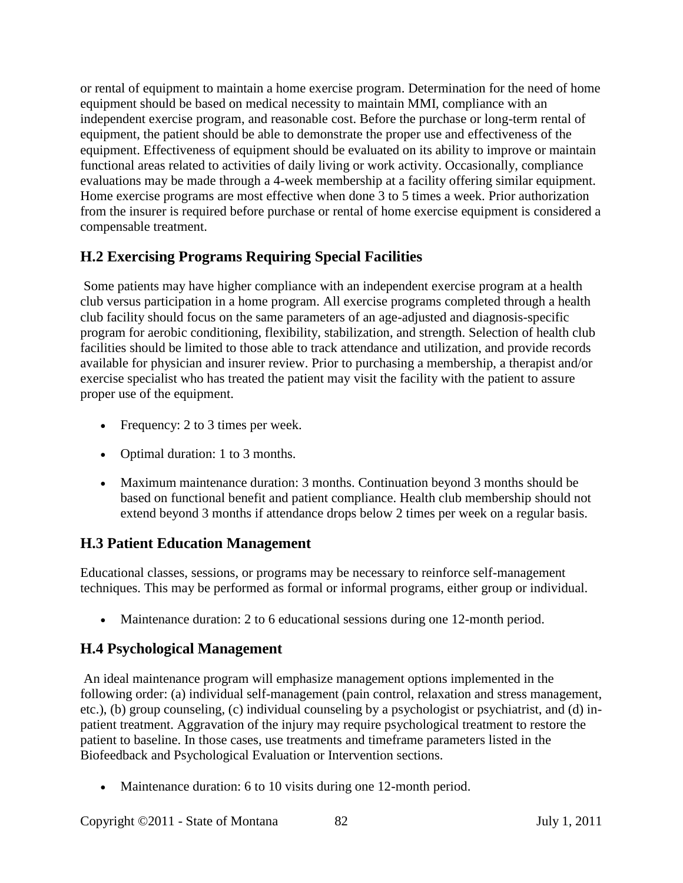or rental of equipment to maintain a home exercise program. Determination for the need of home equipment should be based on medical necessity to maintain MMI, compliance with an independent exercise program, and reasonable cost. Before the purchase or long-term rental of equipment, the patient should be able to demonstrate the proper use and effectiveness of the equipment. Effectiveness of equipment should be evaluated on its ability to improve or maintain functional areas related to activities of daily living or work activity. Occasionally, compliance evaluations may be made through a 4-week membership at a facility offering similar equipment. Home exercise programs are most effective when done 3 to 5 times a week. Prior authorization from the insurer is required before purchase or rental of home exercise equipment is considered a compensable treatment.

## H.2 Exercising Programs Requiring Special Facilities

Some patients may have higher compliance with an independent exercise program at a health club versus participation in a home program. All exercise programs completed through a health club facility should focus on the same parameters of an age-adjusted and diagnosis-specific program for aerobic conditioning, flexibility, stabilization, and strength. Selection of health club facilities should be limited to those able to track attendance and utilization, and provide records available for physician and insurer review. Prior to purchasing a membership, a therapist and/or exercise specialist who has treated the patient may visit the facility with the patient to assure proper use of the equipment.

- Frequency: 2 to 3 times per week.
- Optimal duration: 1 to 3 months.
- Maximum maintenance duration: 3 months. Continuation beyond 3 months should be based on functional benefit and patient compliance. Health club membership should not extend beyond 3 months if attendance drops below 2 times per week on a regular basis.

## H.3 Patient Education Management

Educational classes, sessions, or programs may be necessary to reinforce self-management techniques. This may be performed as formal or informal programs, either group or individual.

- Maintenance duration: 2 to 6 educational sessions during one 12-month period.

## H.4 Psychological Management

An ideal maintenance program will emphasize management options implemented in the following order: (a) individual self-management (pain control, relaxation and stress management, etc.), (b) group counseling, (c) individual counseling by a psychologist or psychiatrist, and (d) in-patient treatment. Aggravation of the injury may require psychological treatment to restore the patient to baseline. In those cases, use treatments and timeframe parameters listed in the Biofeedback and Psychological Evaluation or Intervention sections.

- Maintenance duration: 6 to 10 visits during one 12-month period.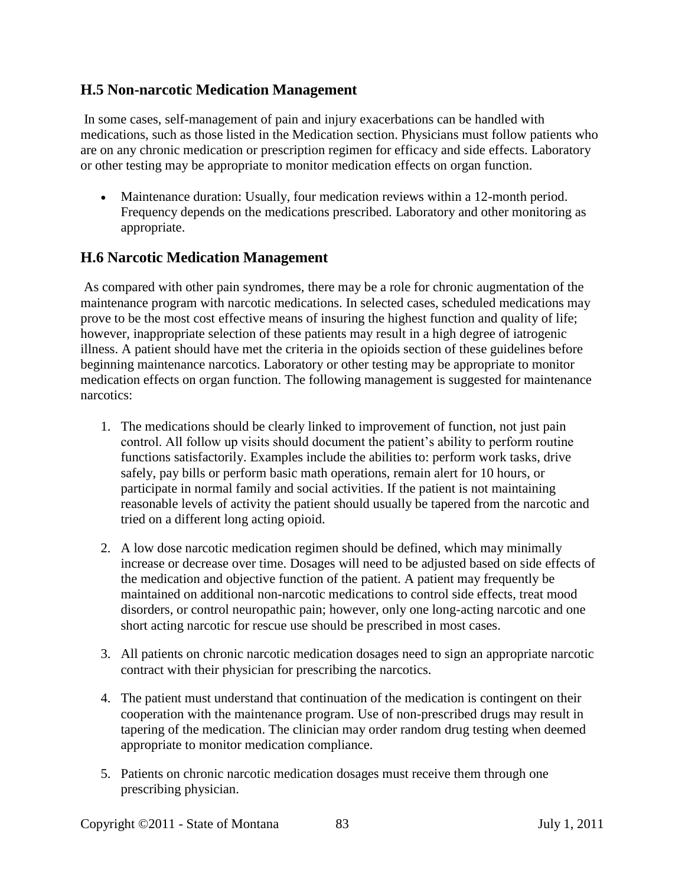## H.5 Non-narcotic Medication Management

In some cases, self-management of pain and injury exacerbations can be handled with medications, such as those listed in the Medication section. Physicians must follow patients who are on any chronic medication or prescription regimen for efficacy and side effects. Laboratory or other testing may be appropriate to monitor medication effects on organ function.

- Maintenance duration: Usually, four medication reviews within a 12-month period. Frequency depends on the medications prescribed. Laboratory and other monitoring as appropriate.

## H.6 Narcotic Medication Management

As compared with other pain syndromes, there may be a role for chronic augmentation of the maintenance program with narcotic medications. In selected cases, scheduled medications may prove to be the most cost effective means of insuring the highest function and quality of life; however, inappropriate selection of these patients may result in a high degree of iatrogenic illness. A patient should have met the criteria in the opioids section of these guidelines before beginning maintenance narcotics. Laboratory or other testing may be appropriate to monitor medication effects on organ function. The following management is suggested for maintenance narcotics:

1. The medications should be clearly linked to improvement of function, not just pain control. All follow up visits should document the patient's ability to perform routine functions satisfactorily. Examples include the abilities to: perform work tasks, drive safely, pay bills or perform basic math operations, remain alert for 10 hours, or participate in normal family and social activities. If the patient is not maintaining reasonable levels of activity the patient should usually be tapered from the narcotic and tried on a different long acting opioid.

2. A low dose narcotic medication regimen should be defined, which may minimally increase or decrease over time. Dosages will need to be adjusted based on side effects of the medication and objective function of the patient. A patient may frequently be maintained on additional non-narcotic medications to control side effects, treat mood disorders, or control neuropathic pain; however, only one long-acting narcotic and one short acting narcotic for rescue use should be prescribed in most cases.

3. All patients on chronic narcotic medication dosages need to sign an appropriate narcotic contract with their physician for prescribing the narcotics.

4. The patient must understand that continuation of the medication is contingent on their cooperation with the maintenance program. Use of non-prescribed drugs may result in tapering of the medication. The clinician may order random drug testing when deemed appropriate to monitor medication compliance.

5. Patients on chronic narcotic medication dosages must receive them through one prescribing physician.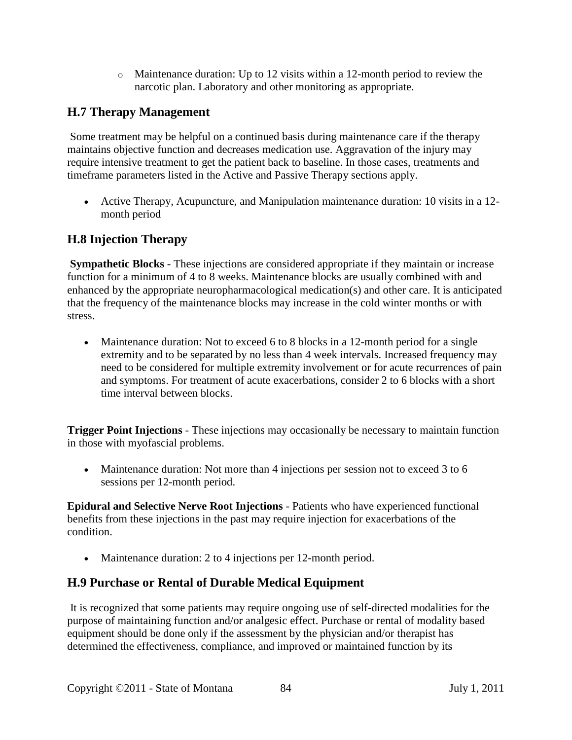- Maintenance duration: Up to 12 visits within a 12-month period to review the narcotic plan. Laboratory and other monitoring as appropriate.

## H.7 Therapy Management

Some treatment may be helpful on a continued basis during maintenance care if the therapy maintains objective function and decreases medication use. Aggravation of the injury may require intensive treatment to get the patient back to baseline. In those cases, treatments and timeframe parameters listed in the Active and Passive Therapy sections apply.

- Active Therapy, Acupuncture, and Manipulation maintenance duration: 10 visits in a 12-month period

## H.8 Injection Therapy

**Sympathetic Blocks** - These injections are considered appropriate if they maintain or increase function for a minimum of 4 to 8 weeks. Maintenance blocks are usually combined with and enhanced by the appropriate neuropharmacological medication(s) and other care. It is anticipated that the frequency of the maintenance blocks may increase in the cold winter months or with stress.

- Maintenance duration: Not to exceed 6 to 8 blocks in a 12-month period for a single extremity and to be separated by no less than 4 week intervals. Increased frequency may need to be considered for multiple extremity involvement or for acute recurrences of pain and symptoms. For treatment of acute exacerbations, consider 2 to 6 blocks with a short time interval between blocks.

**Trigger Point Injections** - These injections may occasionally be necessary to maintain function in those with myofascial problems.

- Maintenance duration: Not more than 4 injections per session not to exceed 3 to 6 sessions per 12-month period.

**Epidural and Selective Nerve Root Injections** - Patients who have experienced functional benefits from these injections in the past may require injection for exacerbations of the condition.

- Maintenance duration: 2 to 4 injections per 12-month period.

## H.9 Purchase or Rental of Durable Medical Equipment

It is recognized that some patients may require ongoing use of self-directed modalities for the purpose of maintaining function and/or analgesic effect. Purchase or rental of modality based equipment should be done only if the assessment by the physician and/or therapist has determined the effectiveness, compliance, and improved or maintained function by its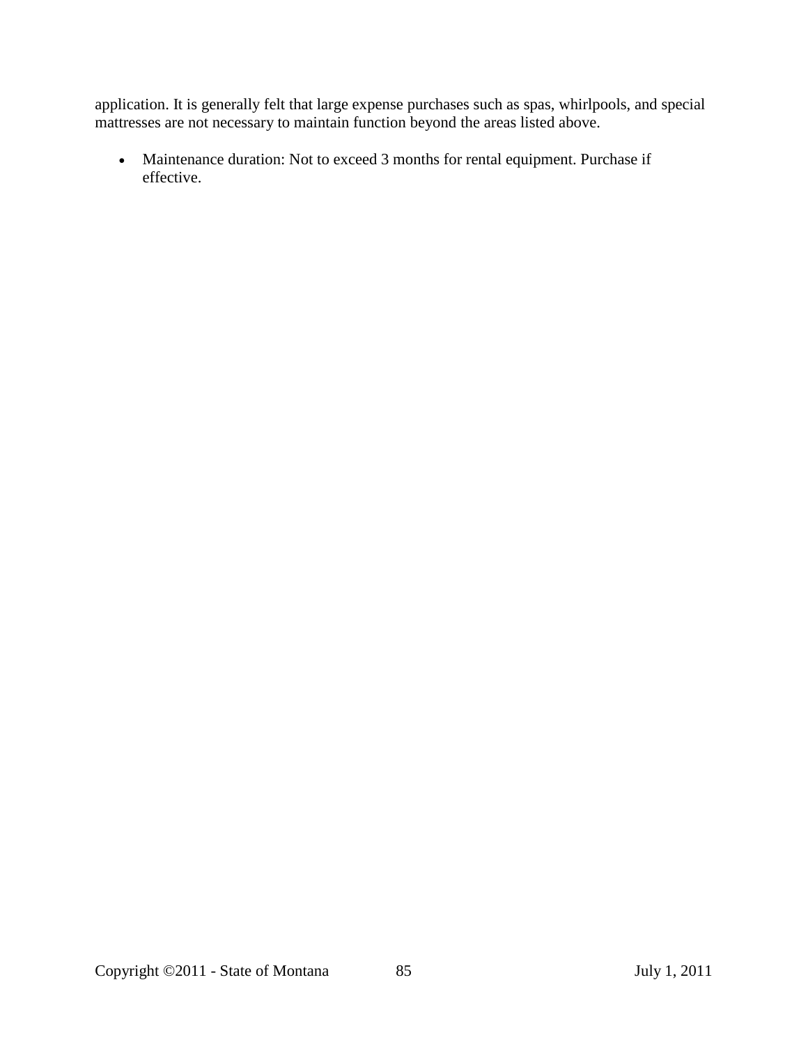application. It is generally felt that large expense purchases such as spas, whirlpools, and special mattresses are not necessary to maintain function beyond the areas listed above.

- Maintenance duration: Not to exceed 3 months for rental equipment. Purchase if effective.